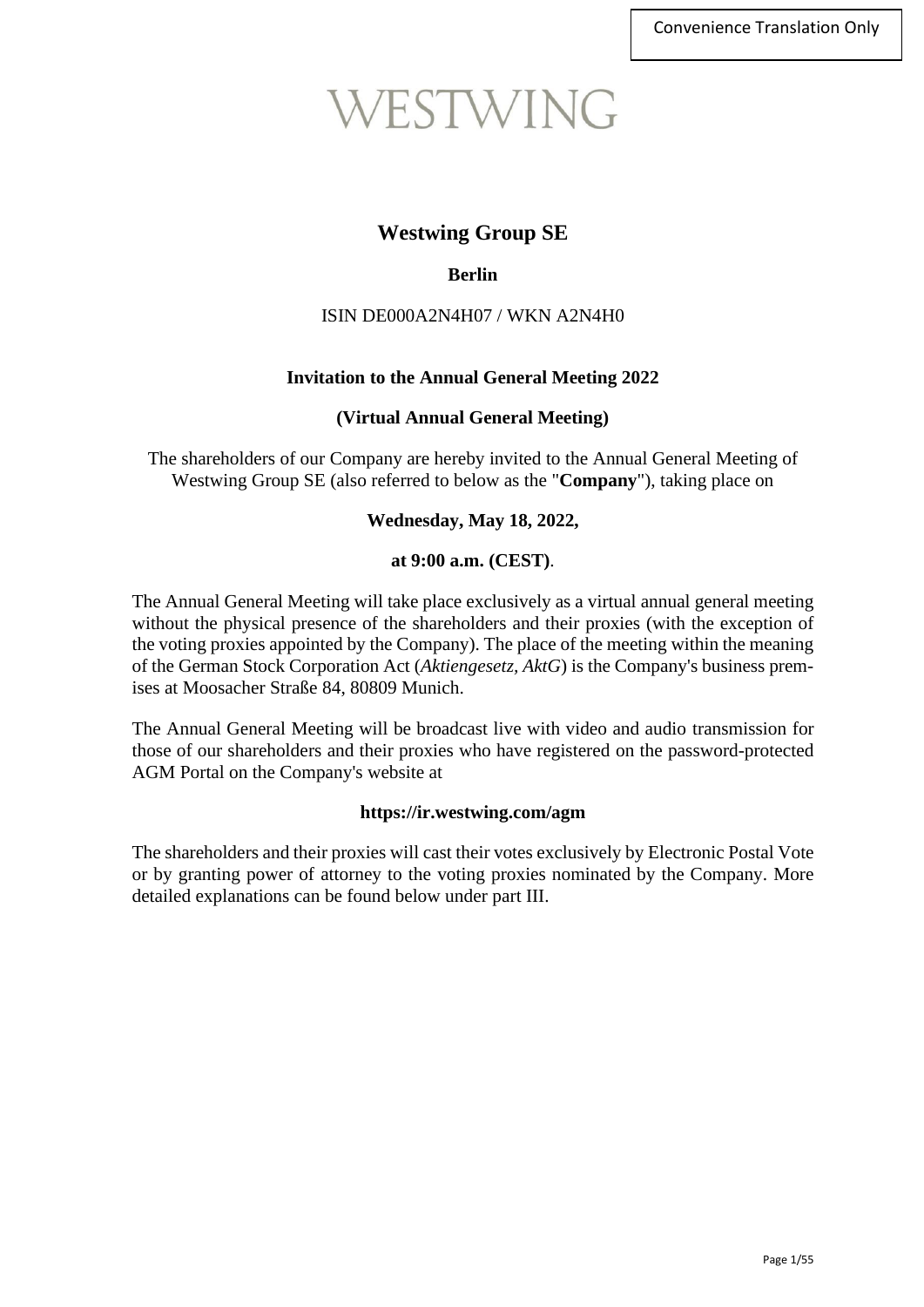Convenience Translation Only

WESTWING

# Westwing Group SE

**Berlin**

ISIN DE000A2N4H07 / WKN A2N4H0

## Invitation to the Annual General Meeting 2022

**(Virtual Annual General Meeting)**

The shareholders of our Company are hereby invited to the Annual General Meeting of Westwing Group SE (also referred to below as the "**Company**"), taking place on

**Wednesday, May 18, 2022,**

**at 9:00 a.m. (CEST)**.

The Annual General Meeting will take place exclusively as a virtual annual general meeting without the physical presence of the shareholders and their proxies (with the exception of the voting proxies appointed by the Company). The place of the meeting within the meaning of the German Stock Corporation Act (*Aktiengesetz, AktG*) is the Company's business premises at Moosacher Straße 84, 80809 Munich.

The Annual General Meeting will be broadcast live with video and audio transmission for those of our shareholders and their proxies who have registered on the password-protected AGM Portal on the Company's website at

**https://ir.westwing.com/agm**

The shareholders and their proxies will cast their votes exclusively by Electronic Postal Vote or by granting power of attorney to the voting proxies nominated by the Company. More detailed explanations can be found below under part III.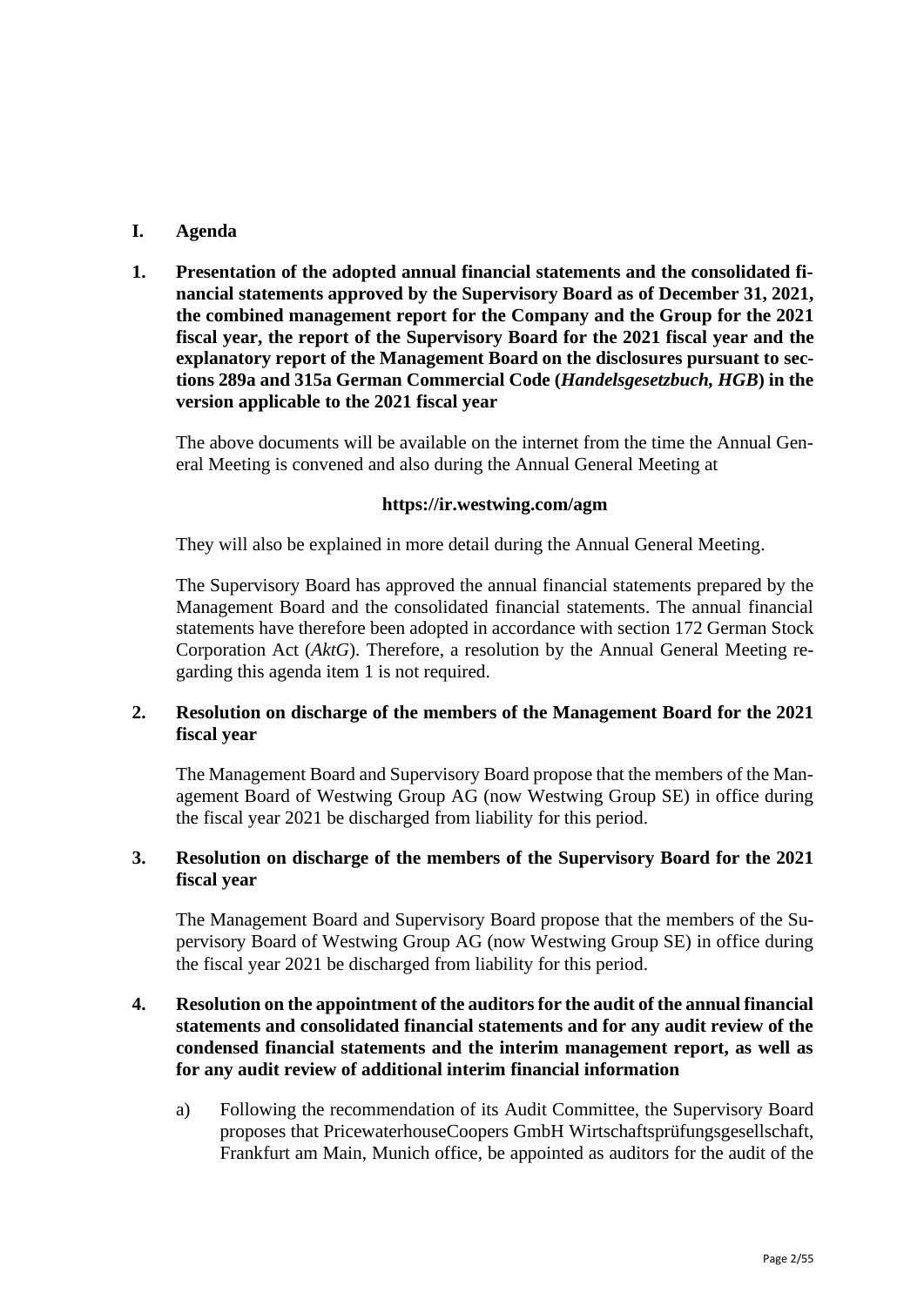## I. Agenda

### 1. Presentation of the adopted annual financial statements and the consolidated financial statements approved by the Supervisory Board as of December 31, 2021, the combined management report for the Company and the Group for the 2021 fiscal year, the report of the Supervisory Board for the 2021 fiscal year and the explanatory report of the Management Board on the disclosures pursuant to sections 289a and 315a German Commercial Code (*Handelsgesetzbuch, HGB*) in the version applicable to the 2021 fiscal year

The above documents will be available on the internet from the time the Annual General Meeting is convened and also during the Annual General Meeting at

**https://ir.westwing.com/agm**

They will also be explained in more detail during the Annual General Meeting.

The Supervisory Board has approved the annual financial statements prepared by the Management Board and the consolidated financial statements. The annual financial statements have therefore been adopted in accordance with section 172 German Stock Corporation Act (*AktG*). Therefore, a resolution by the Annual General Meeting regarding this agenda item 1 is not required.

### 2. Resolution on discharge of the members of the Management Board for the 2021 fiscal year

The Management Board and Supervisory Board propose that the members of the Management Board of Westwing Group AG (now Westwing Group SE) in office during the fiscal year 2021 be discharged from liability for this period.

### 3. Resolution on discharge of the members of the Supervisory Board for the 2021 fiscal year

The Management Board and Supervisory Board propose that the members of the Supervisory Board of Westwing Group AG (now Westwing Group SE) in office during the fiscal year 2021 be discharged from liability for this period.

### 4. Resolution on the appointment of the auditors for the audit of the annual financial statements and consolidated financial statements and for any audit review of the condensed financial statements and the interim management report, as well as for any audit review of additional interim financial information

a) Following the recommendation of its Audit Committee, the Supervisory Board proposes that PricewaterhouseCoopers GmbH Wirtschaftsprüfungsgesellschaft, Frankfurt am Main, Munich office, be appointed as auditors for the audit of the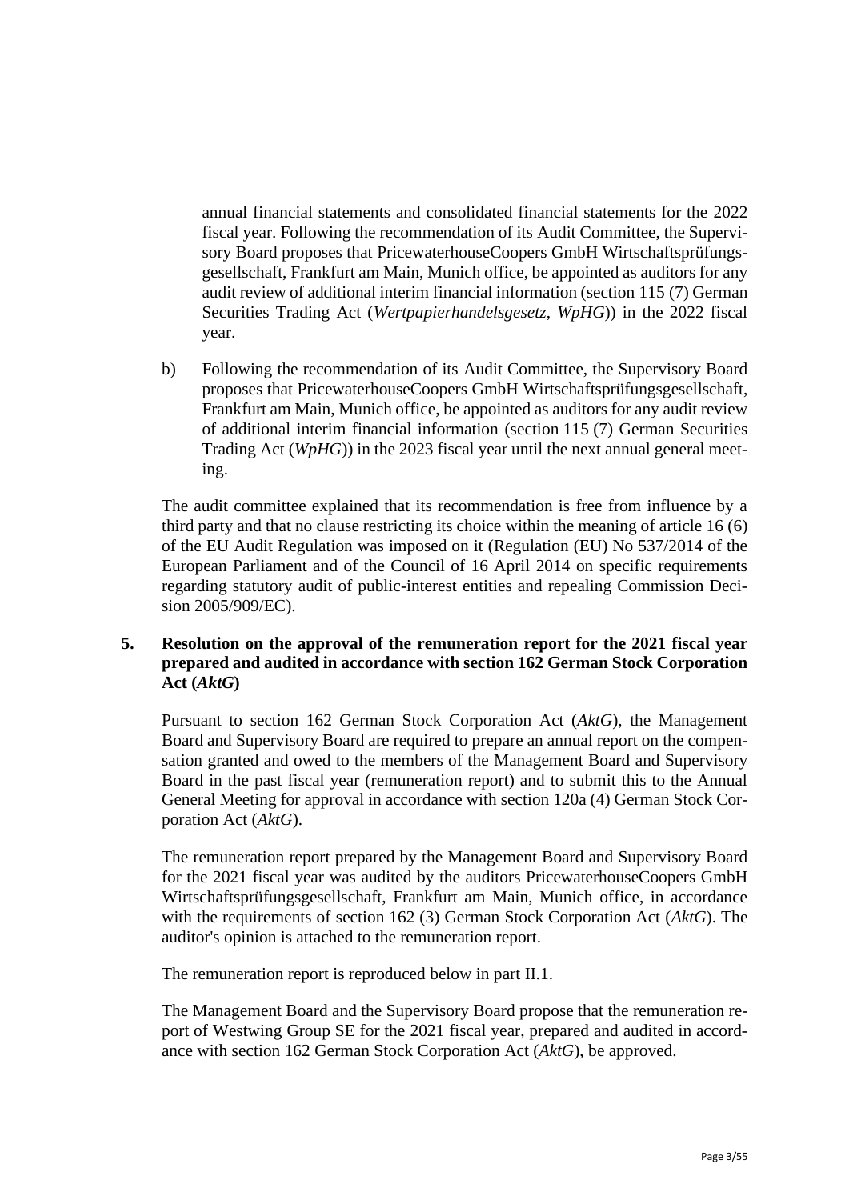annual financial statements and consolidated financial statements for the 2022 fiscal year. Following the recommendation of its Audit Committee, the Supervisory Board proposes that PricewaterhouseCoopers GmbH Wirtschaftsprüfungsgesellschaft, Frankfurt am Main, Munich office, be appointed as auditors for any audit review of additional interim financial information (section 115 (7) German Securities Trading Act (*Wertpapierhandelsgesetz*, *WpHG*)) in the 2022 fiscal year.

b) Following the recommendation of its Audit Committee, the Supervisory Board proposes that PricewaterhouseCoopers GmbH Wirtschaftsprüfungsgesellschaft, Frankfurt am Main, Munich office, be appointed as auditors for any audit review of additional interim financial information (section 115 (7) German Securities Trading Act (*WpHG*)) in the 2023 fiscal year until the next annual general meeting.

The audit committee explained that its recommendation is free from influence by a third party and that no clause restricting its choice within the meaning of article 16 (6) of the EU Audit Regulation was imposed on it (Regulation (EU) No 537/2014 of the European Parliament and of the Council of 16 April 2014 on specific requirements regarding statutory audit of public-interest entities and repealing Commission Decision 2005/909/EC).

**5. Resolution on the approval of the remuneration report for the 2021 fiscal year prepared and audited in accordance with section 162 German Stock Corporation Act (*AktG*)**

Pursuant to section 162 German Stock Corporation Act (*AktG*), the Management Board and Supervisory Board are required to prepare an annual report on the compensation granted and owed to the members of the Management Board and Supervisory Board in the past fiscal year (remuneration report) and to submit this to the Annual General Meeting for approval in accordance with section 120a (4) German Stock Corporation Act (*AktG*).

The remuneration report prepared by the Management Board and Supervisory Board for the 2021 fiscal year was audited by the auditors PricewaterhouseCoopers GmbH Wirtschaftsprüfungsgesellschaft, Frankfurt am Main, Munich office, in accordance with the requirements of section 162 (3) German Stock Corporation Act (*AktG*). The auditor's opinion is attached to the remuneration report.

The remuneration report is reproduced below in part II.1.

The Management Board and the Supervisory Board propose that the remuneration report of Westwing Group SE for the 2021 fiscal year, prepared and audited in accordance with section 162 German Stock Corporation Act (*AktG*), be approved.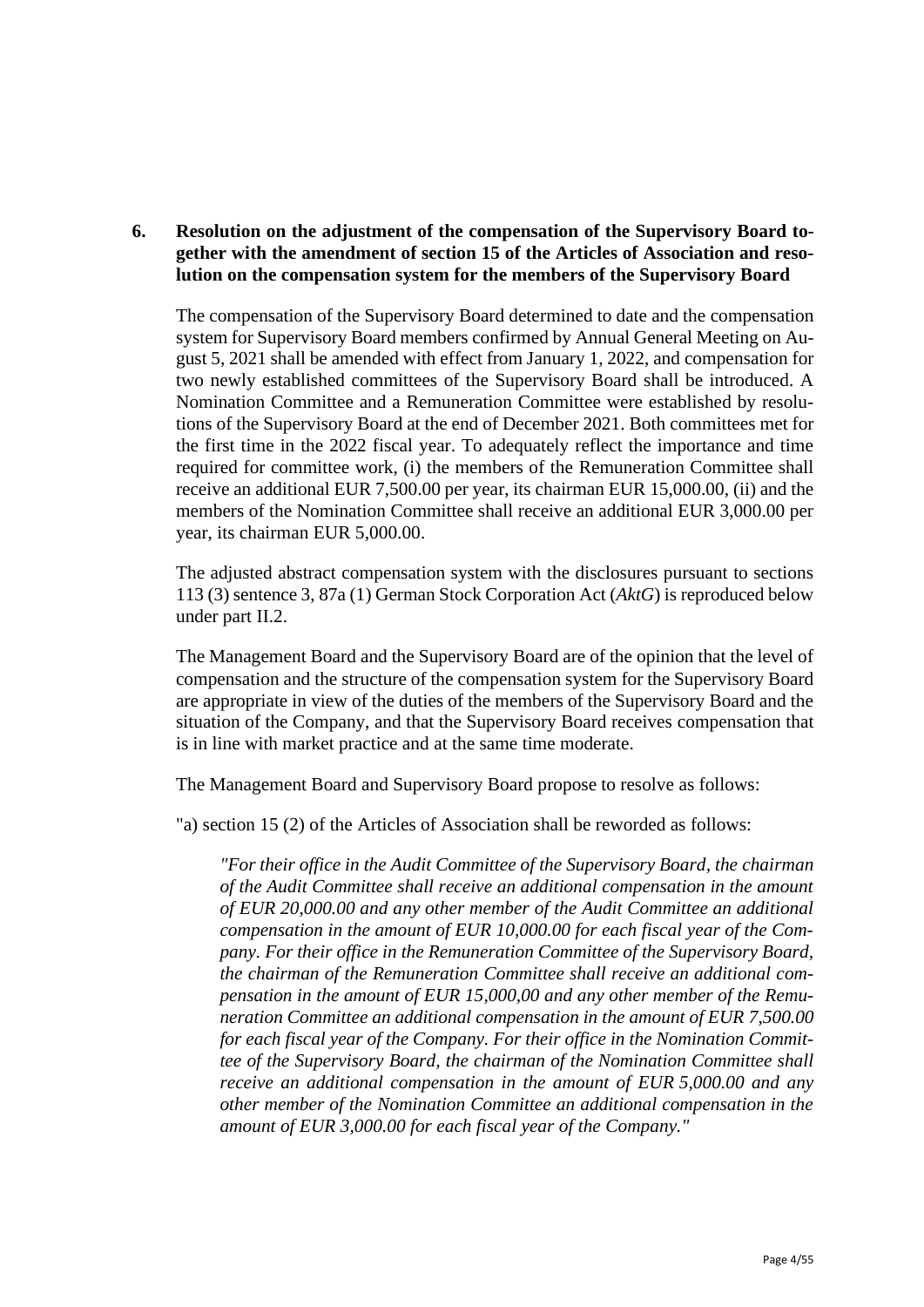## 6. Resolution on the adjustment of the compensation of the Supervisory Board together with the amendment of section 15 of the Articles of Association and resolution on the compensation system for the members of the Supervisory Board

The compensation of the Supervisory Board determined to date and the compensation system for Supervisory Board members confirmed by Annual General Meeting on August 5, 2021 shall be amended with effect from January 1, 2022, and compensation for two newly established committees of the Supervisory Board shall be introduced. A Nomination Committee and a Remuneration Committee were established by resolutions of the Supervisory Board at the end of December 2021. Both committees met for the first time in the 2022 fiscal year. To adequately reflect the importance and time required for committee work, (i) the members of the Remuneration Committee shall receive an additional EUR 7,500.00 per year, its chairman EUR 15,000.00, (ii) and the members of the Nomination Committee shall receive an additional EUR 3,000.00 per year, its chairman EUR 5,000.00.

The adjusted abstract compensation system with the disclosures pursuant to sections 113 (3) sentence 3, 87a (1) German Stock Corporation Act (*AktG*) is reproduced below under part II.2.

The Management Board and the Supervisory Board are of the opinion that the level of compensation and the structure of the compensation system for the Supervisory Board are appropriate in view of the duties of the members of the Supervisory Board and the situation of the Company, and that the Supervisory Board receives compensation that is in line with market practice and at the same time moderate.

The Management Board and Supervisory Board propose to resolve as follows:

"a) section 15 (2) of the Articles of Association shall be reworded as follows:

> *"For their office in the Audit Committee of the Supervisory Board, the chairman of the Audit Committee shall receive an additional compensation in the amount of EUR 20,000.00 and any other member of the Audit Committee an additional compensation in the amount of EUR 10,000.00 for each fiscal year of the Company. For their office in the Remuneration Committee of the Supervisory Board, the chairman of the Remuneration Committee shall receive an additional compensation in the amount of EUR 15,000,00 and any other member of the Remuneration Committee an additional compensation in the amount of EUR 7,500.00 for each fiscal year of the Company. For their office in the Nomination Committee of the Supervisory Board, the chairman of the Nomination Committee shall receive an additional compensation in the amount of EUR 5,000.00 and any other member of the Nomination Committee an additional compensation in the amount of EUR 3,000.00 for each fiscal year of the Company."*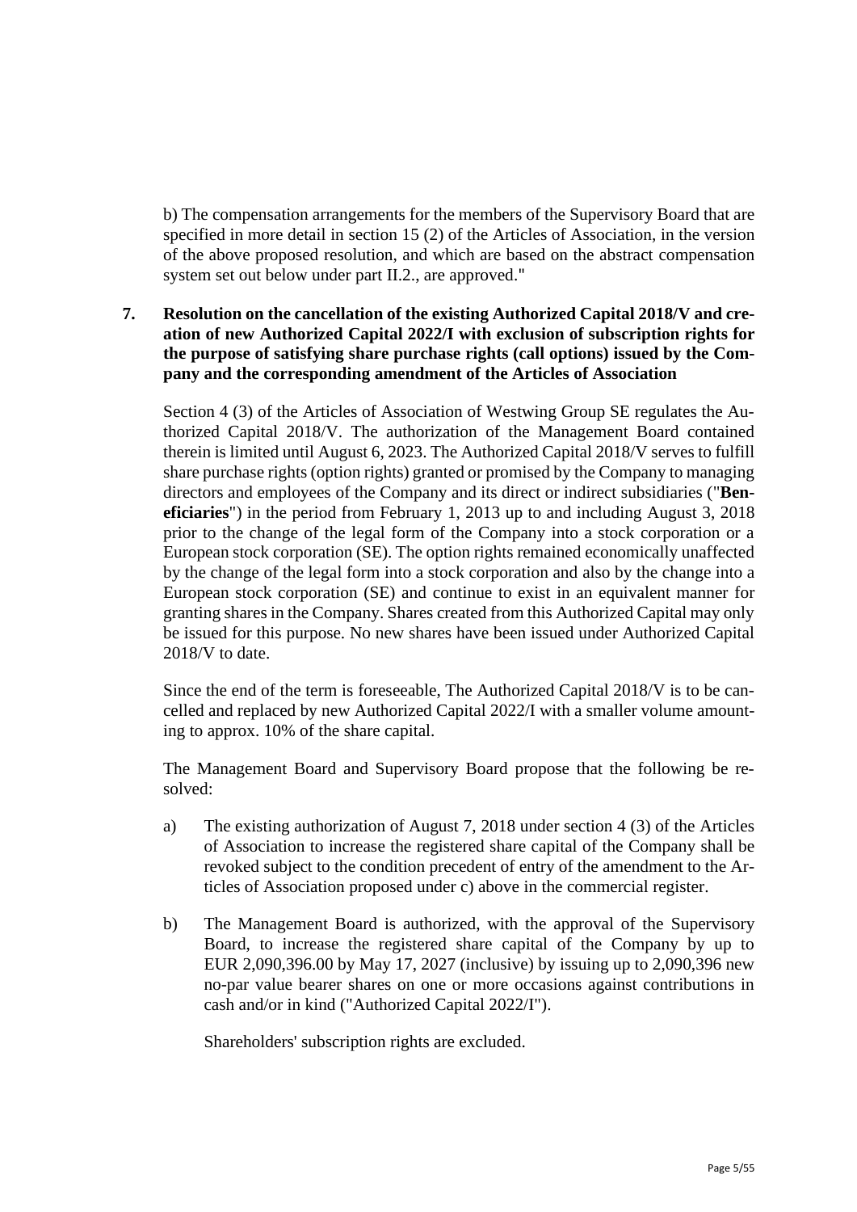b) The compensation arrangements for the members of the Supervisory Board that are specified in more detail in section 15 (2) of the Articles of Association, in the version of the above proposed resolution, and which are based on the abstract compensation system set out below under part II.2., are approved."

**7. Resolution on the cancellation of the existing Authorized Capital 2018/V and creation of new Authorized Capital 2022/I with exclusion of subscription rights for the purpose of satisfying share purchase rights (call options) issued by the Company and the corresponding amendment of the Articles of Association**

Section 4 (3) of the Articles of Association of Westwing Group SE regulates the Authorized Capital 2018/V. The authorization of the Management Board contained therein is limited until August 6, 2023. The Authorized Capital 2018/V serves to fulfill share purchase rights (option rights) granted or promised by the Company to managing directors and employees of the Company and its direct or indirect subsidiaries ("**Beneficiaries**") in the period from February 1, 2013 up to and including August 3, 2018 prior to the change of the legal form of the Company into a stock corporation or a European stock corporation (SE). The option rights remained economically unaffected by the change of the legal form into a stock corporation and also by the change into a European stock corporation (SE) and continue to exist in an equivalent manner for granting shares in the Company. Shares created from this Authorized Capital may only be issued for this purpose. No new shares have been issued under Authorized Capital 2018/V to date.

Since the end of the term is foreseeable, The Authorized Capital 2018/V is to be cancelled and replaced by new Authorized Capital 2022/I with a smaller volume amounting to approx. 10% of the share capital.

The Management Board and Supervisory Board propose that the following be resolved:

a) The existing authorization of August 7, 2018 under section 4 (3) of the Articles of Association to increase the registered share capital of the Company shall be revoked subject to the condition precedent of entry of the amendment to the Articles of Association proposed under c) above in the commercial register.

b) The Management Board is authorized, with the approval of the Supervisory Board, to increase the registered share capital of the Company by up to EUR 2,090,396.00 by May 17, 2027 (inclusive) by issuing up to 2,090,396 new no-par value bearer shares on one or more occasions against contributions in cash and/or in kind ("Authorized Capital 2022/I").

   Shareholders' subscription rights are excluded.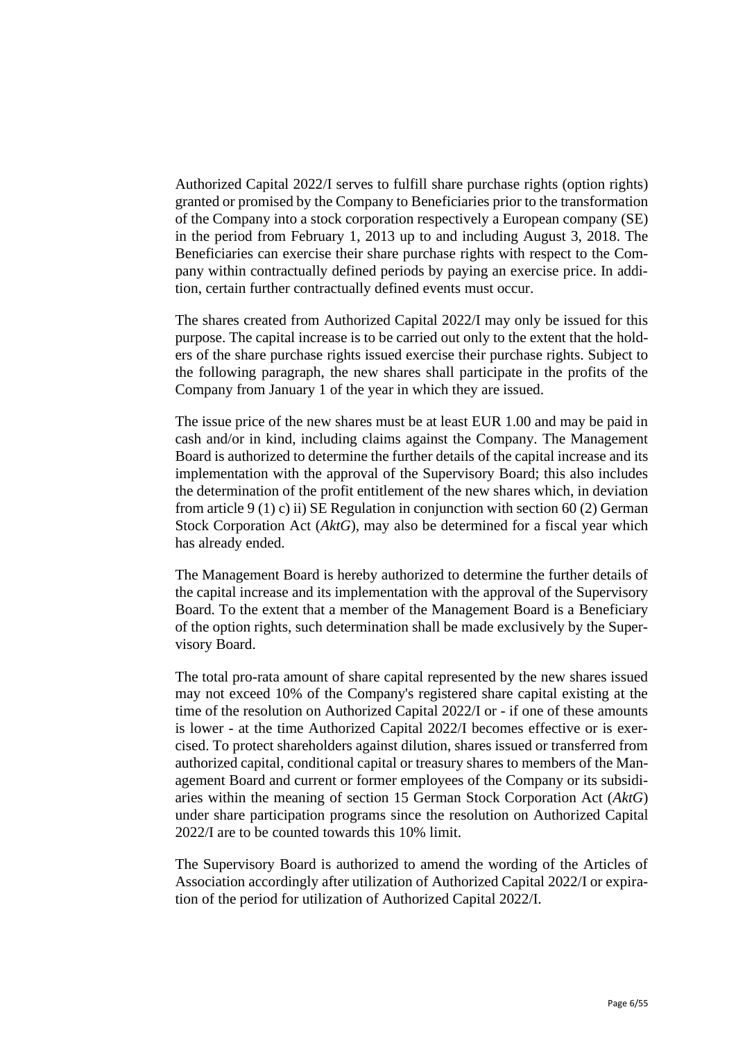Authorized Capital 2022/I serves to fulfill share purchase rights (option rights) granted or promised by the Company to Beneficiaries prior to the transformation of the Company into a stock corporation respectively a European company (SE) in the period from February 1, 2013 up to and including August 3, 2018. The Beneficiaries can exercise their share purchase rights with respect to the Company within contractually defined periods by paying an exercise price. In addition, certain further contractually defined events must occur.

The shares created from Authorized Capital 2022/I may only be issued for this purpose. The capital increase is to be carried out only to the extent that the holders of the share purchase rights issued exercise their purchase rights. Subject to the following paragraph, the new shares shall participate in the profits of the Company from January 1 of the year in which they are issued.

The issue price of the new shares must be at least EUR 1.00 and may be paid in cash and/or in kind, including claims against the Company. The Management Board is authorized to determine the further details of the capital increase and its implementation with the approval of the Supervisory Board; this also includes the determination of the profit entitlement of the new shares which, in deviation from article 9 (1) c) ii) SE Regulation in conjunction with section 60 (2) German Stock Corporation Act (*AktG*), may also be determined for a fiscal year which has already ended.

The Management Board is hereby authorized to determine the further details of the capital increase and its implementation with the approval of the Supervisory Board. To the extent that a member of the Management Board is a Beneficiary of the option rights, such determination shall be made exclusively by the Supervisory Board.

The total pro-rata amount of share capital represented by the new shares issued may not exceed 10% of the Company's registered share capital existing at the time of the resolution on Authorized Capital 2022/I or - if one of these amounts is lower - at the time Authorized Capital 2022/I becomes effective or is exercised. To protect shareholders against dilution, shares issued or transferred from authorized capital, conditional capital or treasury shares to members of the Management Board and current or former employees of the Company or its subsidiaries within the meaning of section 15 German Stock Corporation Act (*AktG*) under share participation programs since the resolution on Authorized Capital 2022/I are to be counted towards this 10% limit.

The Supervisory Board is authorized to amend the wording of the Articles of Association accordingly after utilization of Authorized Capital 2022/I or expiration of the period for utilization of Authorized Capital 2022/I.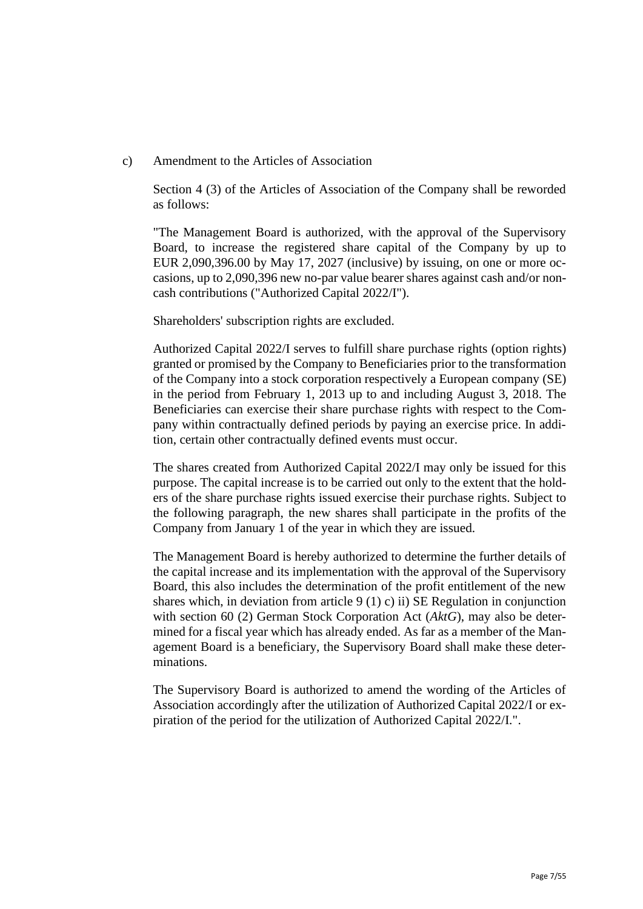c) Amendment to the Articles of Association

Section 4 (3) of the Articles of Association of the Company shall be reworded as follows:

"The Management Board is authorized, with the approval of the Supervisory Board, to increase the registered share capital of the Company by up to EUR 2,090,396.00 by May 17, 2027 (inclusive) by issuing, on one or more occasions, up to 2,090,396 new no-par value bearer shares against cash and/or non-cash contributions ("Authorized Capital 2022/I").

Shareholders' subscription rights are excluded.

Authorized Capital 2022/I serves to fulfill share purchase rights (option rights) granted or promised by the Company to Beneficiaries prior to the transformation of the Company into a stock corporation respectively a European company (SE) in the period from February 1, 2013 up to and including August 3, 2018. The Beneficiaries can exercise their share purchase rights with respect to the Company within contractually defined periods by paying an exercise price. In addition, certain other contractually defined events must occur.

The shares created from Authorized Capital 2022/I may only be issued for this purpose. The capital increase is to be carried out only to the extent that the holders of the share purchase rights issued exercise their purchase rights. Subject to the following paragraph, the new shares shall participate in the profits of the Company from January 1 of the year in which they are issued.

The Management Board is hereby authorized to determine the further details of the capital increase and its implementation with the approval of the Supervisory Board, this also includes the determination of the profit entitlement of the new shares which, in deviation from article 9 (1) c) ii) SE Regulation in conjunction with section 60 (2) German Stock Corporation Act (*AktG*), may also be determined for a fiscal year which has already ended. As far as a member of the Management Board is a beneficiary, the Supervisory Board shall make these determinations.

The Supervisory Board is authorized to amend the wording of the Articles of Association accordingly after the utilization of Authorized Capital 2022/I or expiration of the period for the utilization of Authorized Capital 2022/I.".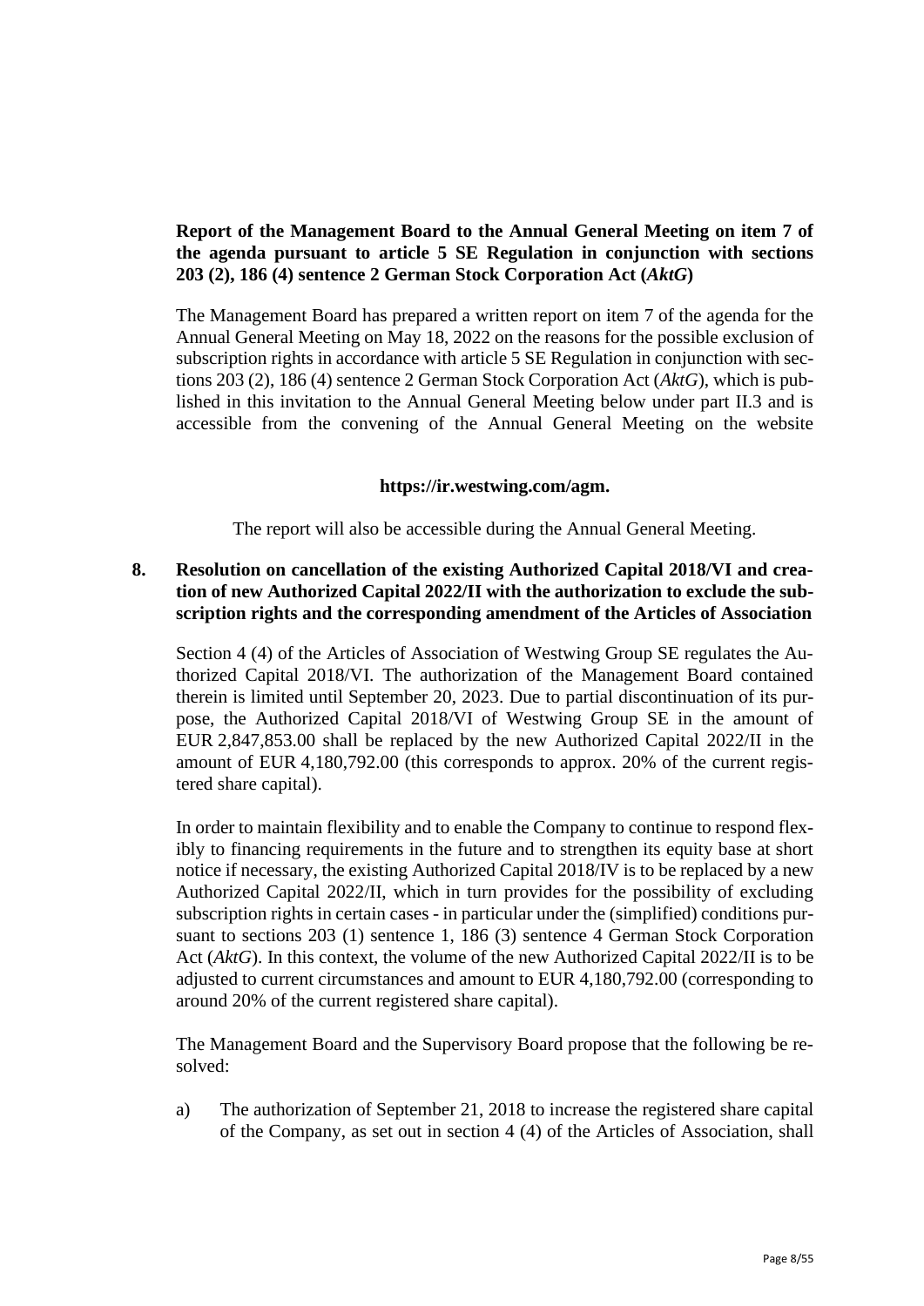**Report of the Management Board to the Annual General Meeting on item 7 of the agenda pursuant to article 5 SE Regulation in conjunction with sections 203 (2), 186 (4) sentence 2 German Stock Corporation Act (*AktG*)**

The Management Board has prepared a written report on item 7 of the agenda for the Annual General Meeting on May 18, 2022 on the reasons for the possible exclusion of subscription rights in accordance with article 5 SE Regulation in conjunction with sections 203 (2), 186 (4) sentence 2 German Stock Corporation Act (*AktG*), which is published in this invitation to the Annual General Meeting below under part II.3 and is accessible from the convening of the Annual General Meeting on the website

**https://ir.westwing.com/agm.**

The report will also be accessible during the Annual General Meeting.

**8. Resolution on cancellation of the existing Authorized Capital 2018/VI and creation of new Authorized Capital 2022/II with the authorization to exclude the subscription rights and the corresponding amendment of the Articles of Association**

Section 4 (4) of the Articles of Association of Westwing Group SE regulates the Authorized Capital 2018/VI. The authorization of the Management Board contained therein is limited until September 20, 2023. Due to partial discontinuation of its purpose, the Authorized Capital 2018/VI of Westwing Group SE in the amount of EUR 2,847,853.00 shall be replaced by the new Authorized Capital 2022/II in the amount of EUR 4,180,792.00 (this corresponds to approx. 20% of the current registered share capital).

In order to maintain flexibility and to enable the Company to continue to respond flexibly to financing requirements in the future and to strengthen its equity base at short notice if necessary, the existing Authorized Capital 2018/IV is to be replaced by a new Authorized Capital 2022/II, which in turn provides for the possibility of excluding subscription rights in certain cases - in particular under the (simplified) conditions pursuant to sections 203 (1) sentence 1, 186 (3) sentence 4 German Stock Corporation Act (*AktG*). In this context, the volume of the new Authorized Capital 2022/II is to be adjusted to current circumstances and amount to EUR 4,180,792.00 (corresponding to around 20% of the current registered share capital).

The Management Board and the Supervisory Board propose that the following be resolved:

a) The authorization of September 21, 2018 to increase the registered share capital of the Company, as set out in section 4 (4) of the Articles of Association, shall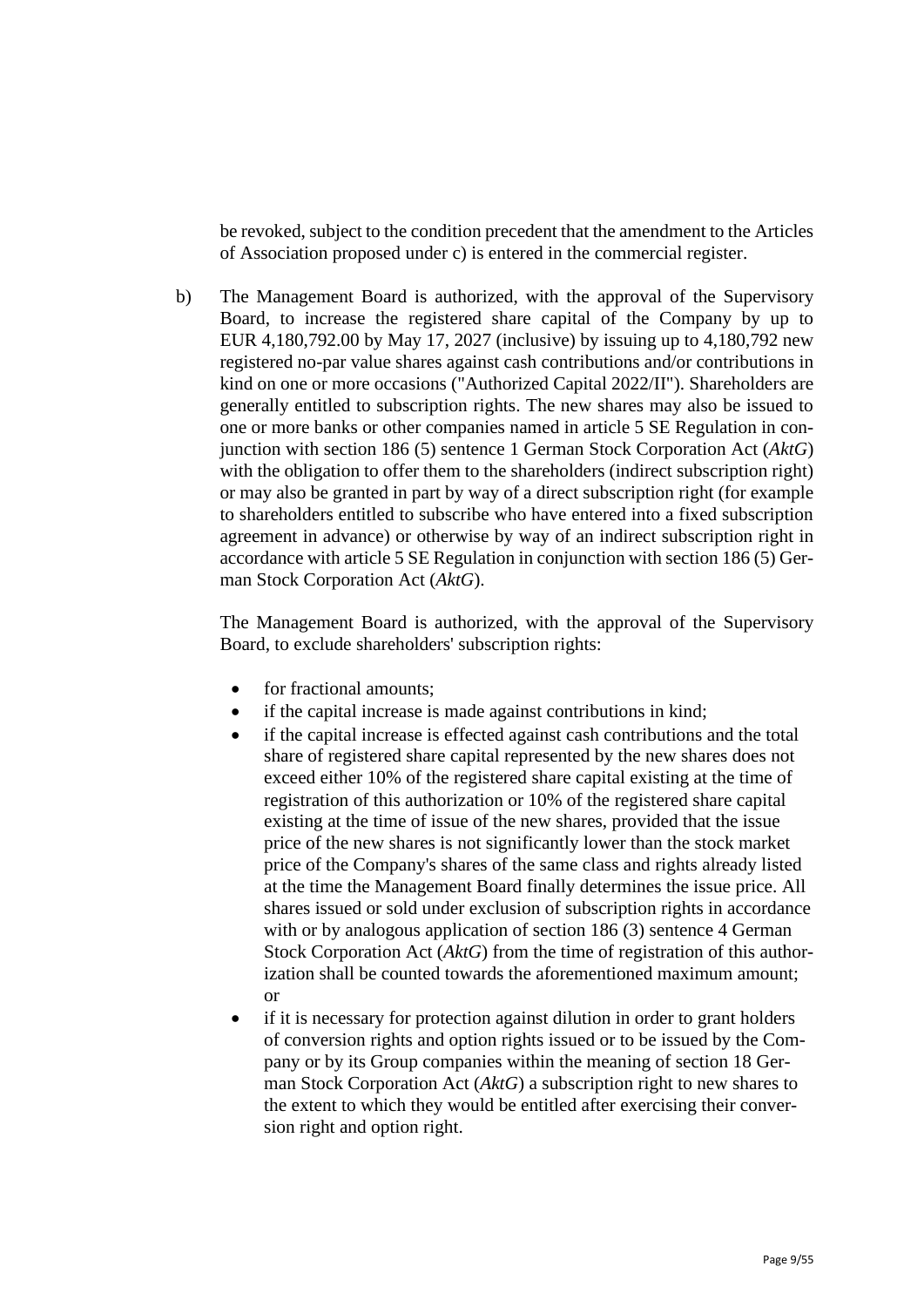be revoked, subject to the condition precedent that the amendment to the Articles of Association proposed under c) is entered in the commercial register.

b) The Management Board is authorized, with the approval of the Supervisory Board, to increase the registered share capital of the Company by up to EUR 4,180,792.00 by May 17, 2027 (inclusive) by issuing up to 4,180,792 new registered no-par value shares against cash contributions and/or contributions in kind on one or more occasions ("Authorized Capital 2022/II"). Shareholders are generally entitled to subscription rights. The new shares may also be issued to one or more banks or other companies named in article 5 SE Regulation in conjunction with section 186 (5) sentence 1 German Stock Corporation Act (*AktG*) with the obligation to offer them to the shareholders (indirect subscription right) or may also be granted in part by way of a direct subscription right (for example to shareholders entitled to subscribe who have entered into a fixed subscription agreement in advance) or otherwise by way of an indirect subscription right in accordance with article 5 SE Regulation in conjunction with section 186 (5) German Stock Corporation Act (*AktG*).

   The Management Board is authorized, with the approval of the Supervisory Board, to exclude shareholders' subscription rights:

   - for fractional amounts;
   - if the capital increase is made against contributions in kind;
   - if the capital increase is effected against cash contributions and the total share of registered share capital represented by the new shares does not exceed either 10% of the registered share capital existing at the time of registration of this authorization or 10% of the registered share capital existing at the time of issue of the new shares, provided that the issue price of the new shares is not significantly lower than the stock market price of the Company's shares of the same class and rights already listed at the time the Management Board finally determines the issue price. All shares issued or sold under exclusion of subscription rights in accordance with or by analogous application of section 186 (3) sentence 4 German Stock Corporation Act (*AktG*) from the time of registration of this authorization shall be counted towards the aforementioned maximum amount; or
   - if it is necessary for protection against dilution in order to grant holders of conversion rights and option rights issued or to be issued by the Company or by its Group companies within the meaning of section 18 German Stock Corporation Act (*AktG*) a subscription right to new shares to the extent to which they would be entitled after exercising their conversion right and option right.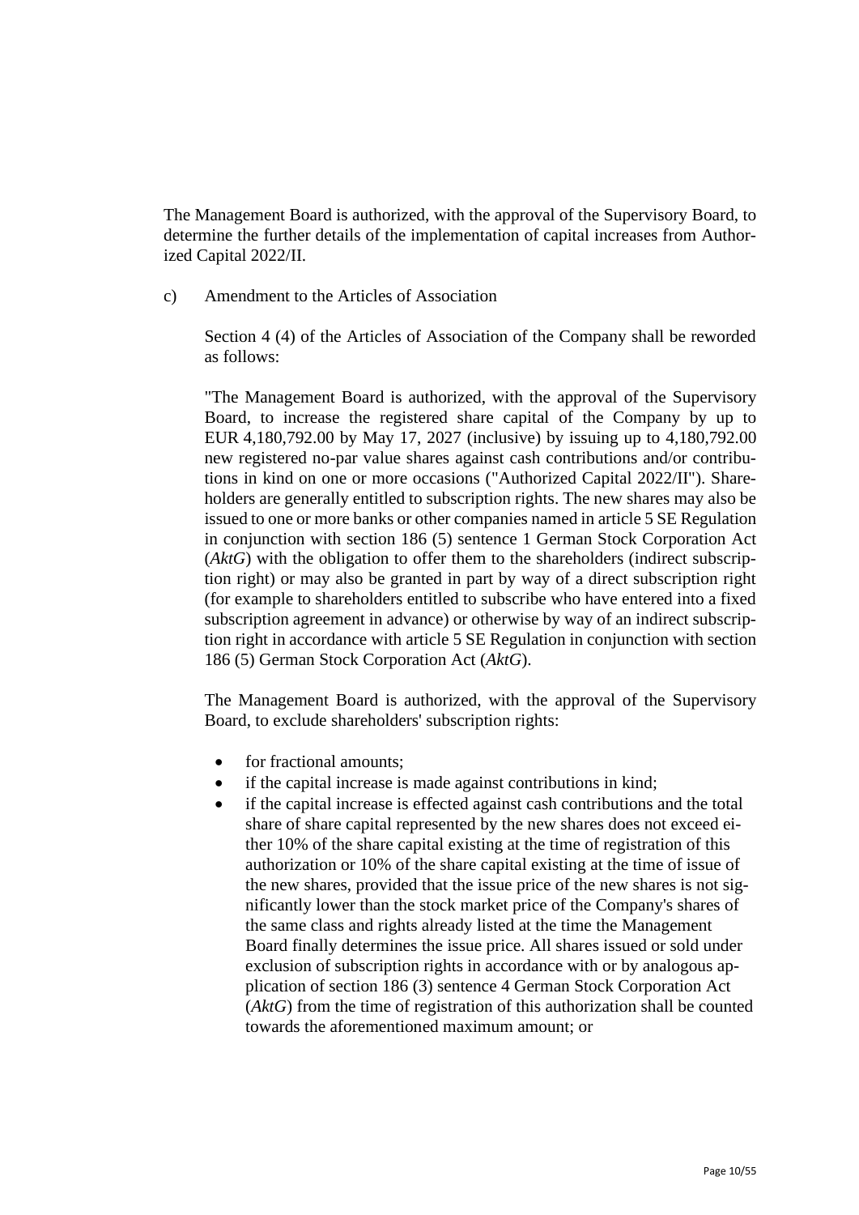The Management Board is authorized, with the approval of the Supervisory Board, to determine the further details of the implementation of capital increases from Authorized Capital 2022/II.

c) Amendment to the Articles of Association

Section 4 (4) of the Articles of Association of the Company shall be reworded as follows:

"The Management Board is authorized, with the approval of the Supervisory Board, to increase the registered share capital of the Company by up to EUR 4,180,792.00 by May 17, 2027 (inclusive) by issuing up to 4,180,792.00 new registered no-par value shares against cash contributions and/or contributions in kind on one or more occasions ("Authorized Capital 2022/II"). Shareholders are generally entitled to subscription rights. The new shares may also be issued to one or more banks or other companies named in article 5 SE Regulation in conjunction with section 186 (5) sentence 1 German Stock Corporation Act (*AktG*) with the obligation to offer them to the shareholders (indirect subscription right) or may also be granted in part by way of a direct subscription right (for example to shareholders entitled to subscribe who have entered into a fixed subscription agreement in advance) or otherwise by way of an indirect subscription right in accordance with article 5 SE Regulation in conjunction with section 186 (5) German Stock Corporation Act (*AktG*).

The Management Board is authorized, with the approval of the Supervisory Board, to exclude shareholders' subscription rights:

- for fractional amounts;
- if the capital increase is made against contributions in kind;
- if the capital increase is effected against cash contributions and the total share of share capital represented by the new shares does not exceed either 10% of the share capital existing at the time of registration of this authorization or 10% of the share capital existing at the time of issue of the new shares, provided that the issue price of the new shares is not significantly lower than the stock market price of the Company's shares of the same class and rights already listed at the time the Management Board finally determines the issue price. All shares issued or sold under exclusion of subscription rights in accordance with or by analogous application of section 186 (3) sentence 4 German Stock Corporation Act (*AktG*) from the time of registration of this authorization shall be counted towards the aforementioned maximum amount; or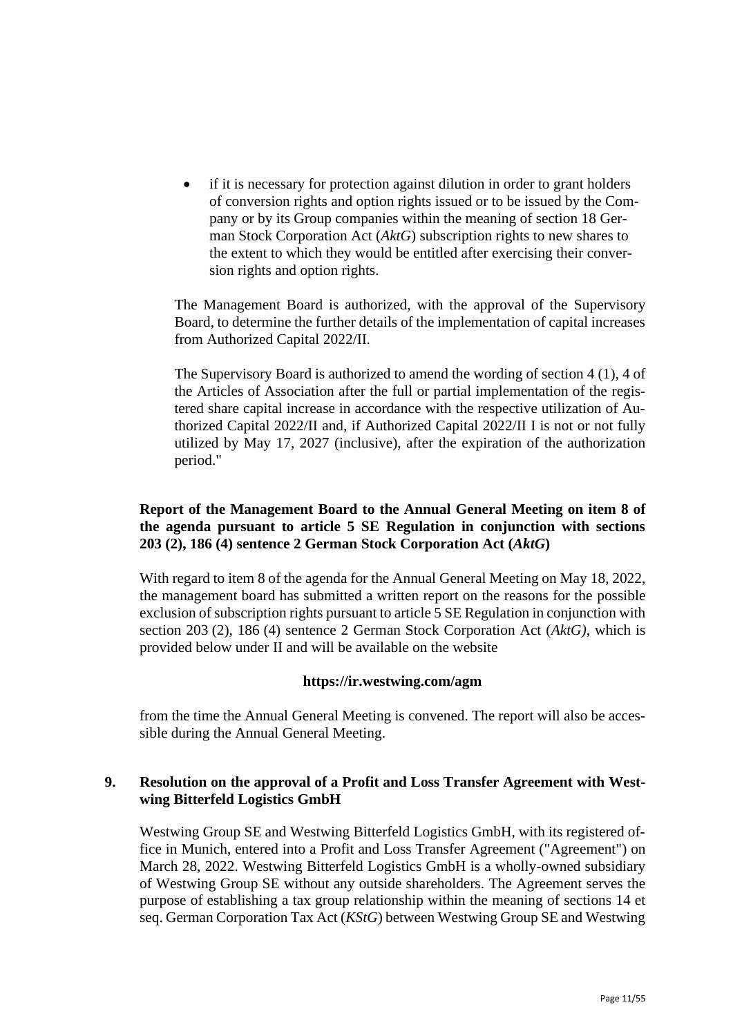- if it is necessary for protection against dilution in order to grant holders of conversion rights and option rights issued or to be issued by the Company or by its Group companies within the meaning of section 18 German Stock Corporation Act (*AktG*) subscription rights to new shares to the extent to which they would be entitled after exercising their conversion rights and option rights.

The Management Board is authorized, with the approval of the Supervisory Board, to determine the further details of the implementation of capital increases from Authorized Capital 2022/II.

The Supervisory Board is authorized to amend the wording of section 4 (1), 4 of the Articles of Association after the full or partial implementation of the registered share capital increase in accordance with the respective utilization of Authorized Capital 2022/II and, if Authorized Capital 2022/II I is not or not fully utilized by May 17, 2027 (inclusive), after the expiration of the authorization period."

**Report of the Management Board to the Annual General Meeting on item 8 of the agenda pursuant to article 5 SE Regulation in conjunction with sections 203 (2), 186 (4) sentence 2 German Stock Corporation Act (*AktG*)**

With regard to item 8 of the agenda for the Annual General Meeting on May 18, 2022, the management board has submitted a written report on the reasons for the possible exclusion of subscription rights pursuant to article 5 SE Regulation in conjunction with section 203 (2), 186 (4) sentence 2 German Stock Corporation Act (*AktG)*, which is provided below under II and will be available on the website

**https://ir.westwing.com/agm**

from the time the Annual General Meeting is convened. The report will also be accessible during the Annual General Meeting.

## 9. Resolution on the approval of a Profit and Loss Transfer Agreement with Westwing Bitterfeld Logistics GmbH

Westwing Group SE and Westwing Bitterfeld Logistics GmbH, with its registered office in Munich, entered into a Profit and Loss Transfer Agreement ("Agreement") on March 28, 2022. Westwing Bitterfeld Logistics GmbH is a wholly-owned subsidiary of Westwing Group SE without any outside shareholders. The Agreement serves the purpose of establishing a tax group relationship within the meaning of sections 14 et seq. German Corporation Tax Act (*KStG*) between Westwing Group SE and Westwing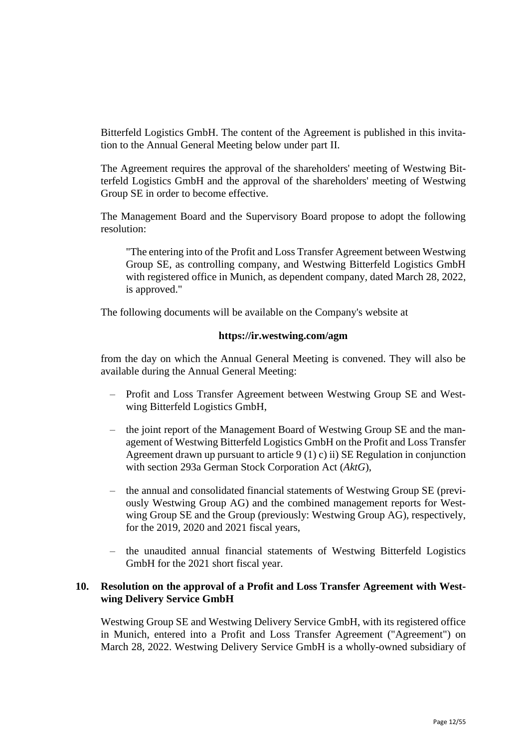Bitterfeld Logistics GmbH. The content of the Agreement is published in this invitation to the Annual General Meeting below under part II.

The Agreement requires the approval of the shareholders' meeting of Westwing Bitterfeld Logistics GmbH and the approval of the shareholders' meeting of Westwing Group SE in order to become effective.

The Management Board and the Supervisory Board propose to adopt the following resolution:

> "The entering into of the Profit and Loss Transfer Agreement between Westwing Group SE, as controlling company, and Westwing Bitterfeld Logistics GmbH with registered office in Munich, as dependent company, dated March 28, 2022, is approved."

The following documents will be available on the Company's website at

**https://ir.westwing.com/agm**

from the day on which the Annual General Meeting is convened. They will also be available during the Annual General Meeting:

- Profit and Loss Transfer Agreement between Westwing Group SE and Westwing Bitterfeld Logistics GmbH,
- the joint report of the Management Board of Westwing Group SE and the management of Westwing Bitterfeld Logistics GmbH on the Profit and Loss Transfer Agreement drawn up pursuant to article 9 (1) c) ii) SE Regulation in conjunction with section 293a German Stock Corporation Act (*AktG*),
- the annual and consolidated financial statements of Westwing Group SE (previously Westwing Group AG) and the combined management reports for Westwing Group SE and the Group (previously: Westwing Group AG), respectively, for the 2019, 2020 and 2021 fiscal years,
- the unaudited annual financial statements of Westwing Bitterfeld Logistics GmbH for the 2021 short fiscal year.

### 10. Resolution on the approval of a Profit and Loss Transfer Agreement with Westwing Delivery Service GmbH

Westwing Group SE and Westwing Delivery Service GmbH, with its registered office in Munich, entered into a Profit and Loss Transfer Agreement ("Agreement") on March 28, 2022. Westwing Delivery Service GmbH is a wholly-owned subsidiary of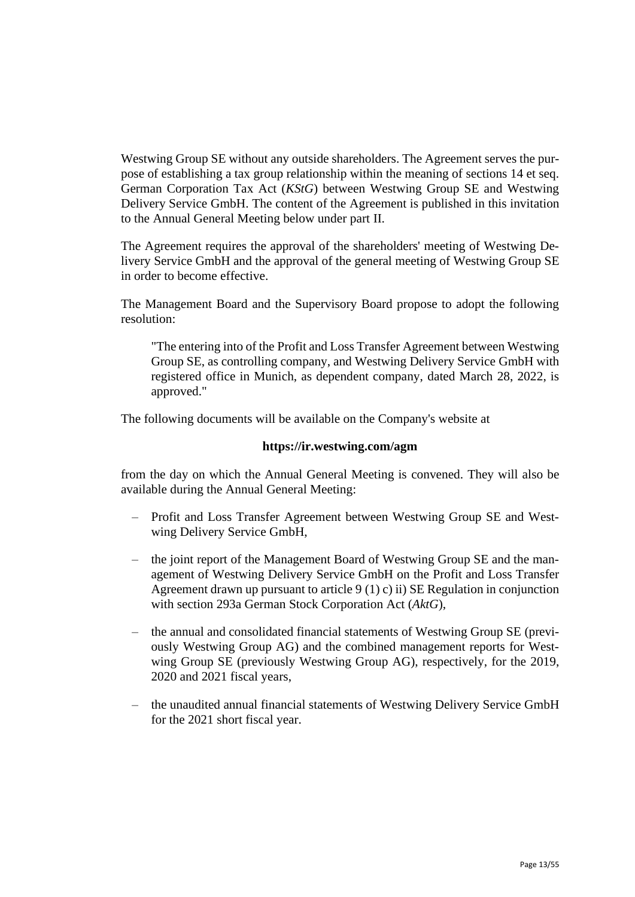Westwing Group SE without any outside shareholders. The Agreement serves the purpose of establishing a tax group relationship within the meaning of sections 14 et seq. German Corporation Tax Act (*KStG*) between Westwing Group SE and Westwing Delivery Service GmbH. The content of the Agreement is published in this invitation to the Annual General Meeting below under part II.

The Agreement requires the approval of the shareholders' meeting of Westwing Delivery Service GmbH and the approval of the general meeting of Westwing Group SE in order to become effective.

The Management Board and the Supervisory Board propose to adopt the following resolution:

> "The entering into of the Profit and Loss Transfer Agreement between Westwing Group SE, as controlling company, and Westwing Delivery Service GmbH with registered office in Munich, as dependent company, dated March 28, 2022, is approved."

The following documents will be available on the Company's website at

**https://ir.westwing.com/agm**

from the day on which the Annual General Meeting is convened. They will also be available during the Annual General Meeting:

- Profit and Loss Transfer Agreement between Westwing Group SE and Westwing Delivery Service GmbH,
- the joint report of the Management Board of Westwing Group SE and the management of Westwing Delivery Service GmbH on the Profit and Loss Transfer Agreement drawn up pursuant to article 9 (1) c) ii) SE Regulation in conjunction with section 293a German Stock Corporation Act (*AktG*),
- the annual and consolidated financial statements of Westwing Group SE (previously Westwing Group AG) and the combined management reports for Westwing Group SE (previously Westwing Group AG), respectively, for the 2019, 2020 and 2021 fiscal years,
- the unaudited annual financial statements of Westwing Delivery Service GmbH for the 2021 short fiscal year.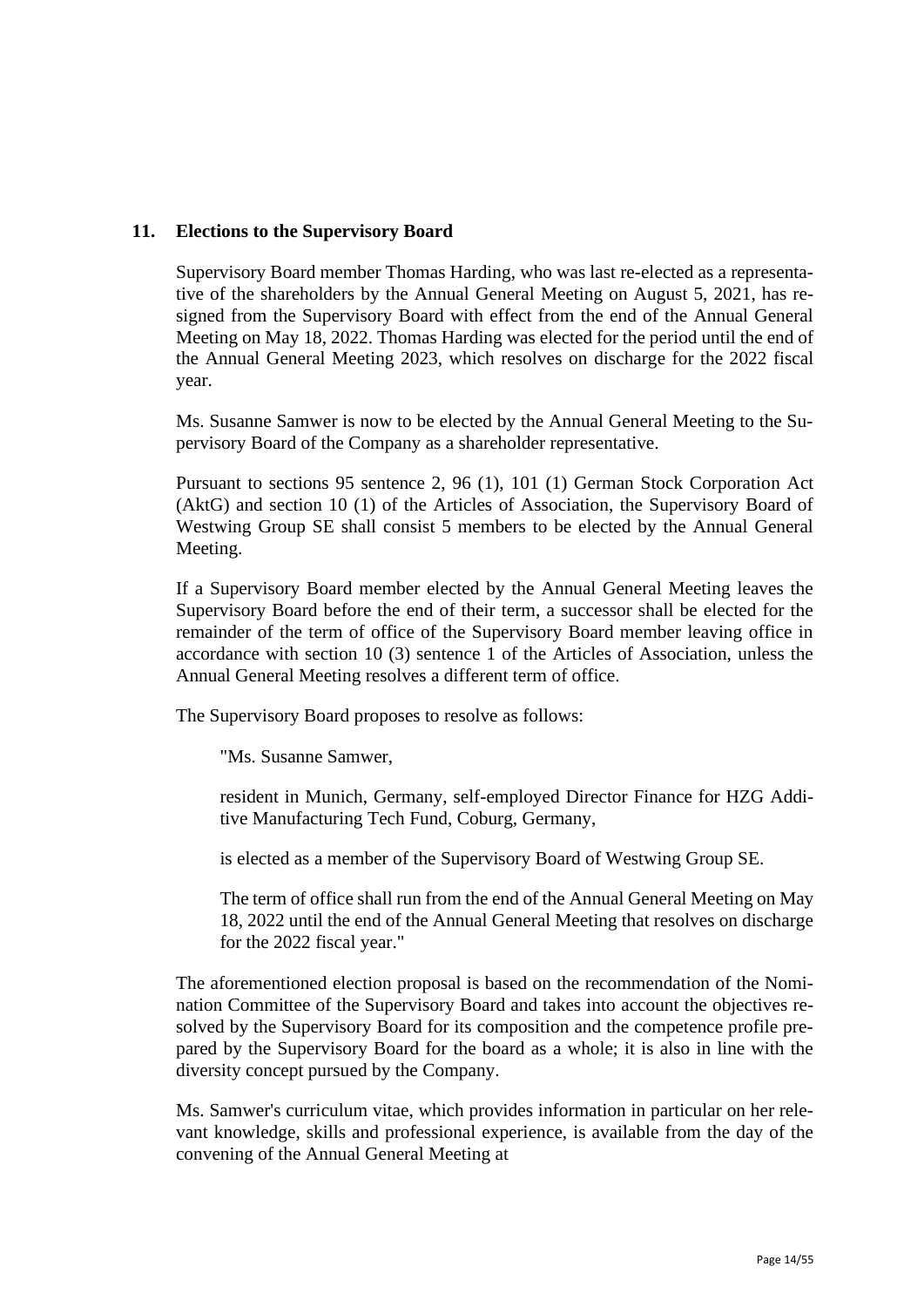## 11. Elections to the Supervisory Board

Supervisory Board member Thomas Harding, who was last re-elected as a representative of the shareholders by the Annual General Meeting on August 5, 2021, has resigned from the Supervisory Board with effect from the end of the Annual General Meeting on May 18, 2022. Thomas Harding was elected for the period until the end of the Annual General Meeting 2023, which resolves on discharge for the 2022 fiscal year.

Ms. Susanne Samwer is now to be elected by the Annual General Meeting to the Supervisory Board of the Company as a shareholder representative.

Pursuant to sections 95 sentence 2, 96 (1), 101 (1) German Stock Corporation Act (AktG) and section 10 (1) of the Articles of Association, the Supervisory Board of Westwing Group SE shall consist 5 members to be elected by the Annual General Meeting.

If a Supervisory Board member elected by the Annual General Meeting leaves the Supervisory Board before the end of their term, a successor shall be elected for the remainder of the term of office of the Supervisory Board member leaving office in accordance with section 10 (3) sentence 1 of the Articles of Association, unless the Annual General Meeting resolves a different term of office.

The Supervisory Board proposes to resolve as follows:

> "Ms. Susanne Samwer,
>
> resident in Munich, Germany, self-employed Director Finance for HZG Additive Manufacturing Tech Fund, Coburg, Germany,
>
> is elected as a member of the Supervisory Board of Westwing Group SE.
>
> The term of office shall run from the end of the Annual General Meeting on May 18, 2022 until the end of the Annual General Meeting that resolves on discharge for the 2022 fiscal year."

The aforementioned election proposal is based on the recommendation of the Nomination Committee of the Supervisory Board and takes into account the objectives resolved by the Supervisory Board for its composition and the competence profile prepared by the Supervisory Board for the board as a whole; it is also in line with the diversity concept pursued by the Company.

Ms. Samwer's curriculum vitae, which provides information in particular on her relevant knowledge, skills and professional experience, is available from the day of the convening of the Annual General Meeting at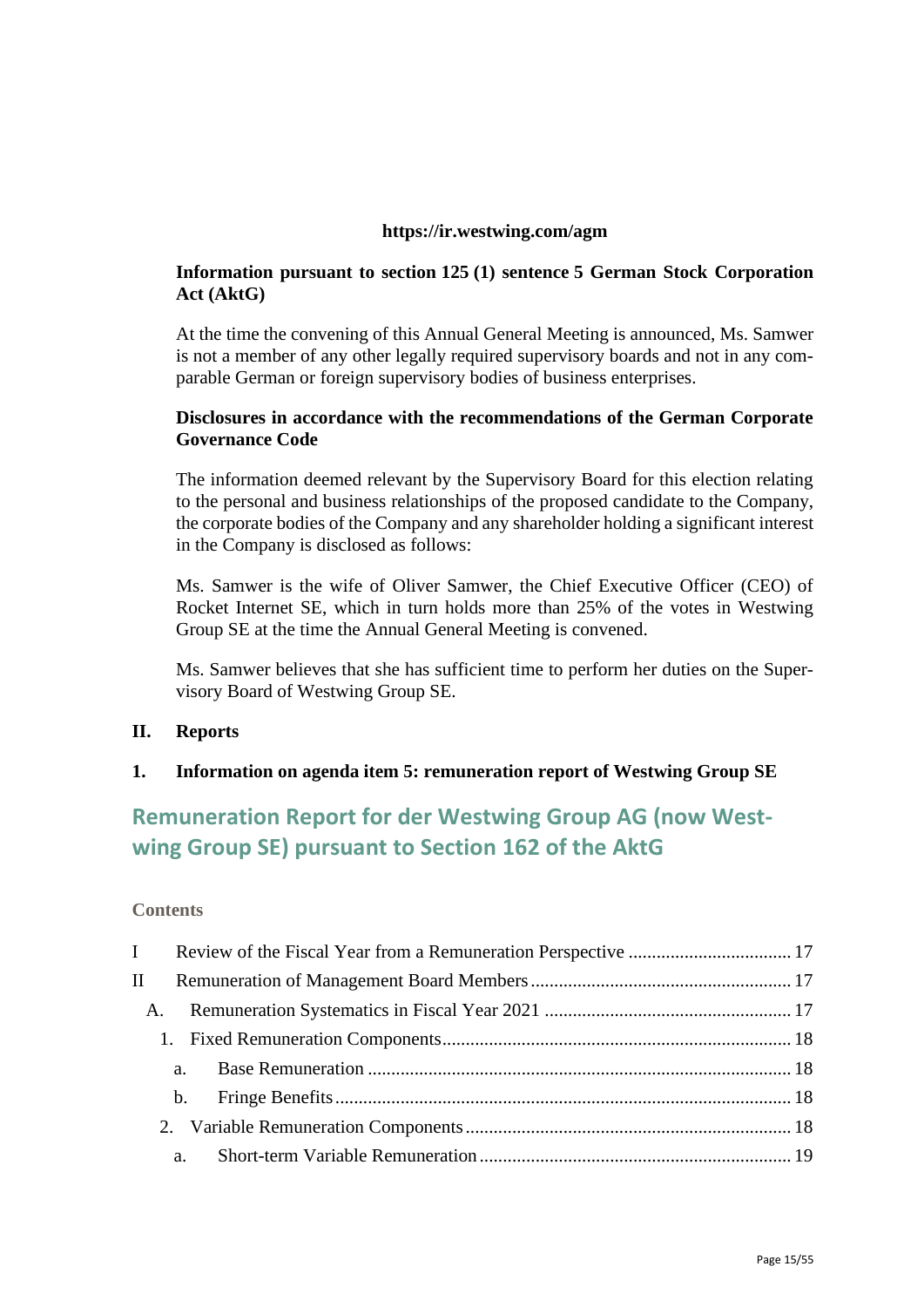**https://ir.westwing.com/agm**

**Information pursuant to section 125 (1) sentence 5 German Stock Corporation Act (AktG)**

At the time the convening of this Annual General Meeting is announced, Ms. Samwer is not a member of any other legally required supervisory boards and not in any comparable German or foreign supervisory bodies of business enterprises.

**Disclosures in accordance with the recommendations of the German Corporate Governance Code**

The information deemed relevant by the Supervisory Board for this election relating to the personal and business relationships of the proposed candidate to the Company, the corporate bodies of the Company and any shareholder holding a significant interest in the Company is disclosed as follows:

Ms. Samwer is the wife of Oliver Samwer, the Chief Executive Officer (CEO) of Rocket Internet SE, which in turn holds more than 25% of the votes in Westwing Group SE at the time the Annual General Meeting is convened.

Ms. Samwer believes that she has sufficient time to perform her duties on the Supervisory Board of Westwing Group SE.

## II. Reports

### 1. Information on agenda item 5: remuneration report of Westwing Group SE

# Remuneration Report for der Westwing Group AG (now Westwing Group SE) pursuant to Section 162 of the AktG

**Contents**

- I Review of the Fiscal Year from a Remuneration Perspective ..... 17
- II Remuneration of Management Board Members ..... 17
  - A. Remuneration Systematics in Fiscal Year 2021 ..... 17
    - 1. Fixed Remuneration Components ..... 18
      - a. Base Remuneration ..... 18
      - b. Fringe Benefits ..... 18
    - 2. Variable Remuneration Components ..... 18
      - a. Short-term Variable Remuneration ..... 19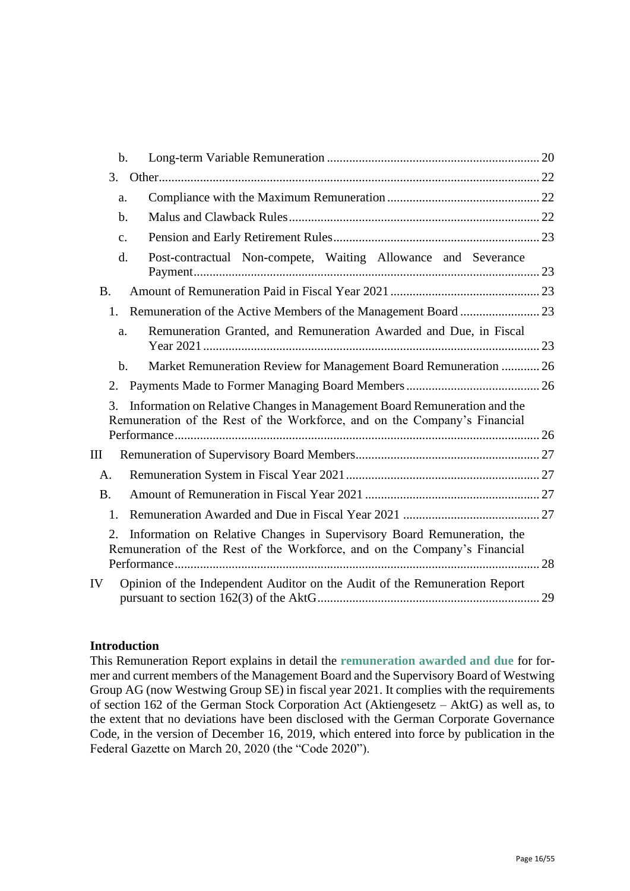b. Long-term Variable Remuneration .......... 20

3. Other .......... 22

a. Compliance with the Maximum Remuneration .......... 22

b. Malus and Clawback Rules .......... 22

c. Pension and Early Retirement Rules .......... 23

d. Post-contractual Non-compete, Waiting Allowance and Severance Payment .......... 23

B. Amount of Remuneration Paid in Fiscal Year 2021 .......... 23

1. Remuneration of the Active Members of the Management Board .......... 23

a. Remuneration Granted, and Remuneration Awarded and Due, in Fiscal Year 2021 .......... 23

b. Market Remuneration Review for Management Board Remuneration .......... 26

2. Payments Made to Former Managing Board Members .......... 26

3. Information on Relative Changes in Management Board Remuneration and the Remuneration of the Rest of the Workforce, and on the Company's Financial Performance .......... 26

III Remuneration of Supervisory Board Members .......... 27

A. Remuneration System in Fiscal Year 2021 .......... 27

B. Amount of Remuneration in Fiscal Year 2021 .......... 27

1. Remuneration Awarded and Due in Fiscal Year 2021 .......... 27

2. Information on Relative Changes in Supervisory Board Remuneration, the Remuneration of the Rest of the Workforce, and on the Company's Financial Performance .......... 28

IV Opinion of the Independent Auditor on the Audit of the Remuneration Report pursuant to section 162(3) of the AktG .......... 29

**Introduction**

This Remuneration Report explains in detail the **remuneration awarded and due** for former and current members of the Management Board and the Supervisory Board of Westwing Group AG (now Westwing Group SE) in fiscal year 2021. It complies with the requirements of section 162 of the German Stock Corporation Act (Aktiengesetz – AktG) as well as, to the extent that no deviations have been disclosed with the German Corporate Governance Code, in the version of December 16, 2019, which entered into force by publication in the Federal Gazette on March 20, 2020 (the "Code 2020").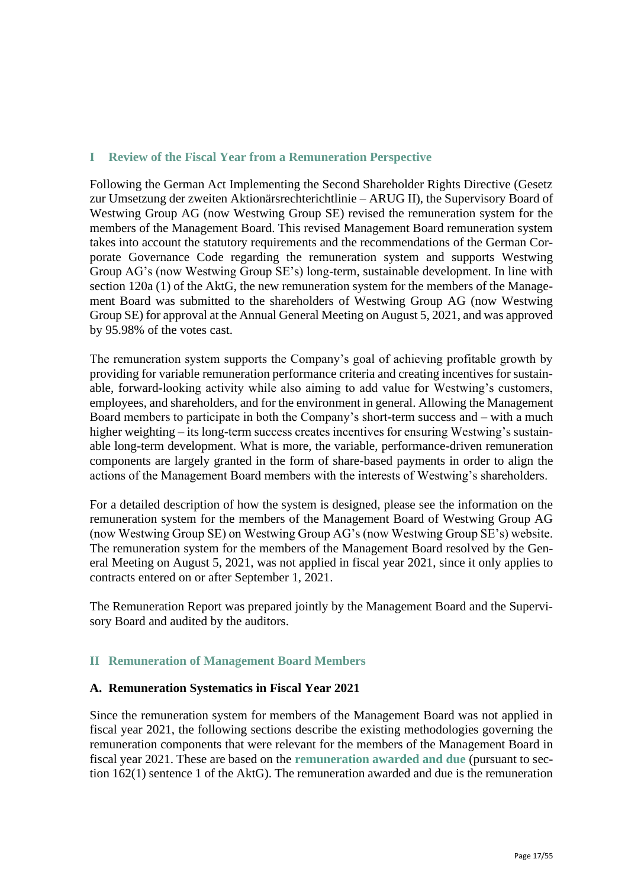## I Review of the Fiscal Year from a Remuneration Perspective

Following the German Act Implementing the Second Shareholder Rights Directive (Gesetz zur Umsetzung der zweiten Aktionärsrechterichtlinie – ARUG II), the Supervisory Board of Westwing Group AG (now Westwing Group SE) revised the remuneration system for the members of the Management Board. This revised Management Board remuneration system takes into account the statutory requirements and the recommendations of the German Corporate Governance Code regarding the remuneration system and supports Westwing Group AG's (now Westwing Group SE's) long-term, sustainable development. In line with section 120a (1) of the AktG, the new remuneration system for the members of the Management Board was submitted to the shareholders of Westwing Group AG (now Westwing Group SE) for approval at the Annual General Meeting on August 5, 2021, and was approved by 95.98% of the votes cast.

The remuneration system supports the Company's goal of achieving profitable growth by providing for variable remuneration performance criteria and creating incentives for sustainable, forward-looking activity while also aiming to add value for Westwing's customers, employees, and shareholders, and for the environment in general. Allowing the Management Board members to participate in both the Company's short-term success and – with a much higher weighting – its long-term success creates incentives for ensuring Westwing's sustainable long-term development. What is more, the variable, performance-driven remuneration components are largely granted in the form of share-based payments in order to align the actions of the Management Board members with the interests of Westwing's shareholders.

For a detailed description of how the system is designed, please see the information on the remuneration system for the members of the Management Board of Westwing Group AG (now Westwing Group SE) on Westwing Group AG's (now Westwing Group SE's) website. The remuneration system for the members of the Management Board resolved by the General Meeting on August 5, 2021, was not applied in fiscal year 2021, since it only applies to contracts entered on or after September 1, 2021.

The Remuneration Report was prepared jointly by the Management Board and the Supervisory Board and audited by the auditors.

## II Remuneration of Management Board Members

### A. Remuneration Systematics in Fiscal Year 2021

Since the remuneration system for members of the Management Board was not applied in fiscal year 2021, the following sections describe the existing methodologies governing the remuneration components that were relevant for the members of the Management Board in fiscal year 2021. These are based on the **remuneration awarded and due** (pursuant to section 162(1) sentence 1 of the AktG). The remuneration awarded and due is the remuneration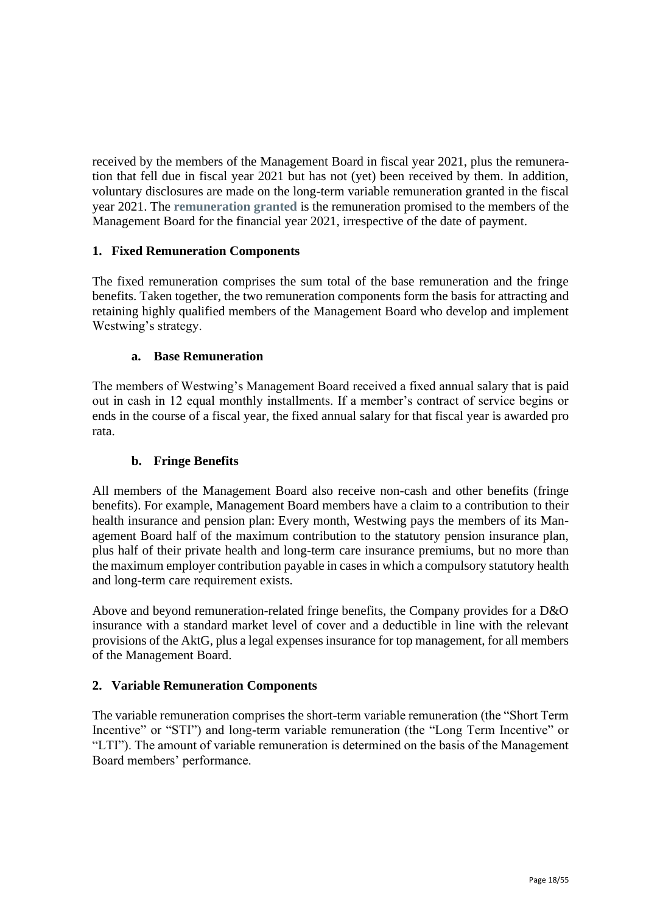received by the members of the Management Board in fiscal year 2021, plus the remuneration that fell due in fiscal year 2021 but has not (yet) been received by them. In addition, voluntary disclosures are made on the long-term variable remuneration granted in the fiscal year 2021. The **remuneration granted** is the remuneration promised to the members of the Management Board for the financial year 2021, irrespective of the date of payment.

## 1. Fixed Remuneration Components

The fixed remuneration comprises the sum total of the base remuneration and the fringe benefits. Taken together, the two remuneration components form the basis for attracting and retaining highly qualified members of the Management Board who develop and implement Westwing's strategy.

### a. Base Remuneration

The members of Westwing's Management Board received a fixed annual salary that is paid out in cash in 12 equal monthly installments. If a member's contract of service begins or ends in the course of a fiscal year, the fixed annual salary for that fiscal year is awarded pro rata.

### b. Fringe Benefits

All members of the Management Board also receive non-cash and other benefits (fringe benefits). For example, Management Board members have a claim to a contribution to their health insurance and pension plan: Every month, Westwing pays the members of its Management Board half of the maximum contribution to the statutory pension insurance plan, plus half of their private health and long-term care insurance premiums, but no more than the maximum employer contribution payable in cases in which a compulsory statutory health and long-term care requirement exists.

Above and beyond remuneration-related fringe benefits, the Company provides for a D&O insurance with a standard market level of cover and a deductible in line with the relevant provisions of the AktG, plus a legal expenses insurance for top management, for all members of the Management Board.

## 2. Variable Remuneration Components

The variable remuneration comprises the short-term variable remuneration (the "Short Term Incentive" or "STI") and long-term variable remuneration (the "Long Term Incentive" or "LTI"). The amount of variable remuneration is determined on the basis of the Management Board members' performance.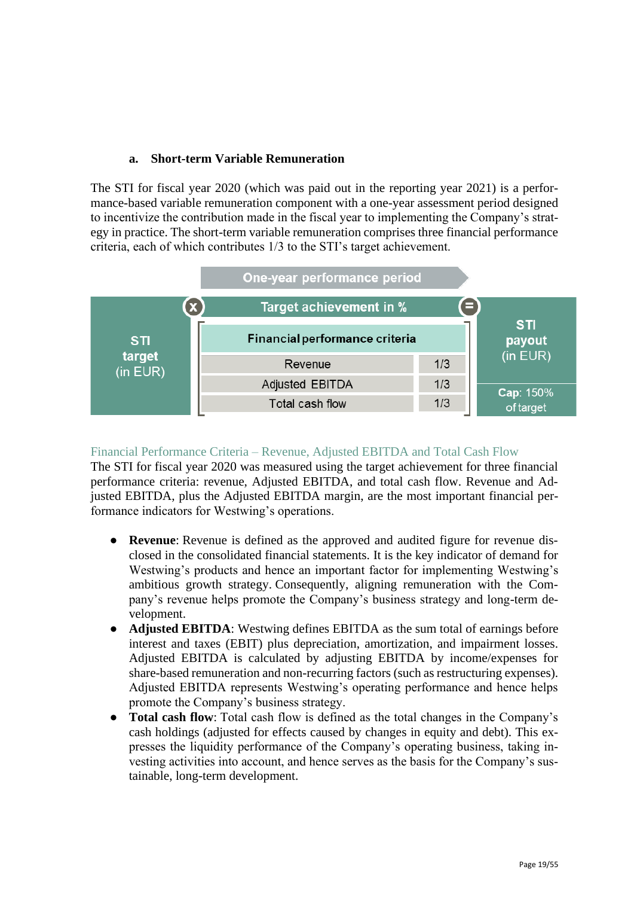### a. Short-term Variable Remuneration

The STI for fiscal year 2020 (which was paid out in the reporting year 2021) is a performance-based variable remuneration component with a one-year assessment period designed to incentivize the contribution made in the fiscal year to implementing the Company's strategy in practice. The short-term variable remuneration comprises three financial performance criteria, each of which contributes 1/3 to the STI's target achievement.

One-year performance period

| STI target (in EUR) | x | Target achievement in % | | = | STI payout (in EUR) |
|---|---|---|---|---|---|
| | | Financial performance criteria | | | |
| | | Revenue | 1/3 | | |
| | | Adjusted EBITDA | 1/3 | | |
| | | Total cash flow | 1/3 | | Cap: 150% of target |

#### Financial Performance Criteria – Revenue, Adjusted EBITDA and Total Cash Flow

The STI for fiscal year 2020 was measured using the target achievement for three financial performance criteria: revenue, Adjusted EBITDA, and total cash flow. Revenue and Adjusted EBITDA, plus the Adjusted EBITDA margin, are the most important financial performance indicators for Westwing's operations.

- **Revenue**: Revenue is defined as the approved and audited figure for revenue disclosed in the consolidated financial statements. It is the key indicator of demand for Westwing's products and hence an important factor for implementing Westwing's ambitious growth strategy. Consequently, aligning remuneration with the Company's revenue helps promote the Company's business strategy and long-term development.
- **Adjusted EBITDA**: Westwing defines EBITDA as the sum total of earnings before interest and taxes (EBIT) plus depreciation, amortization, and impairment losses. Adjusted EBITDA is calculated by adjusting EBITDA by income/expenses for share-based remuneration and non-recurring factors (such as restructuring expenses). Adjusted EBITDA represents Westwing's operating performance and hence helps promote the Company's business strategy.
- **Total cash flow**: Total cash flow is defined as the total changes in the Company's cash holdings (adjusted for effects caused by changes in equity and debt). This expresses the liquidity performance of the Company's operating business, taking investing activities into account, and hence serves as the basis for the Company's sustainable, long-term development.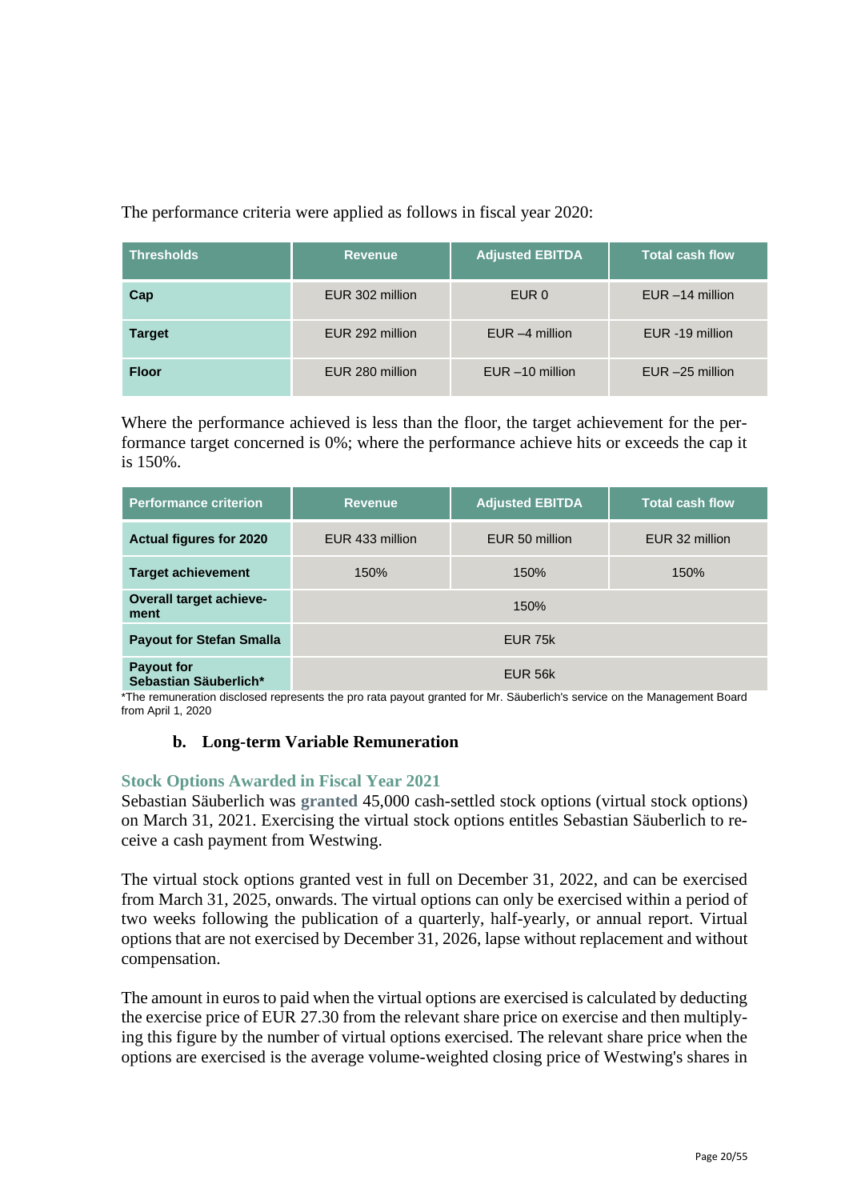The performance criteria were applied as follows in fiscal year 2020:

| Thresholds | Revenue | Adjusted EBITDA | Total cash flow |
|---|---|---|---|
| **Cap** | EUR 302 million | EUR 0 | EUR –14 million |
| **Target** | EUR 292 million | EUR –4 million | EUR -19 million |
| **Floor** | EUR 280 million | EUR –10 million | EUR –25 million |

Where the performance achieved is less than the floor, the target achievement for the performance target concerned is 0%; where the performance achieve hits or exceeds the cap it is 150%.

| Performance criterion | Revenue | Adjusted EBITDA | Total cash flow |
|---|---|---|---|
| **Actual figures for 2020** | EUR 433 million | EUR 50 million | EUR 32 million |
| **Target achievement** | 150% | 150% | 150% |
| **Overall target achievement** | 150% | | |
| **Payout for Stefan Smalla** | EUR 75k | | |
| **Payout for Sebastian Säuberlich*** | EUR 56k | | |

*The remuneration disclosed represents the pro rata payout granted for Mr. Säuberlich's service on the Management Board from April 1, 2020

### b. Long-term Variable Remuneration

#### Stock Options Awarded in Fiscal Year 2021

Sebastian Säuberlich was **granted** 45,000 cash-settled stock options (virtual stock options) on March 31, 2021. Exercising the virtual stock options entitles Sebastian Säuberlich to receive a cash payment from Westwing.

The virtual stock options granted vest in full on December 31, 2022, and can be exercised from March 31, 2025, onwards. The virtual options can only be exercised within a period of two weeks following the publication of a quarterly, half-yearly, or annual report. Virtual options that are not exercised by December 31, 2026, lapse without replacement and without compensation.

The amount in euros to paid when the virtual options are exercised is calculated by deducting the exercise price of EUR 27.30 from the relevant share price on exercise and then multiplying this figure by the number of virtual options exercised. The relevant share price when the options are exercised is the average volume-weighted closing price of Westwing's shares in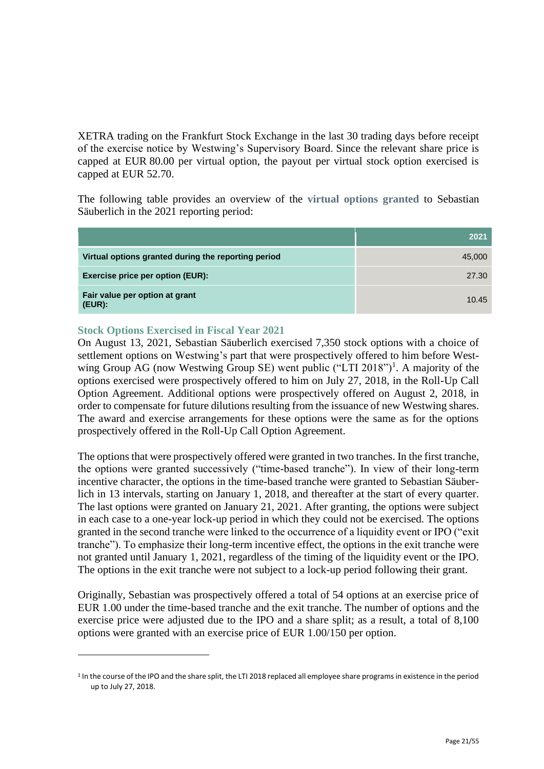XETRA trading on the Frankfurt Stock Exchange in the last 30 trading days before receipt of the exercise notice by Westwing's Supervisory Board. Since the relevant share price is capped at EUR 80.00 per virtual option, the payout per virtual stock option exercised is capped at EUR 52.70.

The following table provides an overview of the **virtual options granted** to Sebastian Säuberlich in the 2021 reporting period:

| | 2021 |
|---|---|
| **Virtual options granted during the reporting period** | 45,000 |
| **Exercise price per option (EUR):** | 27.30 |
| **Fair value per option at grant (EUR):** | 10.45 |

### Stock Options Exercised in Fiscal Year 2021

On August 13, 2021, Sebastian Säuberlich exercised 7,350 stock options with a choice of settlement options on Westwing's part that were prospectively offered to him before Westwing Group AG (now Westwing Group SE) went public ("LTI 2018")[1]. A majority of the options exercised were prospectively offered to him on July 27, 2018, in the Roll-Up Call Option Agreement. Additional options were prospectively offered on August 2, 2018, in order to compensate for future dilutions resulting from the issuance of new Westwing shares. The award and exercise arrangements for these options were the same as for the options prospectively offered in the Roll-Up Call Option Agreement.

The options that were prospectively offered were granted in two tranches. In the first tranche, the options were granted successively ("time-based tranche"). In view of their long-term incentive character, the options in the time-based tranche were granted to Sebastian Säuberlich in 13 intervals, starting on January 1, 2018, and thereafter at the start of every quarter. The last options were granted on January 21, 2021. After granting, the options were subject in each case to a one-year lock-up period in which they could not be exercised. The options granted in the second tranche were linked to the occurrence of a liquidity event or IPO ("exit tranche"). To emphasize their long-term incentive effect, the options in the exit tranche were not granted until January 1, 2021, regardless of the timing of the liquidity event or the IPO. The options in the exit tranche were not subject to a lock-up period following their grant.

Originally, Sebastian was prospectively offered a total of 54 options at an exercise price of EUR 1.00 under the time-based tranche and the exit tranche. The number of options and the exercise price were adjusted due to the IPO and a share split; as a result, a total of 8,100 options were granted with an exercise price of EUR 1.00/150 per option.

---

[1] In the course of the IPO and the share split, the LTI 2018 replaced all employee share programs in existence in the period up to July 27, 2018.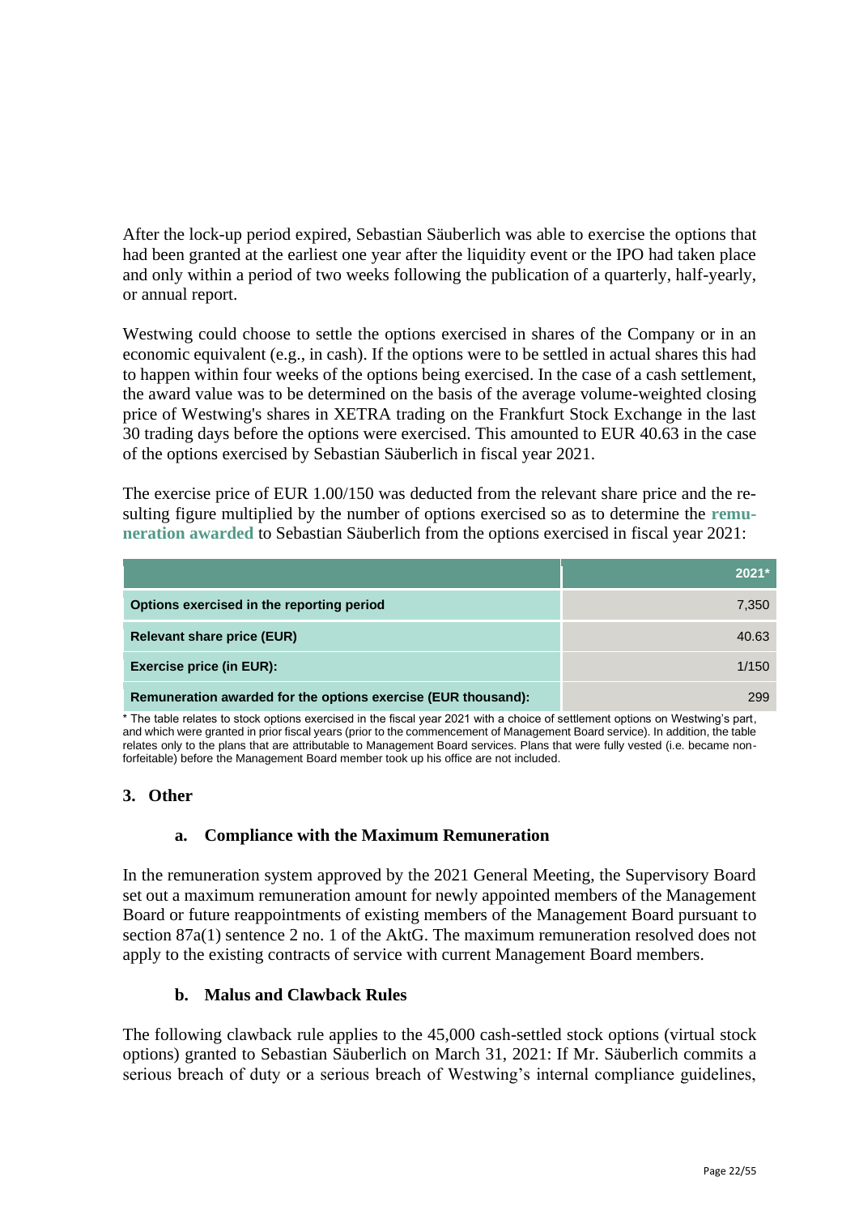After the lock-up period expired, Sebastian Säuberlich was able to exercise the options that had been granted at the earliest one year after the liquidity event or the IPO had taken place and only within a period of two weeks following the publication of a quarterly, half-yearly, or annual report.

Westwing could choose to settle the options exercised in shares of the Company or in an economic equivalent (e.g., in cash). If the options were to be settled in actual shares this had to happen within four weeks of the options being exercised. In the case of a cash settlement, the award value was to be determined on the basis of the average volume-weighted closing price of Westwing's shares in XETRA trading on the Frankfurt Stock Exchange in the last 30 trading days before the options were exercised. This amounted to EUR 40.63 in the case of the options exercised by Sebastian Säuberlich in fiscal year 2021.

The exercise price of EUR 1.00/150 was deducted from the relevant share price and the resulting figure multiplied by the number of options exercised so as to determine the **remuneration awarded** to Sebastian Säuberlich from the options exercised in fiscal year 2021:

| | 2021* |
|---|---|
| **Options exercised in the reporting period** | 7,350 |
| **Relevant share price (EUR)** | 40.63 |
| **Exercise price (in EUR):** | 1/150 |
| **Remuneration awarded for the options exercise (EUR thousand):** | 299 |

* The table relates to stock options exercised in the fiscal year 2021 with a choice of settlement options on Westwing's part, and which were granted in prior fiscal years (prior to the commencement of Management Board service). In addition, the table relates only to the plans that are attributable to Management Board services. Plans that were fully vested (i.e. became non-forfeitable) before the Management Board member took up his office are not included.

## 3. Other

### a. Compliance with the Maximum Remuneration

In the remuneration system approved by the 2021 General Meeting, the Supervisory Board set out a maximum remuneration amount for newly appointed members of the Management Board or future reappointments of existing members of the Management Board pursuant to section 87a(1) sentence 2 no. 1 of the AktG. The maximum remuneration resolved does not apply to the existing contracts of service with current Management Board members.

### b. Malus and Clawback Rules

The following clawback rule applies to the 45,000 cash-settled stock options (virtual stock options) granted to Sebastian Säuberlich on March 31, 2021: If Mr. Säuberlich commits a serious breach of duty or a serious breach of Westwing's internal compliance guidelines,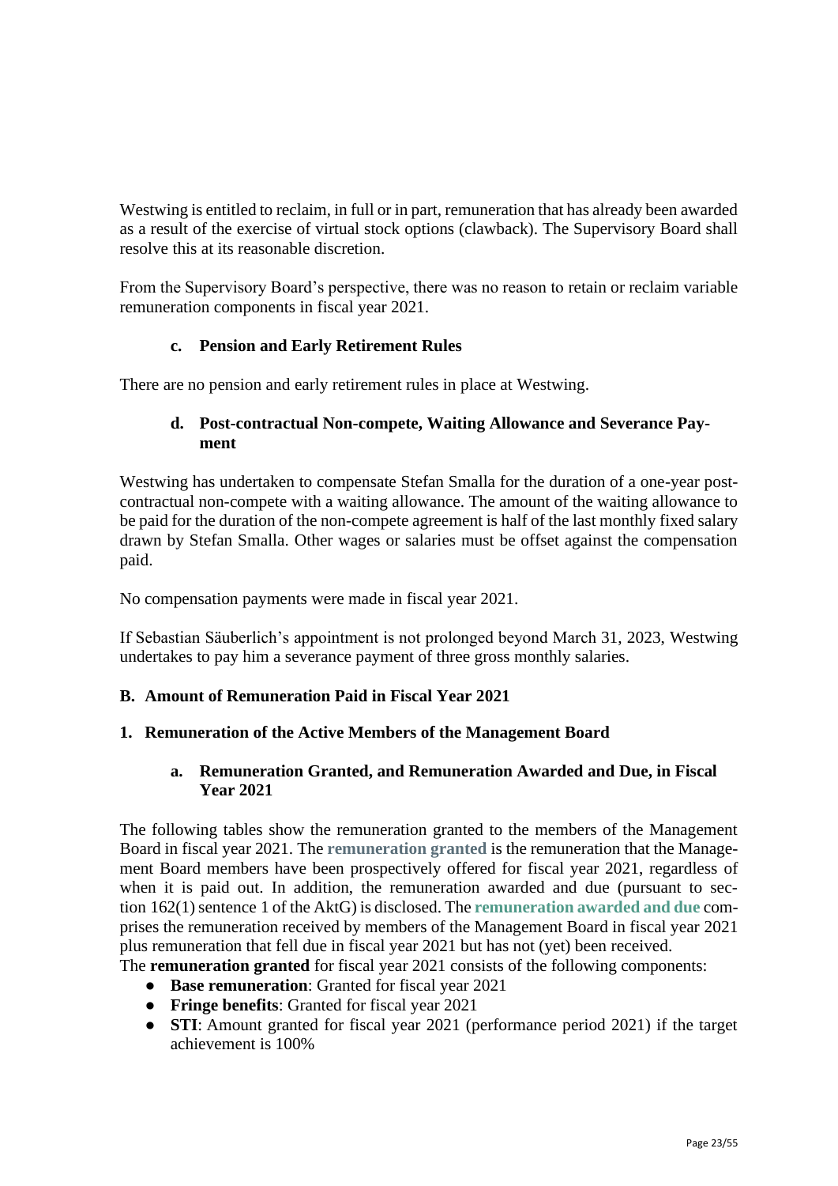Westwing is entitled to reclaim, in full or in part, remuneration that has already been awarded as a result of the exercise of virtual stock options (clawback). The Supervisory Board shall resolve this at its reasonable discretion.

From the Supervisory Board's perspective, there was no reason to retain or reclaim variable remuneration components in fiscal year 2021.

#### c. Pension and Early Retirement Rules

There are no pension and early retirement rules in place at Westwing.

#### d. Post-contractual Non-compete, Waiting Allowance and Severance Payment

Westwing has undertaken to compensate Stefan Smalla for the duration of a one-year post-contractual non-compete with a waiting allowance. The amount of the waiting allowance to be paid for the duration of the non-compete agreement is half of the last monthly fixed salary drawn by Stefan Smalla. Other wages or salaries must be offset against the compensation paid.

No compensation payments were made in fiscal year 2021.

If Sebastian Säuberlich's appointment is not prolonged beyond March 31, 2023, Westwing undertakes to pay him a severance payment of three gross monthly salaries.

## B. Amount of Remuneration Paid in Fiscal Year 2021

### 1. Remuneration of the Active Members of the Management Board

#### a. Remuneration Granted, and Remuneration Awarded and Due, in Fiscal Year 2021

The following tables show the remuneration granted to the members of the Management Board in fiscal year 2021. The **remuneration granted** is the remuneration that the Management Board members have been prospectively offered for fiscal year 2021, regardless of when it is paid out. In addition, the remuneration awarded and due (pursuant to section 162(1) sentence 1 of the AktG) is disclosed. The **remuneration awarded and due** comprises the remuneration received by members of the Management Board in fiscal year 2021 plus remuneration that fell due in fiscal year 2021 but has not (yet) been received.

The **remuneration granted** for fiscal year 2021 consists of the following components:

- **Base remuneration**: Granted for fiscal year 2021
- **Fringe benefits**: Granted for fiscal year 2021
- **STI**: Amount granted for fiscal year 2021 (performance period 2021) if the target achievement is 100%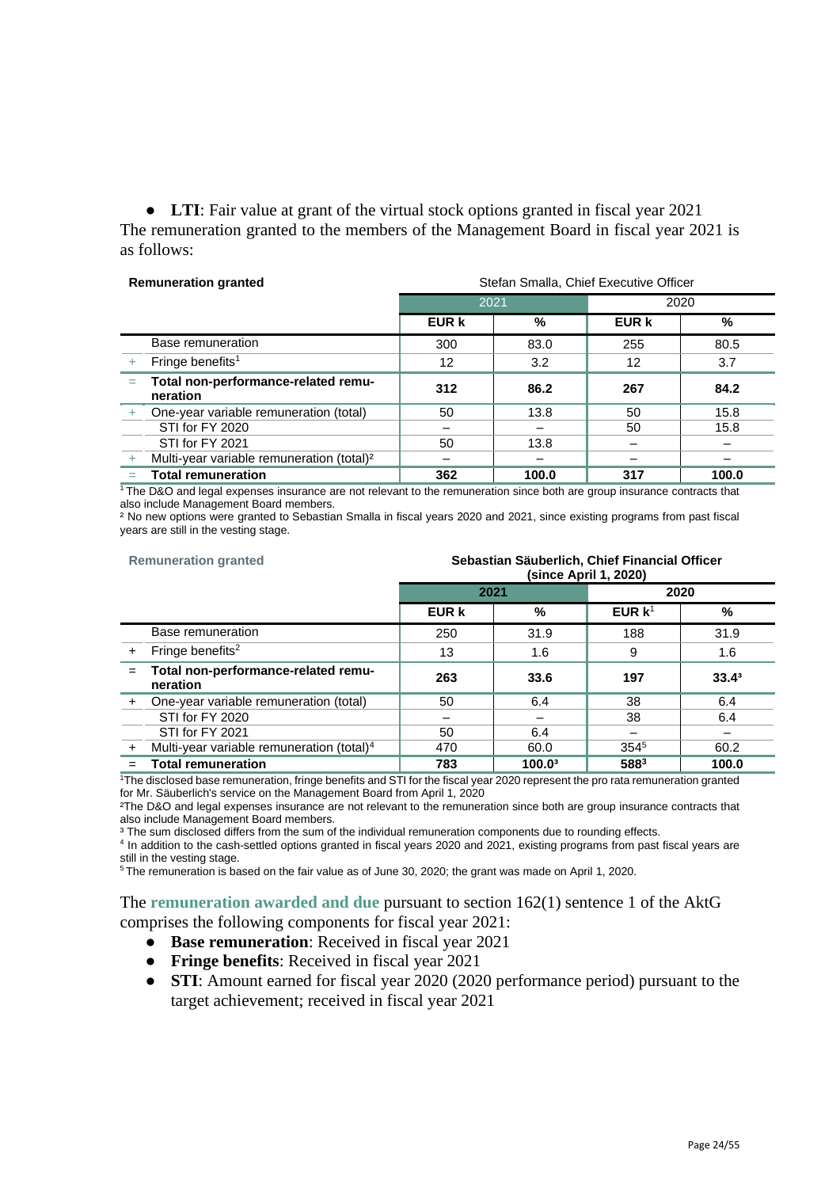- **LTI**: Fair value at grant of the virtual stock options granted in fiscal year 2021

The remuneration granted to the members of the Management Board in fiscal year 2021 is as follows:

| Remuneration granted | | Stefan Smalla, Chief Executive Officer | | | |
|---|---|---|---|---|---|
| | | 2021 | | 2020 | |
| | | EUR k | % | EUR k | % |
| | Base remuneration | 300 | 83.0 | 255 | 80.5 |
| + | Fringe benefits[1] | 12 | 3.2 | 12 | 3.7 |
| = | **Total non-performance-related remuneration** | **312** | **86.2** | **267** | **84.2** |
| + | One-year variable remuneration (total) | 50 | 13.8 | 50 | 15.8 |
| | STI for FY 2020 | – | – | 50 | 15.8 |
| | STI for FY 2021 | 50 | 13.8 | – | – |
| + | Multi-year variable remuneration (total)[2] | – | – | – | – |
| = | **Total remuneration** | **362** | **100.0** | **317** | **100.0** |

[1] The D&O and legal expenses insurance are not relevant to the remuneration since both are group insurance contracts that also include Management Board members.

[2] No new options were granted to Sebastian Smalla in fiscal years 2020 and 2021, since existing programs from past fiscal years are still in the vesting stage.

| Remuneration granted | | Sebastian Säuberlich, Chief Financial Officer (since April 1, 2020) | | | |
|---|---|---|---|---|---|
| | | 2021 | | 2020 | |
| | | EUR k | % | EUR k[1] | % |
| | Base remuneration | 250 | 31.9 | 188 | 31.9 |
| + | Fringe benefits[2] | 13 | 1.6 | 9 | 1.6 |
| = | **Total non-performance-related remuneration** | **263** | **33.6** | **197** | **33.4[3]** |
| + | One-year variable remuneration (total) | 50 | 6.4 | 38 | 6.4 |
| | STI for FY 2020 | – | – | 38 | 6.4 |
| | STI for FY 2021 | 50 | 6.4 | – | – |
| + | Multi-year variable remuneration (total)[4] | 470 | 60.0 | 354[5] | 60.2 |
| = | **Total remuneration** | **783** | **100.0[3]** | **588[3]** | **100.0** |

[1] The disclosed base remuneration, fringe benefits and STI for the fiscal year 2020 represent the pro rata remuneration granted for Mr. Säuberlich's service on the Management Board from April 1, 2020

[2] The D&O and legal expenses insurance are not relevant to the remuneration since both are group insurance contracts that also include Management Board members.

[3] The sum disclosed differs from the sum of the individual remuneration components due to rounding effects.

[4] In addition to the cash-settled options granted in fiscal years 2020 and 2021, existing programs from past fiscal years are still in the vesting stage.

[5] The remuneration is based on the fair value as of June 30, 2020; the grant was made on April 1, 2020.

The **remuneration awarded and due** pursuant to section 162(1) sentence 1 of the AktG comprises the following components for fiscal year 2021:

- **Base remuneration**: Received in fiscal year 2021
- **Fringe benefits**: Received in fiscal year 2021
- **STI**: Amount earned for fiscal year 2020 (2020 performance period) pursuant to the target achievement; received in fiscal year 2021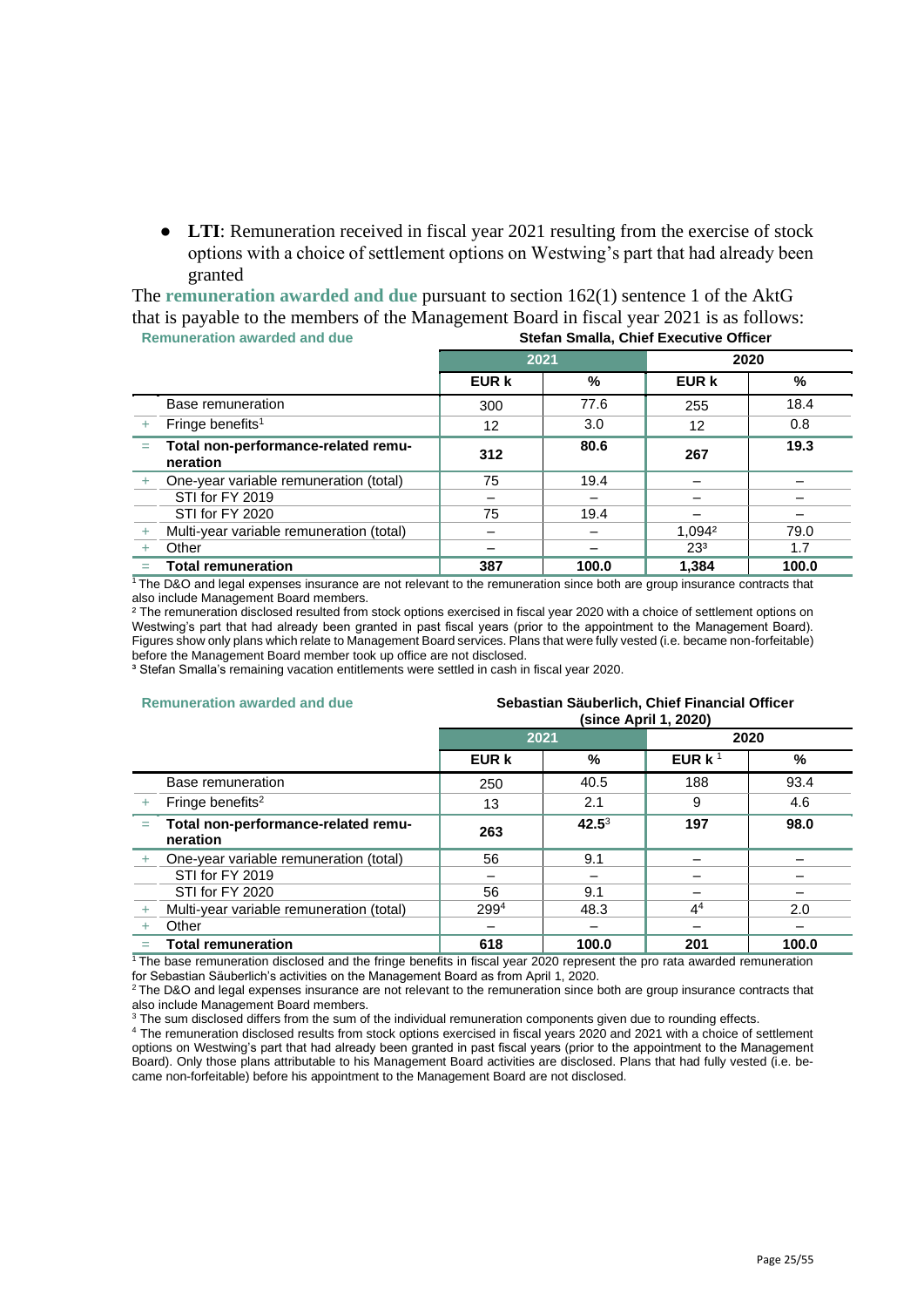- **LTI**: Remuneration received in fiscal year 2021 resulting from the exercise of stock options with a choice of settlement options on Westwing's part that had already been granted

The **remuneration awarded and due** pursuant to section 162(1) sentence 1 of the AktG that is payable to the members of the Management Board in fiscal year 2021 is as follows:

**Remuneration awarded and due** — **Stefan Smalla, Chief Executive Officer**

| | | 2021 | | 2020 | |
|---|---|---|---|---|---|
| | | EUR k | % | EUR k | % |
| | Base remuneration | 300 | 77.6 | 255 | 18.4 |
| + | Fringe benefits[1] | 12 | 3.0 | 12 | 0.8 |
| = | **Total non-performance-related remuneration** | **312** | **80.6** | **267** | **19.3** |
| + | One-year variable remuneration (total) | 75 | 19.4 | – | – |
| | STI for FY 2019 | – | – | – | – |
| | STI for FY 2020 | 75 | 19.4 | – | – |
| + | Multi-year variable remuneration (total) | – | – | 1,094[2] | 79.0 |
| + | Other | – | – | 23[3] | 1.7 |
| = | **Total remuneration** | **387** | **100.0** | **1,384** | **100.0** |

[1] The D&O and legal expenses insurance are not relevant to the remuneration since both are group insurance contracts that also include Management Board members.
[2] The remuneration disclosed resulted from stock options exercised in fiscal year 2020 with a choice of settlement options on Westwing's part that had already been granted in past fiscal years (prior to the appointment to the Management Board). Figures show only plans which relate to Management Board services. Plans that were fully vested (i.e. became non-forfeitable) before the Management Board member took up office are not disclosed.
[3] Stefan Smalla's remaining vacation entitlements were settled in cash in fiscal year 2020.

**Remuneration awarded and due** — **Sebastian Säuberlich, Chief Financial Officer (since April 1, 2020)**

| | | 2021 | | 2020 | |
|---|---|---|---|---|---|
| | | EUR k | % | EUR k [1] | % |
| | Base remuneration | 250 | 40.5 | 188 | 93.4 |
| + | Fringe benefits[2] | 13 | 2.1 | 9 | 4.6 |
| = | **Total non-performance-related remuneration** | **263** | **42.5**[3] | **197** | **98.0** |
| + | One-year variable remuneration (total) | 56 | 9.1 | – | – |
| | STI for FY 2019 | – | – | – | – |
| | STI for FY 2020 | 56 | 9.1 | – | – |
| + | Multi-year variable remuneration (total) | 299[4] | 48.3 | 4[4] | 2.0 |
| + | Other | – | – | – | – |
| = | **Total remuneration** | **618** | **100.0** | **201** | **100.0** |

[1] The base remuneration disclosed and the fringe benefits in fiscal year 2020 represent the pro rata awarded remuneration for Sebastian Säuberlich's activities on the Management Board as from April 1, 2020.
[2] The D&O and legal expenses insurance are not relevant to the remuneration since both are group insurance contracts that also include Management Board members.
[3] The sum disclosed differs from the sum of the individual remuneration components given due to rounding effects.
[4] The remuneration disclosed results from stock options exercised in fiscal years 2020 and 2021 with a choice of settlement options on Westwing's part that had already been granted in past fiscal years (prior to the appointment to the Management Board). Only those plans attributable to his Management Board activities are disclosed. Plans that had fully vested (i.e. became non-forfeitable) before his appointment to the Management Board are not disclosed.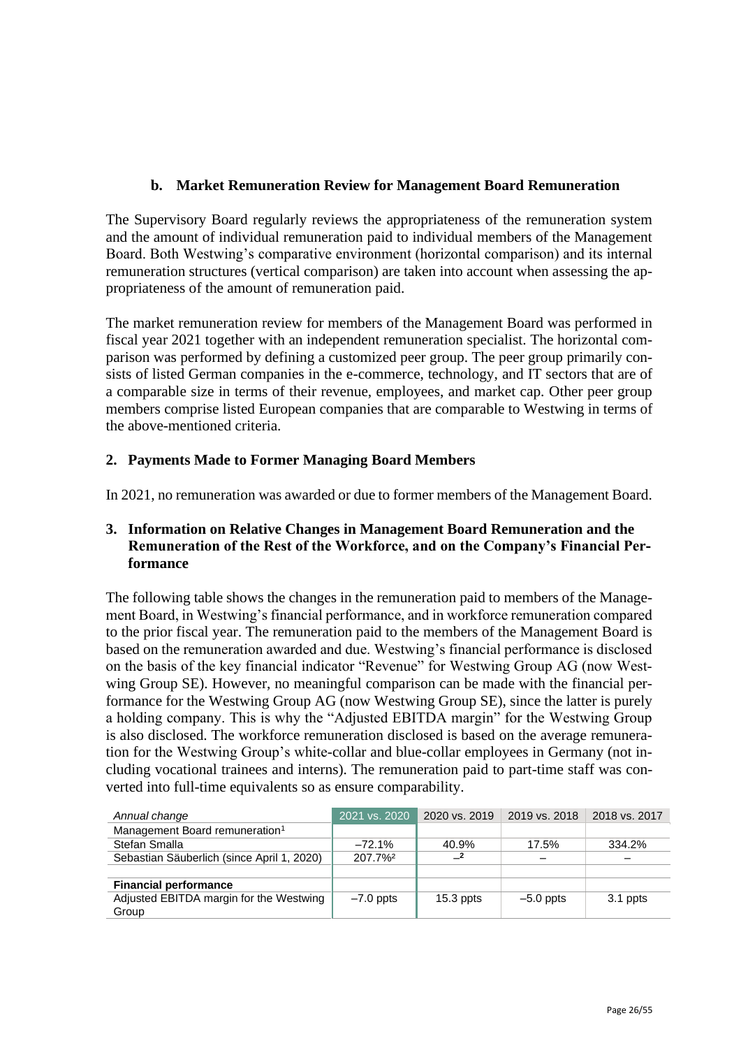### b. Market Remuneration Review for Management Board Remuneration

The Supervisory Board regularly reviews the appropriateness of the remuneration system and the amount of individual remuneration paid to individual members of the Management Board. Both Westwing's comparative environment (horizontal comparison) and its internal remuneration structures (vertical comparison) are taken into account when assessing the appropriateness of the amount of remuneration paid.

The market remuneration review for members of the Management Board was performed in fiscal year 2021 together with an independent remuneration specialist. The horizontal comparison was performed by defining a customized peer group. The peer group primarily consists of listed German companies in the e-commerce, technology, and IT sectors that are of a comparable size in terms of their revenue, employees, and market cap. Other peer group members comprise listed European companies that are comparable to Westwing in terms of the above-mentioned criteria.

## 2. Payments Made to Former Managing Board Members

In 2021, no remuneration was awarded or due to former members of the Management Board.

## 3. Information on Relative Changes in Management Board Remuneration and the Remuneration of the Rest of the Workforce, and on the Company's Financial Performance

The following table shows the changes in the remuneration paid to members of the Management Board, in Westwing's financial performance, and in workforce remuneration compared to the prior fiscal year. The remuneration paid to the members of the Management Board is based on the remuneration awarded and due. Westwing's financial performance is disclosed on the basis of the key financial indicator "Revenue" for Westwing Group AG (now Westwing Group SE). However, no meaningful comparison can be made with the financial performance for the Westwing Group AG (now Westwing Group SE), since the latter is purely a holding company. This is why the "Adjusted EBITDA margin" for the Westwing Group is also disclosed. The workforce remuneration disclosed is based on the average remuneration for the Westwing Group's white-collar and blue-collar employees in Germany (not including vocational trainees and interns). The remuneration paid to part-time staff was converted into full-time equivalents so as ensure comparability.

| *Annual change* | 2021 vs. 2020 | 2020 vs. 2019 | 2019 vs. 2018 | 2018 vs. 2017 |
|---|---|---|---|---|
| Management Board remuneration[1] | | | | |
| Stefan Smalla | –72.1% | 40.9% | 17.5% | 334.2% |
| Sebastian Säuberlich (since April 1, 2020) | 207.7%[2] | –[2] | – | – |
| | | | | |
| **Financial performance** | | | | |
| Adjusted EBITDA margin for the Westwing Group | –7.0 ppts | 15.3 ppts | –5.0 ppts | 3.1 ppts |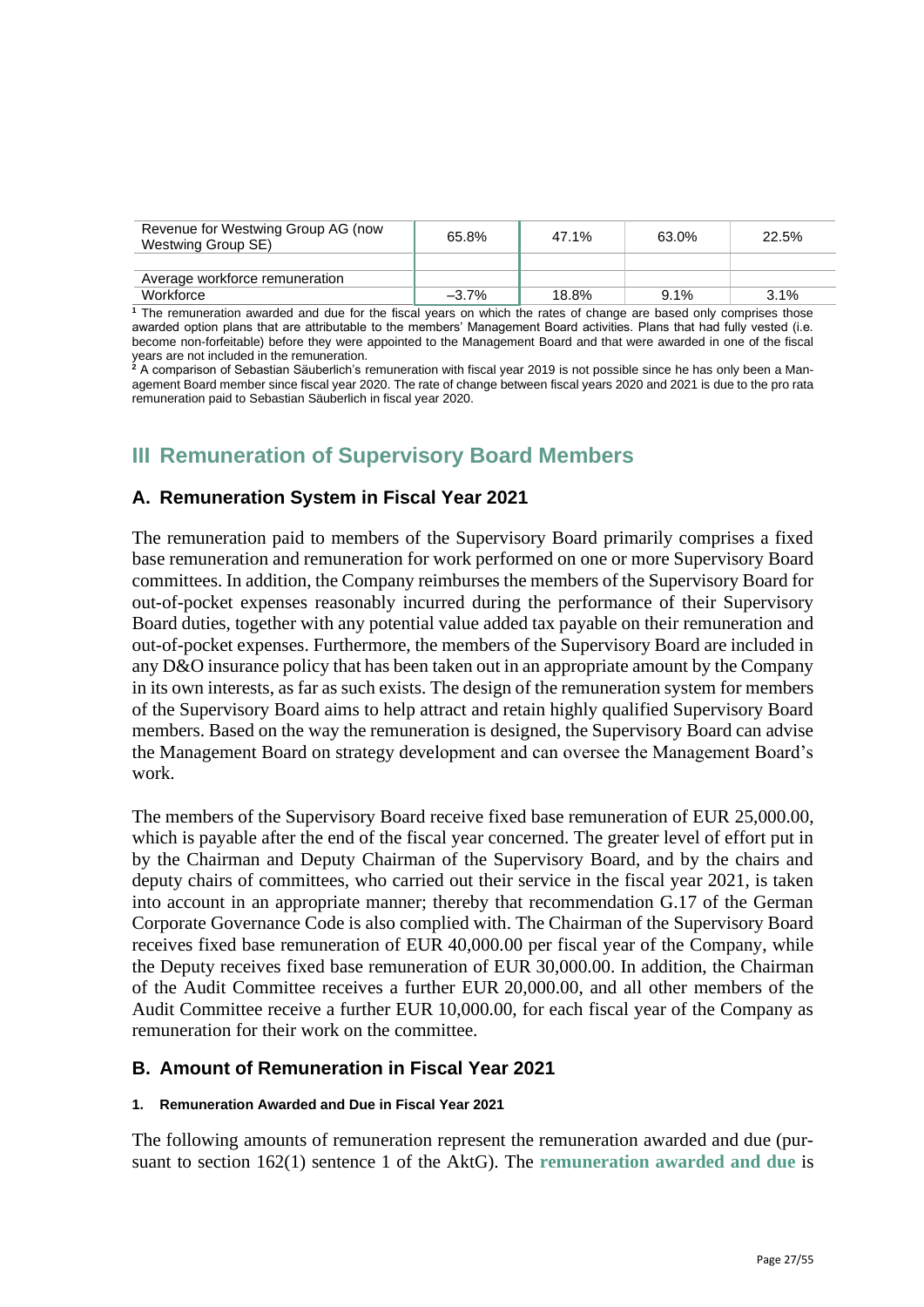| Revenue for Westwing Group AG (now Westwing Group SE) | 65.8% | 47.1% | 63.0% | 22.5% |
|---|---|---|---|---|
| | | | | |
| Average workforce remuneration | | | | |
| Workforce | –3.7% | 18.8% | 9.1% | 3.1% |

[1] The remuneration awarded and due for the fiscal years on which the rates of change are based only comprises those awarded option plans that are attributable to the members' Management Board activities. Plans that had fully vested (i.e. become non-forfeitable) before they were appointed to the Management Board and that were awarded in one of the fiscal years are not included in the remuneration.

[2] A comparison of Sebastian Säuberlich's remuneration with fiscal year 2019 is not possible since he has only been a Management Board member since fiscal year 2020. The rate of change between fiscal years 2020 and 2021 is due to the pro rata remuneration paid to Sebastian Säuberlich in fiscal year 2020.

# III Remuneration of Supervisory Board Members

## A. Remuneration System in Fiscal Year 2021

The remuneration paid to members of the Supervisory Board primarily comprises a fixed base remuneration and remuneration for work performed on one or more Supervisory Board committees. In addition, the Company reimburses the members of the Supervisory Board for out-of-pocket expenses reasonably incurred during the performance of their Supervisory Board duties, together with any potential value added tax payable on their remuneration and out-of-pocket expenses. Furthermore, the members of the Supervisory Board are included in any D&O insurance policy that has been taken out in an appropriate amount by the Company in its own interests, as far as such exists. The design of the remuneration system for members of the Supervisory Board aims to help attract and retain highly qualified Supervisory Board members. Based on the way the remuneration is designed, the Supervisory Board can advise the Management Board on strategy development and can oversee the Management Board's work.

The members of the Supervisory Board receive fixed base remuneration of EUR 25,000.00, which is payable after the end of the fiscal year concerned. The greater level of effort put in by the Chairman and Deputy Chairman of the Supervisory Board, and by the chairs and deputy chairs of committees, who carried out their service in the fiscal year 2021, is taken into account in an appropriate manner; thereby that recommendation G.17 of the German Corporate Governance Code is also complied with. The Chairman of the Supervisory Board receives fixed base remuneration of EUR 40,000.00 per fiscal year of the Company, while the Deputy receives fixed base remuneration of EUR 30,000.00. In addition, the Chairman of the Audit Committee receives a further EUR 20,000.00, and all other members of the Audit Committee receive a further EUR 10,000.00, for each fiscal year of the Company as remuneration for their work on the committee.

## B. Amount of Remuneration in Fiscal Year 2021

#### 1. Remuneration Awarded and Due in Fiscal Year 2021

The following amounts of remuneration represent the remuneration awarded and due (pursuant to section 162(1) sentence 1 of the AktG). The **remuneration awarded and due** is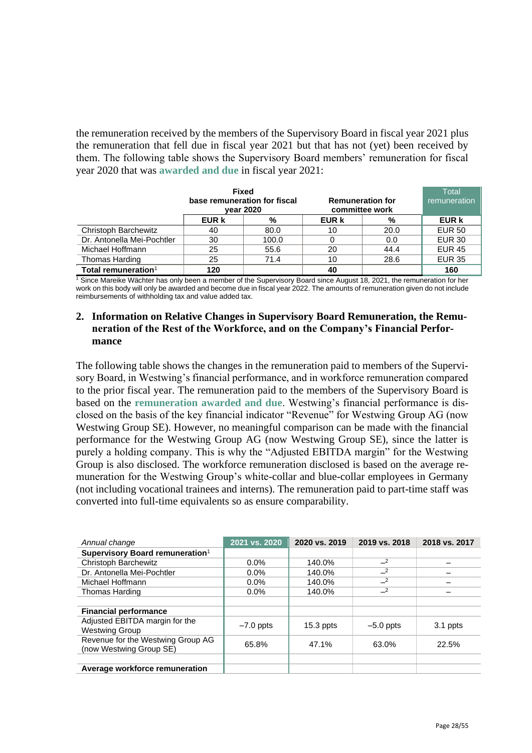the remuneration received by the members of the Supervisory Board in fiscal year 2021 plus the remuneration that fell due in fiscal year 2021 but that has not (yet) been received by them. The following table shows the Supervisory Board members' remuneration for fiscal year 2020 that was **awarded and due** in fiscal year 2021:

| | Fixed base remuneration for fiscal year 2020 | | Remuneration for committee work | | Total remuneration |
|---|---|---|---|---|---|
| | **EUR k** | **%** | **EUR k** | **%** | **EUR k** |
| Christoph Barchewitz | 40 | 80.0 | 10 | 20.0 | EUR 50 |
| Dr. Antonella Mei-Pochtler | 30 | 100.0 | 0 | 0.0 | EUR 30 |
| Michael Hoffmann | 25 | 55.6 | 20 | 44.4 | EUR 45 |
| Thomas Harding | 25 | 71.4 | 10 | 28.6 | EUR 35 |
| **Total remuneration**[1] | **120** | | **40** | | **160** |

[1] Since Mareike Wächter has only been a member of the Supervisory Board since August 18, 2021, the remuneration for her work on this body will only be awarded and become due in fiscal year 2022. The amounts of remuneration given do not include reimbursements of withholding tax and value added tax.

## 2. Information on Relative Changes in Supervisory Board Remuneration, the Remuneration of the Rest of the Workforce, and on the Company's Financial Performance

The following table shows the changes in the remuneration paid to members of the Supervisory Board, in Westwing's financial performance, and in workforce remuneration compared to the prior fiscal year. The remuneration paid to the members of the Supervisory Board is based on the **remuneration awarded and due**. Westwing's financial performance is disclosed on the basis of the key financial indicator "Revenue" for Westwing Group AG (now Westwing Group SE). However, no meaningful comparison can be made with the financial performance for the Westwing Group AG (now Westwing Group SE), since the latter is purely a holding company. This is why the "Adjusted EBITDA margin" for the Westwing Group is also disclosed. The workforce remuneration disclosed is based on the average remuneration for the Westwing Group's white-collar and blue-collar employees in Germany (not including vocational trainees and interns). The remuneration paid to part-time staff was converted into full-time equivalents so as ensure comparability.

| *Annual change* | 2021 vs. 2020 | 2020 vs. 2019 | 2019 vs. 2018 | 2018 vs. 2017 |
|---|---|---|---|---|
| **Supervisory Board remuneration**[1] | | | | |
| Christoph Barchewitz | 0.0% | 140.0% | –[2] | – |
| Dr. Antonella Mei-Pochtler | 0.0% | 140.0% | –[2] | – |
| Michael Hoffmann | 0.0% | 140.0% | –[2] | – |
| Thomas Harding | 0.0% | 140.0% | –[2] | – |
| | | | | |
| **Financial performance** | | | | |
| Adjusted EBITDA margin for the Westwing Group | –7.0 ppts | 15.3 ppts | –5.0 ppts | 3.1 ppts |
| Revenue for the Westwing Group AG (now Westwing Group SE) | 65.8% | 47.1% | 63.0% | 22.5% |
| | | | | |
| **Average workforce remuneration** | | | | |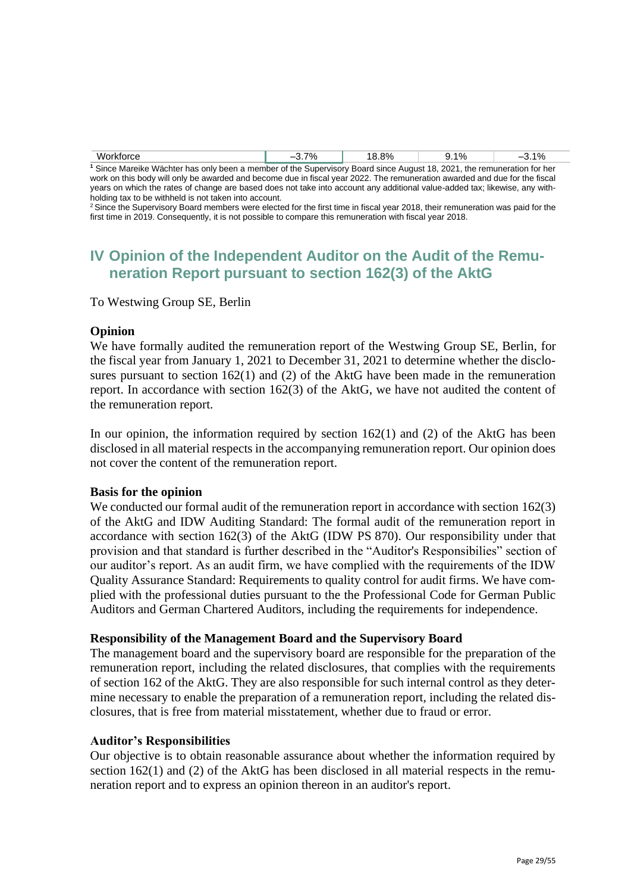| Workforce | –3.7% | 18.8% | 9.1% | –3.1% |
|---|---|---|---|---|

[1] Since Mareike Wächter has only been a member of the Supervisory Board since August 18, 2021, the remuneration for her work on this body will only be awarded and become due in fiscal year 2022. The remuneration awarded and due for the fiscal years on which the rates of change are based does not take into account any additional value-added tax; likewise, any withholding tax to be withheld is not taken into account.

[2] Since the Supervisory Board members were elected for the first time in fiscal year 2018, their remuneration was paid for the first time in 2019. Consequently, it is not possible to compare this remuneration with fiscal year 2018.

## IV Opinion of the Independent Auditor on the Audit of the Remuneration Report pursuant to section 162(3) of the AktG

To Westwing Group SE, Berlin

### Opinion

We have formally audited the remuneration report of the Westwing Group SE, Berlin, for the fiscal year from January 1, 2021 to December 31, 2021 to determine whether the disclosures pursuant to section 162(1) and (2) of the AktG have been made in the remuneration report. In accordance with section 162(3) of the AktG, we have not audited the content of the remuneration report.

In our opinion, the information required by section 162(1) and (2) of the AktG has been disclosed in all material respects in the accompanying remuneration report. Our opinion does not cover the content of the remuneration report.

### Basis for the opinion

We conducted our formal audit of the remuneration report in accordance with section 162(3) of the AktG and IDW Auditing Standard: The formal audit of the remuneration report in accordance with section 162(3) of the AktG (IDW PS 870). Our responsibility under that provision and that standard is further described in the "Auditor's Responsibilities" section of our auditor's report. As an audit firm, we have complied with the requirements of the IDW Quality Assurance Standard: Requirements to quality control for audit firms. We have complied with the professional duties pursuant to the the Professional Code for German Public Auditors and German Chartered Auditors, including the requirements for independence.

### Responsibility of the Management Board and the Supervisory Board

The management board and the supervisory board are responsible for the preparation of the remuneration report, including the related disclosures, that complies with the requirements of section 162 of the AktG. They are also responsible for such internal control as they determine necessary to enable the preparation of a remuneration report, including the related disclosures, that is free from material misstatement, whether due to fraud or error.

### Auditor's Responsibilities

Our objective is to obtain reasonable assurance about whether the information required by section 162(1) and (2) of the AktG has been disclosed in all material respects in the remuneration report and to express an opinion thereon in an auditor's report.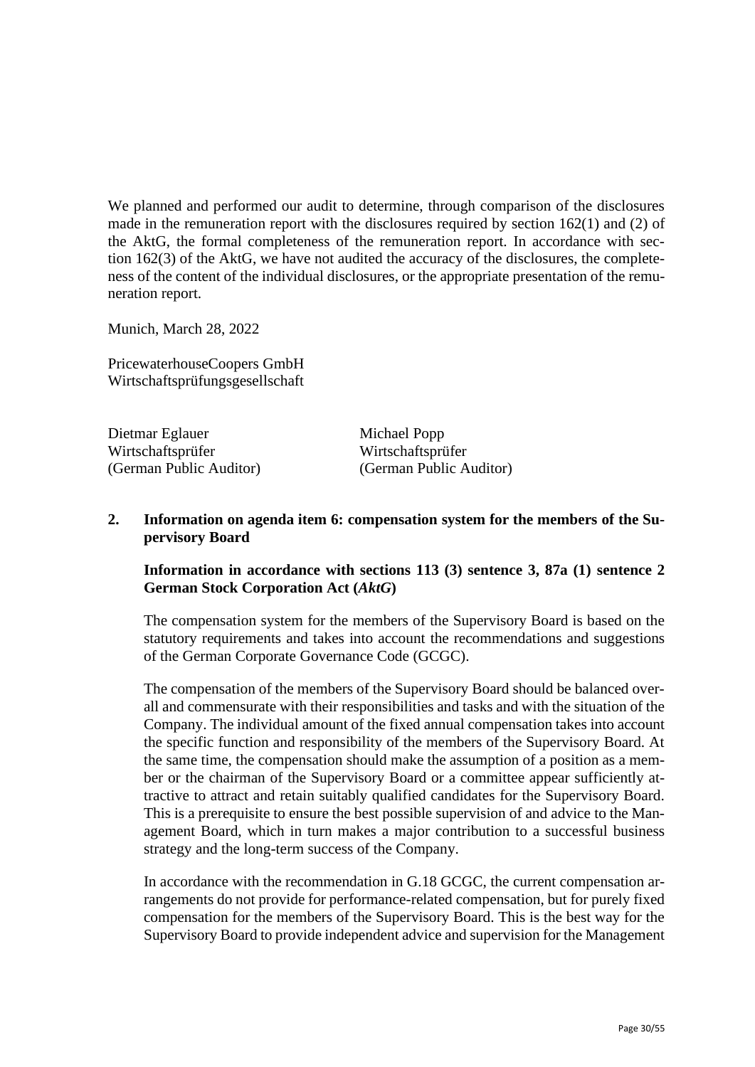We planned and performed our audit to determine, through comparison of the disclosures made in the remuneration report with the disclosures required by section 162(1) and (2) of the AktG, the formal completeness of the remuneration report. In accordance with section 162(3) of the AktG, we have not audited the accuracy of the disclosures, the completeness of the content of the individual disclosures, or the appropriate presentation of the remuneration report.

Munich, March 28, 2022

PricewaterhouseCoopers GmbH
Wirtschaftsprüfungsgesellschaft

| Dietmar Eglauer | Michael Popp |
|---|---|
| Wirtschaftsprüfer | Wirtschaftsprüfer |
| (German Public Auditor) | (German Public Auditor) |

## 2. Information on agenda item 6: compensation system for the members of the Supervisory Board

**Information in accordance with sections 113 (3) sentence 3, 87a (1) sentence 2 German Stock Corporation Act (*AktG*)**

The compensation system for the members of the Supervisory Board is based on the statutory requirements and takes into account the recommendations and suggestions of the German Corporate Governance Code (GCGC).

The compensation of the members of the Supervisory Board should be balanced overall and commensurate with their responsibilities and tasks and with the situation of the Company. The individual amount of the fixed annual compensation takes into account the specific function and responsibility of the members of the Supervisory Board. At the same time, the compensation should make the assumption of a position as a member or the chairman of the Supervisory Board or a committee appear sufficiently attractive to attract and retain suitably qualified candidates for the Supervisory Board. This is a prerequisite to ensure the best possible supervision of and advice to the Management Board, which in turn makes a major contribution to a successful business strategy and the long-term success of the Company.

In accordance with the recommendation in G.18 GCGC, the current compensation arrangements do not provide for performance-related compensation, but for purely fixed compensation for the members of the Supervisory Board. This is the best way for the Supervisory Board to provide independent advice and supervision for the Management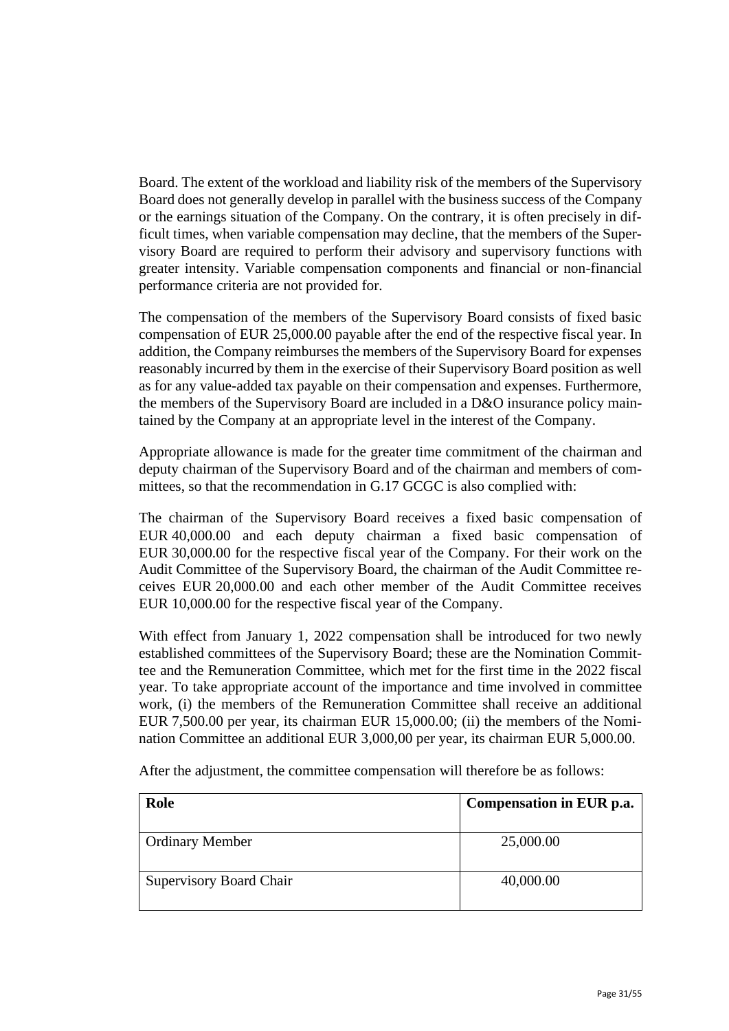Board. The extent of the workload and liability risk of the members of the Supervisory Board does not generally develop in parallel with the business success of the Company or the earnings situation of the Company. On the contrary, it is often precisely in difficult times, when variable compensation may decline, that the members of the Supervisory Board are required to perform their advisory and supervisory functions with greater intensity. Variable compensation components and financial or non-financial performance criteria are not provided for.

The compensation of the members of the Supervisory Board consists of fixed basic compensation of EUR 25,000.00 payable after the end of the respective fiscal year. In addition, the Company reimburses the members of the Supervisory Board for expenses reasonably incurred by them in the exercise of their Supervisory Board position as well as for any value-added tax payable on their compensation and expenses. Furthermore, the members of the Supervisory Board are included in a D&O insurance policy maintained by the Company at an appropriate level in the interest of the Company.

Appropriate allowance is made for the greater time commitment of the chairman and deputy chairman of the Supervisory Board and of the chairman and members of committees, so that the recommendation in G.17 GCGC is also complied with:

The chairman of the Supervisory Board receives a fixed basic compensation of EUR 40,000.00 and each deputy chairman a fixed basic compensation of EUR 30,000.00 for the respective fiscal year of the Company. For their work on the Audit Committee of the Supervisory Board, the chairman of the Audit Committee receives EUR 20,000.00 and each other member of the Audit Committee receives EUR 10,000.00 for the respective fiscal year of the Company.

With effect from January 1, 2022 compensation shall be introduced for two newly established committees of the Supervisory Board; these are the Nomination Committee and the Remuneration Committee, which met for the first time in the 2022 fiscal year. To take appropriate account of the importance and time involved in committee work, (i) the members of the Remuneration Committee shall receive an additional EUR 7,500.00 per year, its chairman EUR 15,000.00; (ii) the members of the Nomination Committee an additional EUR 3,000,00 per year, its chairman EUR 5,000.00.

After the adjustment, the committee compensation will therefore be as follows:

| Role | Compensation in EUR p.a. |
|---|---|
| Ordinary Member | 25,000.00 |
| Supervisory Board Chair | 40,000.00 |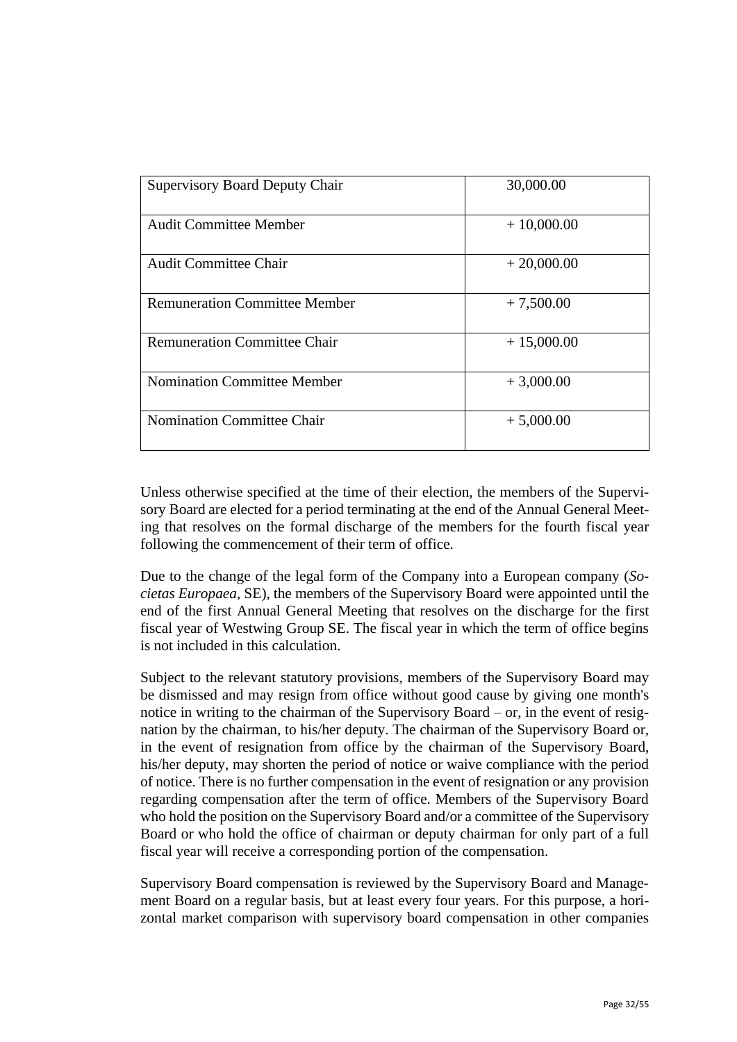| Supervisory Board Deputy Chair | 30,000.00 |
|---|---|
| Audit Committee Member | + 10,000.00 |
| Audit Committee Chair | + 20,000.00 |
| Remuneration Committee Member | + 7,500.00 |
| Remuneration Committee Chair | + 15,000.00 |
| Nomination Committee Member | + 3,000.00 |
| Nomination Committee Chair | + 5,000.00 |

Unless otherwise specified at the time of their election, the members of the Supervisory Board are elected for a period terminating at the end of the Annual General Meeting that resolves on the formal discharge of the members for the fourth fiscal year following the commencement of their term of office.

Due to the change of the legal form of the Company into a European company (*Societas Europaea*, SE), the members of the Supervisory Board were appointed until the end of the first Annual General Meeting that resolves on the discharge for the first fiscal year of Westwing Group SE. The fiscal year in which the term of office begins is not included in this calculation.

Subject to the relevant statutory provisions, members of the Supervisory Board may be dismissed and may resign from office without good cause by giving one month's notice in writing to the chairman of the Supervisory Board – or, in the event of resignation by the chairman, to his/her deputy. The chairman of the Supervisory Board or, in the event of resignation from office by the chairman of the Supervisory Board, his/her deputy, may shorten the period of notice or waive compliance with the period of notice. There is no further compensation in the event of resignation or any provision regarding compensation after the term of office. Members of the Supervisory Board who hold the position on the Supervisory Board and/or a committee of the Supervisory Board or who hold the office of chairman or deputy chairman for only part of a full fiscal year will receive a corresponding portion of the compensation.

Supervisory Board compensation is reviewed by the Supervisory Board and Management Board on a regular basis, but at least every four years. For this purpose, a horizontal market comparison with supervisory board compensation in other companies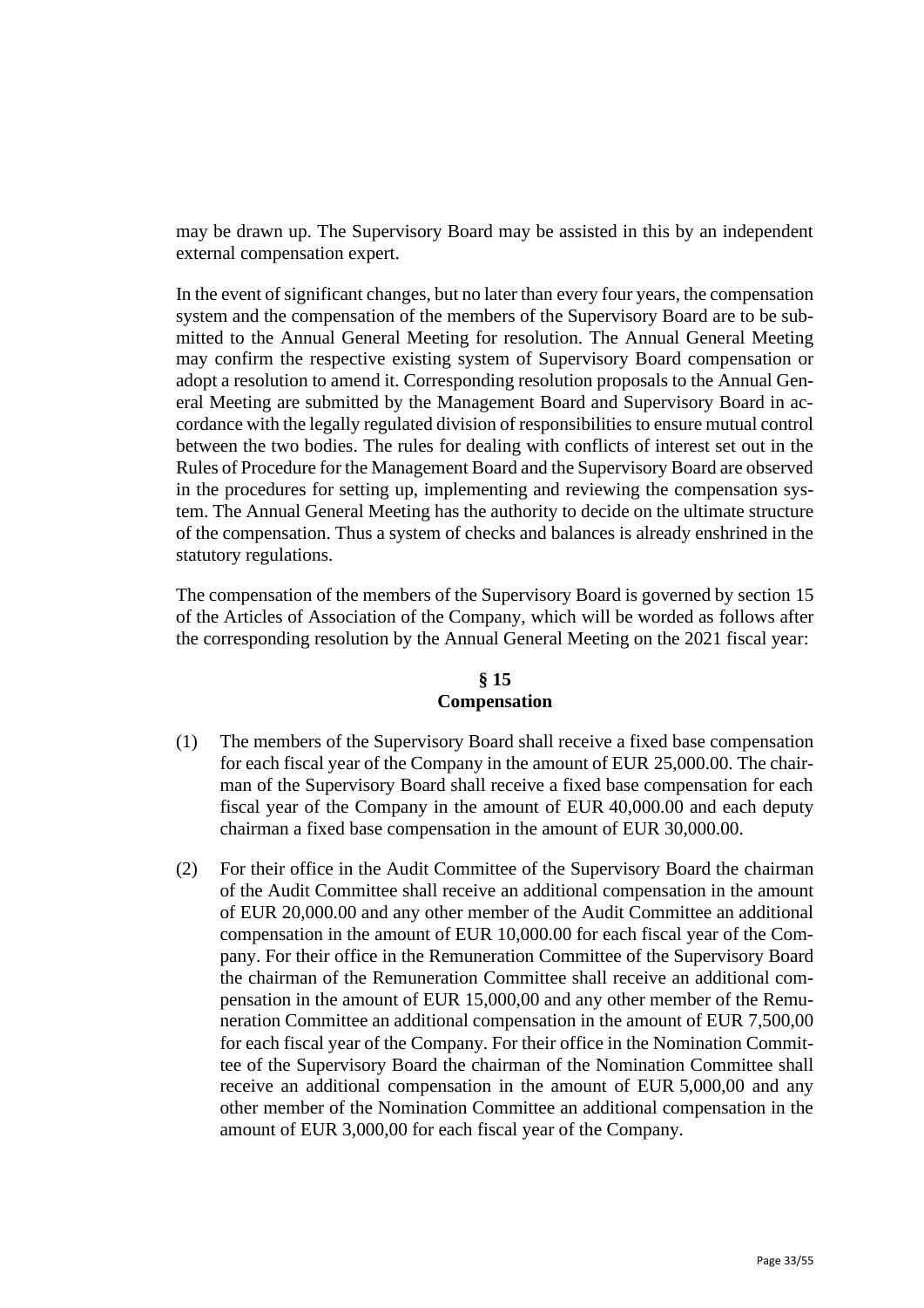may be drawn up. The Supervisory Board may be assisted in this by an independent external compensation expert.

In the event of significant changes, but no later than every four years, the compensation system and the compensation of the members of the Supervisory Board are to be submitted to the Annual General Meeting for resolution. The Annual General Meeting may confirm the respective existing system of Supervisory Board compensation or adopt a resolution to amend it. Corresponding resolution proposals to the Annual General Meeting are submitted by the Management Board and Supervisory Board in accordance with the legally regulated division of responsibilities to ensure mutual control between the two bodies. The rules for dealing with conflicts of interest set out in the Rules of Procedure for the Management Board and the Supervisory Board are observed in the procedures for setting up, implementing and reviewing the compensation system. The Annual General Meeting has the authority to decide on the ultimate structure of the compensation. Thus a system of checks and balances is already enshrined in the statutory regulations.

The compensation of the members of the Supervisory Board is governed by section 15 of the Articles of Association of the Company, which will be worded as follows after the corresponding resolution by the Annual General Meeting on the 2021 fiscal year:

**§ 15**
**Compensation**

(1) The members of the Supervisory Board shall receive a fixed base compensation for each fiscal year of the Company in the amount of EUR 25,000.00. The chairman of the Supervisory Board shall receive a fixed base compensation for each fiscal year of the Company in the amount of EUR 40,000.00 and each deputy chairman a fixed base compensation in the amount of EUR 30,000.00.

(2) For their office in the Audit Committee of the Supervisory Board the chairman of the Audit Committee shall receive an additional compensation in the amount of EUR 20,000.00 and any other member of the Audit Committee an additional compensation in the amount of EUR 10,000.00 for each fiscal year of the Company. For their office in the Remuneration Committee of the Supervisory Board the chairman of the Remuneration Committee shall receive an additional compensation in the amount of EUR 15,000,00 and any other member of the Remuneration Committee an additional compensation in the amount of EUR 7,500,00 for each fiscal year of the Company. For their office in the Nomination Committee of the Supervisory Board the chairman of the Nomination Committee shall receive an additional compensation in the amount of EUR 5,000,00 and any other member of the Nomination Committee an additional compensation in the amount of EUR 3,000,00 for each fiscal year of the Company.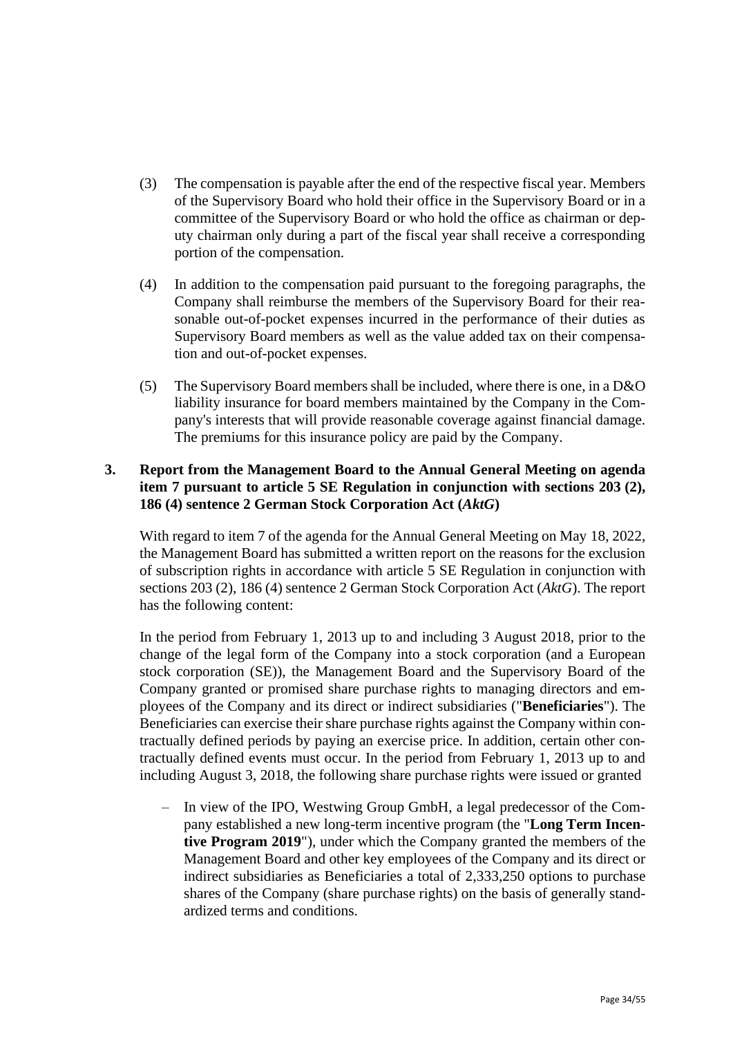(3) The compensation is payable after the end of the respective fiscal year. Members of the Supervisory Board who hold their office in the Supervisory Board or in a committee of the Supervisory Board or who hold the office as chairman or deputy chairman only during a part of the fiscal year shall receive a corresponding portion of the compensation.

(4) In addition to the compensation paid pursuant to the foregoing paragraphs, the Company shall reimburse the members of the Supervisory Board for their reasonable out-of-pocket expenses incurred in the performance of their duties as Supervisory Board members as well as the value added tax on their compensation and out-of-pocket expenses.

(5) The Supervisory Board members shall be included, where there is one, in a D&O liability insurance for board members maintained by the Company in the Company's interests that will provide reasonable coverage against financial damage. The premiums for this insurance policy are paid by the Company.

### 3. Report from the Management Board to the Annual General Meeting on agenda item 7 pursuant to article 5 SE Regulation in conjunction with sections 203 (2), 186 (4) sentence 2 German Stock Corporation Act (*AktG*)

With regard to item 7 of the agenda for the Annual General Meeting on May 18, 2022, the Management Board has submitted a written report on the reasons for the exclusion of subscription rights in accordance with article 5 SE Regulation in conjunction with sections 203 (2), 186 (4) sentence 2 German Stock Corporation Act (*AktG*). The report has the following content:

In the period from February 1, 2013 up to and including 3 August 2018, prior to the change of the legal form of the Company into a stock corporation (and a European stock corporation (SE)), the Management Board and the Supervisory Board of the Company granted or promised share purchase rights to managing directors and employees of the Company and its direct or indirect subsidiaries ("**Beneficiaries**"). The Beneficiaries can exercise their share purchase rights against the Company within contractually defined periods by paying an exercise price. In addition, certain other contractually defined events must occur. In the period from February 1, 2013 up to and including August 3, 2018, the following share purchase rights were issued or granted

- In view of the IPO, Westwing Group GmbH, a legal predecessor of the Company established a new long-term incentive program (the "**Long Term Incentive Program 2019**"), under which the Company granted the members of the Management Board and other key employees of the Company and its direct or indirect subsidiaries as Beneficiaries a total of 2,333,250 options to purchase shares of the Company (share purchase rights) on the basis of generally standardized terms and conditions.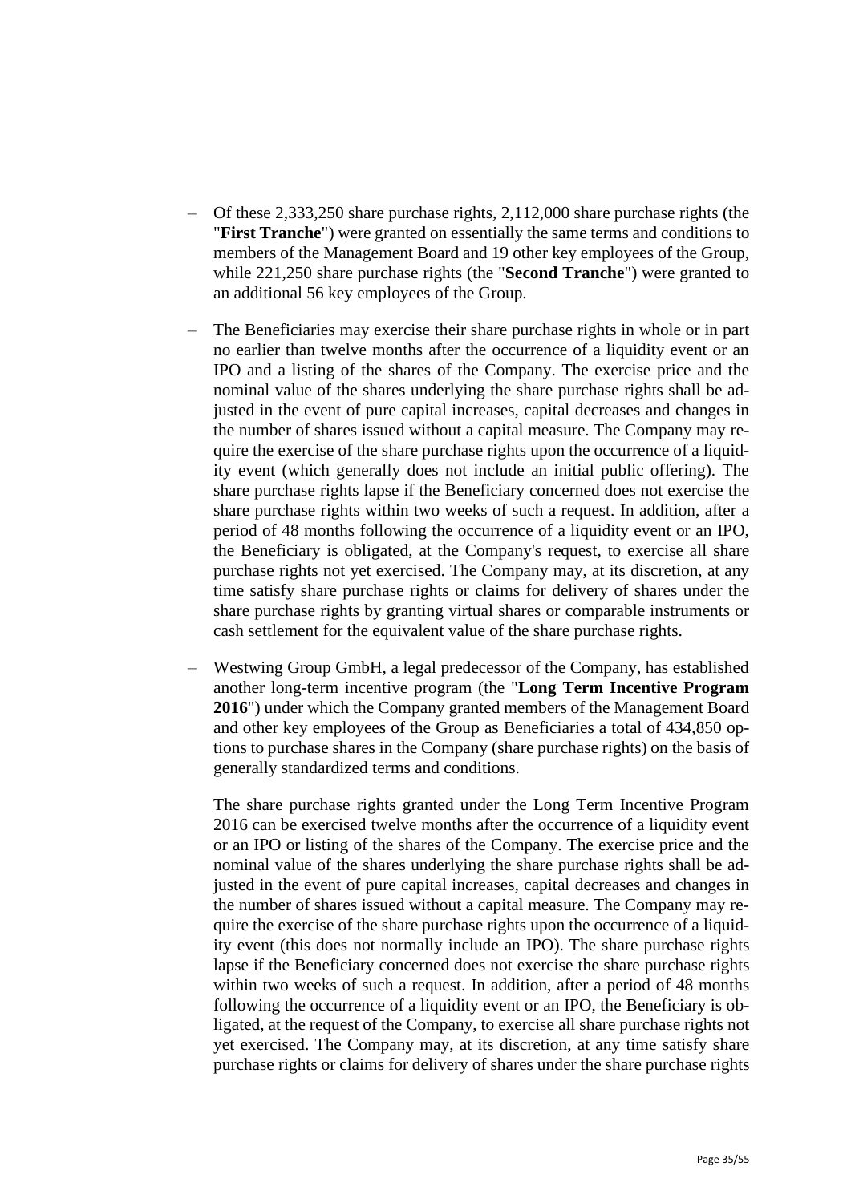- Of these 2,333,250 share purchase rights, 2,112,000 share purchase rights (the "**First Tranche**") were granted on essentially the same terms and conditions to members of the Management Board and 19 other key employees of the Group, while 221,250 share purchase rights (the "**Second Tranche**") were granted to an additional 56 key employees of the Group.

- The Beneficiaries may exercise their share purchase rights in whole or in part no earlier than twelve months after the occurrence of a liquidity event or an IPO and a listing of the shares of the Company. The exercise price and the nominal value of the shares underlying the share purchase rights shall be adjusted in the event of pure capital increases, capital decreases and changes in the number of shares issued without a capital measure. The Company may require the exercise of the share purchase rights upon the occurrence of a liquidity event (which generally does not include an initial public offering). The share purchase rights lapse if the Beneficiary concerned does not exercise the share purchase rights within two weeks of such a request. In addition, after a period of 48 months following the occurrence of a liquidity event or an IPO, the Beneficiary is obligated, at the Company's request, to exercise all share purchase rights not yet exercised. The Company may, at its discretion, at any time satisfy share purchase rights or claims for delivery of shares under the share purchase rights by granting virtual shares or comparable instruments or cash settlement for the equivalent value of the share purchase rights.

- Westwing Group GmbH, a legal predecessor of the Company, has established another long-term incentive program (the "**Long Term Incentive Program 2016**") under which the Company granted members of the Management Board and other key employees of the Group as Beneficiaries a total of 434,850 options to purchase shares in the Company (share purchase rights) on the basis of generally standardized terms and conditions.

  The share purchase rights granted under the Long Term Incentive Program 2016 can be exercised twelve months after the occurrence of a liquidity event or an IPO or listing of the shares of the Company. The exercise price and the nominal value of the shares underlying the share purchase rights shall be adjusted in the event of pure capital increases, capital decreases and changes in the number of shares issued without a capital measure. The Company may require the exercise of the share purchase rights upon the occurrence of a liquidity event (this does not normally include an IPO). The share purchase rights lapse if the Beneficiary concerned does not exercise the share purchase rights within two weeks of such a request. In addition, after a period of 48 months following the occurrence of a liquidity event or an IPO, the Beneficiary is obligated, at the request of the Company, to exercise all share purchase rights not yet exercised. The Company may, at its discretion, at any time satisfy share purchase rights or claims for delivery of shares under the share purchase rights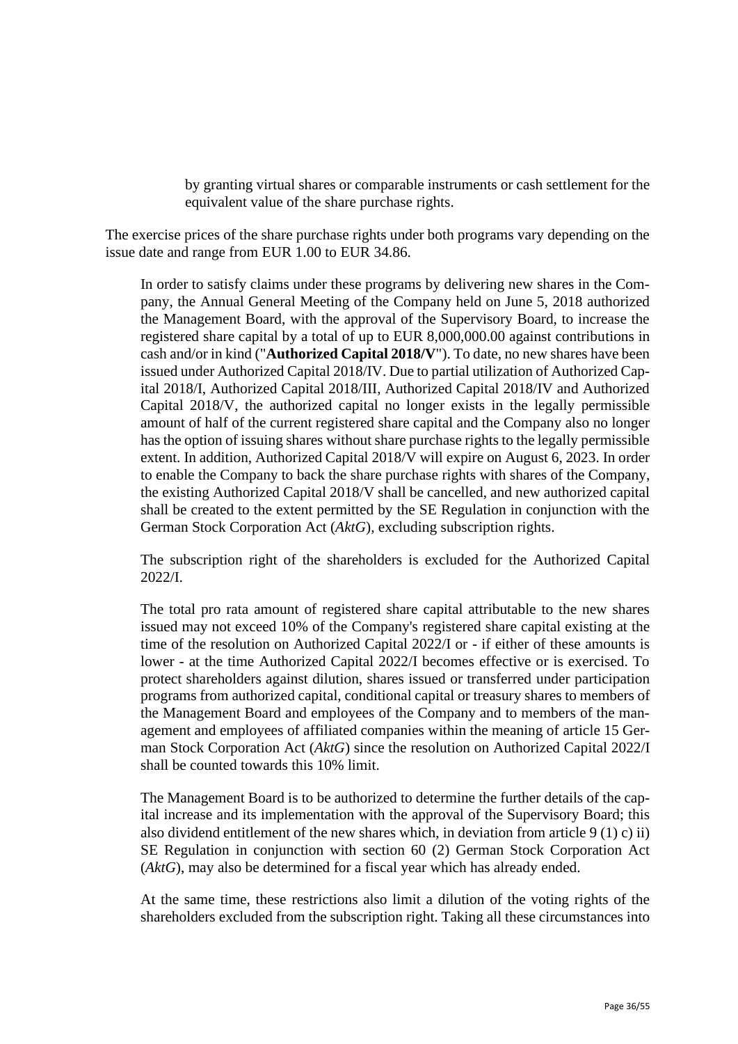by granting virtual shares or comparable instruments or cash settlement for the equivalent value of the share purchase rights.

The exercise prices of the share purchase rights under both programs vary depending on the issue date and range from EUR 1.00 to EUR 34.86.

In order to satisfy claims under these programs by delivering new shares in the Company, the Annual General Meeting of the Company held on June 5, 2018 authorized the Management Board, with the approval of the Supervisory Board, to increase the registered share capital by a total of up to EUR 8,000,000.00 against contributions in cash and/or in kind ("**Authorized Capital 2018/V**"). To date, no new shares have been issued under Authorized Capital 2018/IV. Due to partial utilization of Authorized Capital 2018/I, Authorized Capital 2018/III, Authorized Capital 2018/IV and Authorized Capital 2018/V, the authorized capital no longer exists in the legally permissible amount of half of the current registered share capital and the Company also no longer has the option of issuing shares without share purchase rights to the legally permissible extent. In addition, Authorized Capital 2018/V will expire on August 6, 2023. In order to enable the Company to back the share purchase rights with shares of the Company, the existing Authorized Capital 2018/V shall be cancelled, and new authorized capital shall be created to the extent permitted by the SE Regulation in conjunction with the German Stock Corporation Act (*AktG*), excluding subscription rights.

The subscription right of the shareholders is excluded for the Authorized Capital 2022/I.

The total pro rata amount of registered share capital attributable to the new shares issued may not exceed 10% of the Company's registered share capital existing at the time of the resolution on Authorized Capital 2022/I or - if either of these amounts is lower - at the time Authorized Capital 2022/I becomes effective or is exercised. To protect shareholders against dilution, shares issued or transferred under participation programs from authorized capital, conditional capital or treasury shares to members of the Management Board and employees of the Company and to members of the management and employees of affiliated companies within the meaning of article 15 German Stock Corporation Act (*AktG*) since the resolution on Authorized Capital 2022/I shall be counted towards this 10% limit.

The Management Board is to be authorized to determine the further details of the capital increase and its implementation with the approval of the Supervisory Board; this also dividend entitlement of the new shares which, in deviation from article 9 (1) c) ii) SE Regulation in conjunction with section 60 (2) German Stock Corporation Act (*AktG*), may also be determined for a fiscal year which has already ended.

At the same time, these restrictions also limit a dilution of the voting rights of the shareholders excluded from the subscription right. Taking all these circumstances into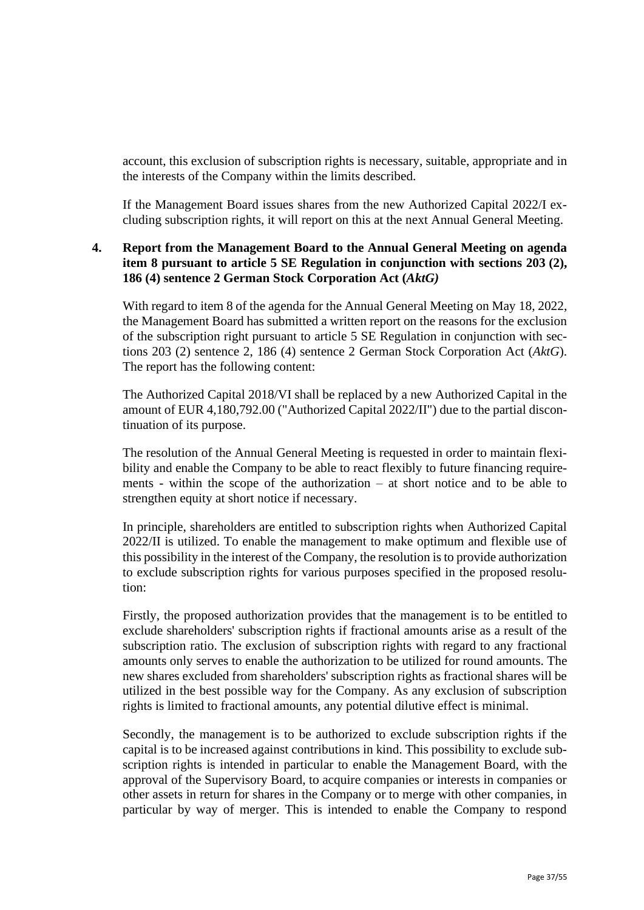account, this exclusion of subscription rights is necessary, suitable, appropriate and in the interests of the Company within the limits described.

If the Management Board issues shares from the new Authorized Capital 2022/I excluding subscription rights, it will report on this at the next Annual General Meeting.

**4. Report from the Management Board to the Annual General Meeting on agenda item 8 pursuant to article 5 SE Regulation in conjunction with sections 203 (2), 186 (4) sentence 2 German Stock Corporation Act (*AktG)***

With regard to item 8 of the agenda for the Annual General Meeting on May 18, 2022, the Management Board has submitted a written report on the reasons for the exclusion of the subscription right pursuant to article 5 SE Regulation in conjunction with sections 203 (2) sentence 2, 186 (4) sentence 2 German Stock Corporation Act (*AktG*). The report has the following content:

The Authorized Capital 2018/VI shall be replaced by a new Authorized Capital in the amount of EUR 4,180,792.00 ("Authorized Capital 2022/II") due to the partial discontinuation of its purpose.

The resolution of the Annual General Meeting is requested in order to maintain flexibility and enable the Company to be able to react flexibly to future financing requirements - within the scope of the authorization – at short notice and to be able to strengthen equity at short notice if necessary.

In principle, shareholders are entitled to subscription rights when Authorized Capital 2022/II is utilized. To enable the management to make optimum and flexible use of this possibility in the interest of the Company, the resolution is to provide authorization to exclude subscription rights for various purposes specified in the proposed resolution:

Firstly, the proposed authorization provides that the management is to be entitled to exclude shareholders' subscription rights if fractional amounts arise as a result of the subscription ratio. The exclusion of subscription rights with regard to any fractional amounts only serves to enable the authorization to be utilized for round amounts. The new shares excluded from shareholders' subscription rights as fractional shares will be utilized in the best possible way for the Company. As any exclusion of subscription rights is limited to fractional amounts, any potential dilutive effect is minimal.

Secondly, the management is to be authorized to exclude subscription rights if the capital is to be increased against contributions in kind. This possibility to exclude subscription rights is intended in particular to enable the Management Board, with the approval of the Supervisory Board, to acquire companies or interests in companies or other assets in return for shares in the Company or to merge with other companies, in particular by way of merger. This is intended to enable the Company to respond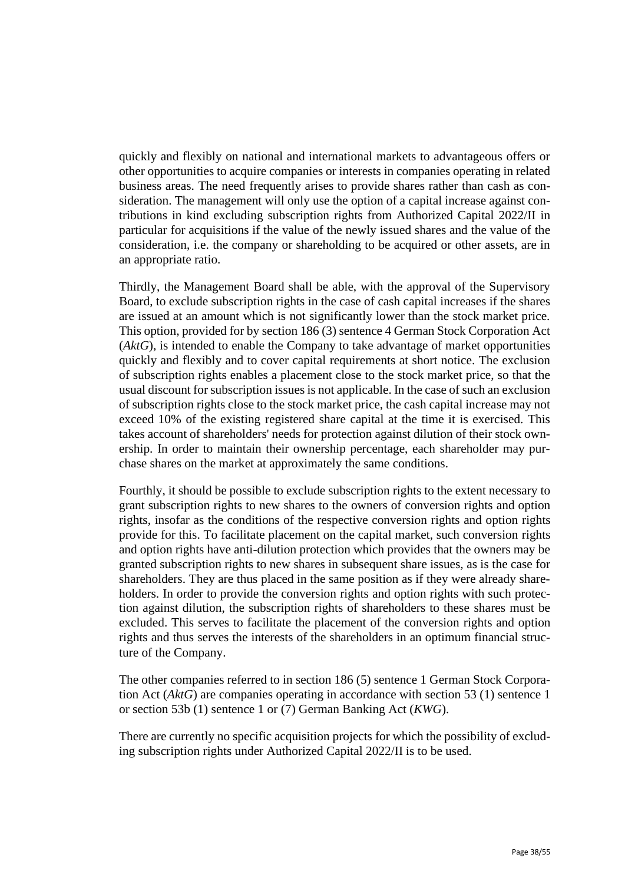quickly and flexibly on national and international markets to advantageous offers or other opportunities to acquire companies or interests in companies operating in related business areas. The need frequently arises to provide shares rather than cash as consideration. The management will only use the option of a capital increase against contributions in kind excluding subscription rights from Authorized Capital 2022/II in particular for acquisitions if the value of the newly issued shares and the value of the consideration, i.e. the company or shareholding to be acquired or other assets, are in an appropriate ratio.

Thirdly, the Management Board shall be able, with the approval of the Supervisory Board, to exclude subscription rights in the case of cash capital increases if the shares are issued at an amount which is not significantly lower than the stock market price. This option, provided for by section 186 (3) sentence 4 German Stock Corporation Act (*AktG*), is intended to enable the Company to take advantage of market opportunities quickly and flexibly and to cover capital requirements at short notice. The exclusion of subscription rights enables a placement close to the stock market price, so that the usual discount for subscription issues is not applicable. In the case of such an exclusion of subscription rights close to the stock market price, the cash capital increase may not exceed 10% of the existing registered share capital at the time it is exercised. This takes account of shareholders' needs for protection against dilution of their stock ownership. In order to maintain their ownership percentage, each shareholder may purchase shares on the market at approximately the same conditions.

Fourthly, it should be possible to exclude subscription rights to the extent necessary to grant subscription rights to new shares to the owners of conversion rights and option rights, insofar as the conditions of the respective conversion rights and option rights provide for this. To facilitate placement on the capital market, such conversion rights and option rights have anti-dilution protection which provides that the owners may be granted subscription rights to new shares in subsequent share issues, as is the case for shareholders. They are thus placed in the same position as if they were already shareholders. In order to provide the conversion rights and option rights with such protection against dilution, the subscription rights of shareholders to these shares must be excluded. This serves to facilitate the placement of the conversion rights and option rights and thus serves the interests of the shareholders in an optimum financial structure of the Company.

The other companies referred to in section 186 (5) sentence 1 German Stock Corporation Act (*AktG*) are companies operating in accordance with section 53 (1) sentence 1 or section 53b (1) sentence 1 or (7) German Banking Act (*KWG*).

There are currently no specific acquisition projects for which the possibility of excluding subscription rights under Authorized Capital 2022/II is to be used.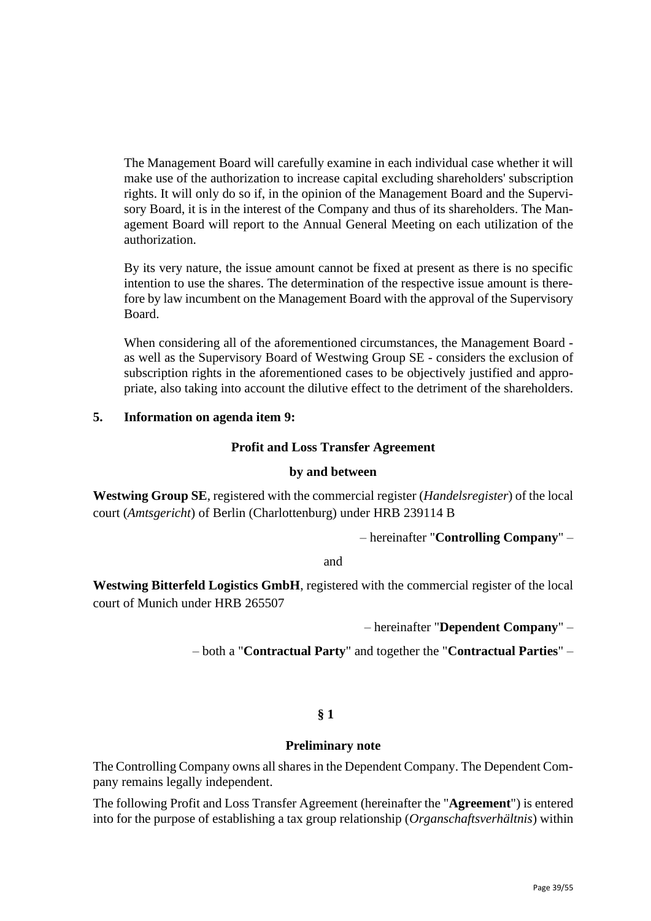The Management Board will carefully examine in each individual case whether it will make use of the authorization to increase capital excluding shareholders' subscription rights. It will only do so if, in the opinion of the Management Board and the Supervisory Board, it is in the interest of the Company and thus of its shareholders. The Management Board will report to the Annual General Meeting on each utilization of the authorization.

By its very nature, the issue amount cannot be fixed at present as there is no specific intention to use the shares. The determination of the respective issue amount is therefore by law incumbent on the Management Board with the approval of the Supervisory Board.

When considering all of the aforementioned circumstances, the Management Board - as well as the Supervisory Board of Westwing Group SE - considers the exclusion of subscription rights in the aforementioned cases to be objectively justified and appropriate, also taking into account the dilutive effect to the detriment of the shareholders.

## 5. Information on agenda item 9:

**Profit and Loss Transfer Agreement**

**by and between**

**Westwing Group SE**, registered with the commercial register (*Handelsregister*) of the local court (*Amtsgericht*) of Berlin (Charlottenburg) under HRB 239114 B

– hereinafter "**Controlling Company**" –

and

**Westwing Bitterfeld Logistics GmbH**, registered with the commercial register of the local court of Munich under HRB 265507

– hereinafter "**Dependent Company**" –

– both a "**Contractual Party**" and together the "**Contractual Parties**" –

**§ 1**

**Preliminary note**

The Controlling Company owns all shares in the Dependent Company. The Dependent Company remains legally independent.

The following Profit and Loss Transfer Agreement (hereinafter the "**Agreement**") is entered into for the purpose of establishing a tax group relationship (*Organschaftsverhältnis*) within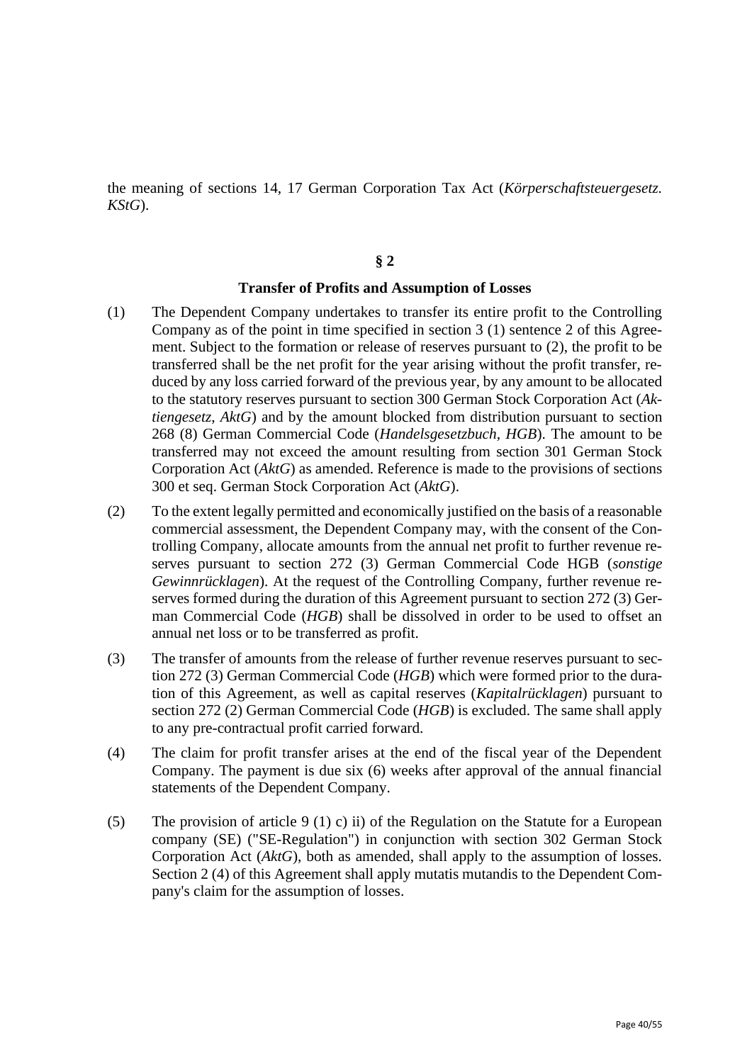the meaning of sections 14, 17 German Corporation Tax Act (*Körperschaftsteuergesetz. KStG*).

**§ 2**

**Transfer of Profits and Assumption of Losses**

(1) The Dependent Company undertakes to transfer its entire profit to the Controlling Company as of the point in time specified in section 3 (1) sentence 2 of this Agreement. Subject to the formation or release of reserves pursuant to (2), the profit to be transferred shall be the net profit for the year arising without the profit transfer, reduced by any loss carried forward of the previous year, by any amount to be allocated to the statutory reserves pursuant to section 300 German Stock Corporation Act (*Aktiengesetz*, *AktG*) and by the amount blocked from distribution pursuant to section 268 (8) German Commercial Code (*Handelsgesetzbuch, HGB*). The amount to be transferred may not exceed the amount resulting from section 301 German Stock Corporation Act (*AktG*) as amended. Reference is made to the provisions of sections 300 et seq. German Stock Corporation Act (*AktG*).

(2) To the extent legally permitted and economically justified on the basis of a reasonable commercial assessment, the Dependent Company may, with the consent of the Controlling Company, allocate amounts from the annual net profit to further revenue reserves pursuant to section 272 (3) German Commercial Code HGB (*sonstige Gewinnrücklagen*). At the request of the Controlling Company, further revenue reserves formed during the duration of this Agreement pursuant to section 272 (3) German Commercial Code (*HGB*) shall be dissolved in order to be used to offset an annual net loss or to be transferred as profit.

(3) The transfer of amounts from the release of further revenue reserves pursuant to section 272 (3) German Commercial Code (*HGB*) which were formed prior to the duration of this Agreement, as well as capital reserves (*Kapitalrücklagen*) pursuant to section 272 (2) German Commercial Code (*HGB*) is excluded. The same shall apply to any pre-contractual profit carried forward.

(4) The claim for profit transfer arises at the end of the fiscal year of the Dependent Company. The payment is due six (6) weeks after approval of the annual financial statements of the Dependent Company.

(5) The provision of article 9 (1) c) ii) of the Regulation on the Statute for a European company (SE) ("SE-Regulation") in conjunction with section 302 German Stock Corporation Act (*AktG*), both as amended, shall apply to the assumption of losses. Section 2 (4) of this Agreement shall apply mutatis mutandis to the Dependent Company's claim for the assumption of losses.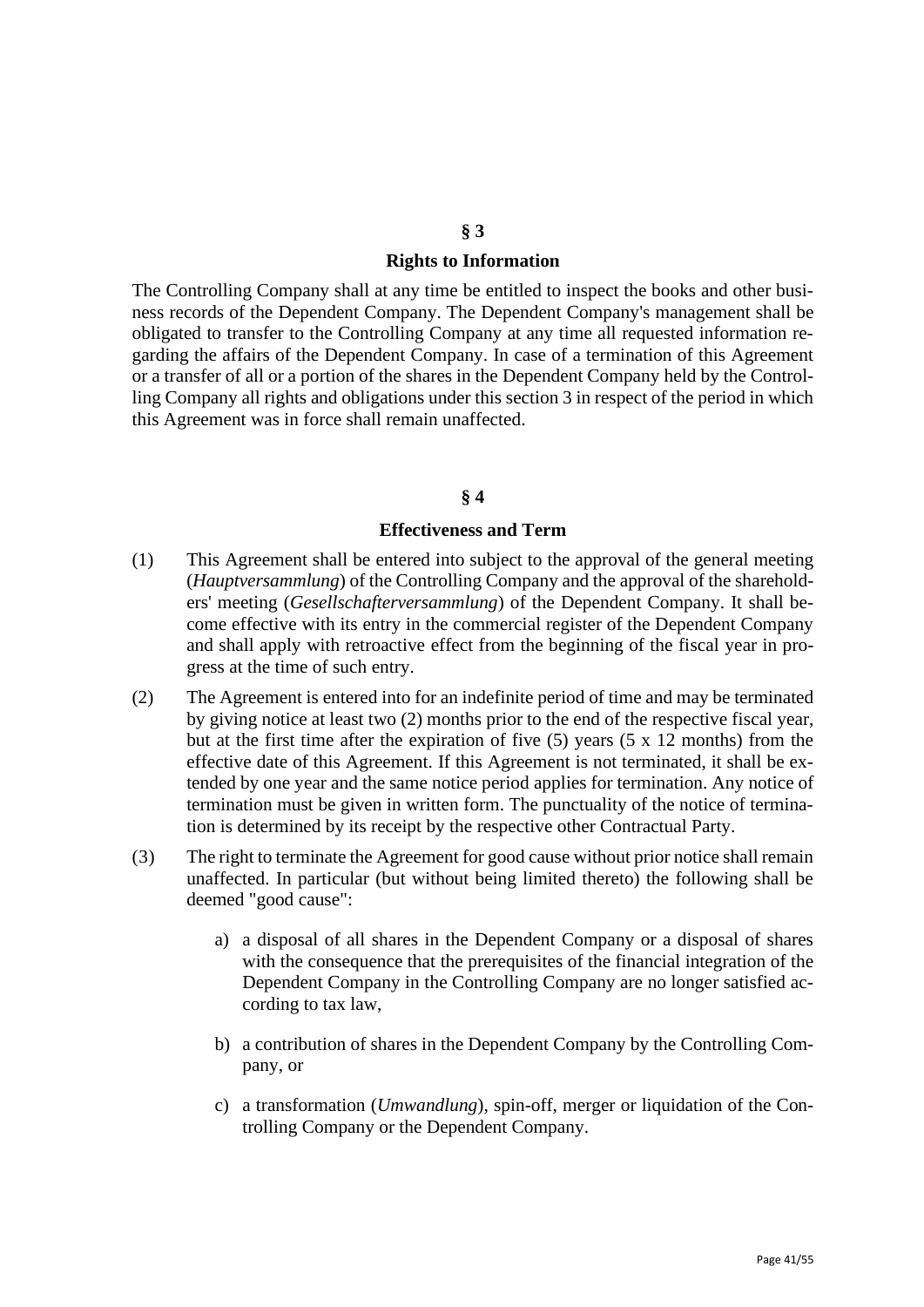## § 3

## Rights to Information

The Controlling Company shall at any time be entitled to inspect the books and other business records of the Dependent Company. The Dependent Company's management shall be obligated to transfer to the Controlling Company at any time all requested information regarding the affairs of the Dependent Company. In case of a termination of this Agreement or a transfer of all or a portion of the shares in the Dependent Company held by the Controlling Company all rights and obligations under this section 3 in respect of the period in which this Agreement was in force shall remain unaffected.

## § 4

## Effectiveness and Term

(1) This Agreement shall be entered into subject to the approval of the general meeting (*Hauptversammlung*) of the Controlling Company and the approval of the shareholders' meeting (*Gesellschafterversammlung*) of the Dependent Company. It shall become effective with its entry in the commercial register of the Dependent Company and shall apply with retroactive effect from the beginning of the fiscal year in progress at the time of such entry.

(2) The Agreement is entered into for an indefinite period of time and may be terminated by giving notice at least two (2) months prior to the end of the respective fiscal year, but at the first time after the expiration of five (5) years (5 x 12 months) from the effective date of this Agreement. If this Agreement is not terminated, it shall be extended by one year and the same notice period applies for termination. Any notice of termination must be given in written form. The punctuality of the notice of termination is determined by its receipt by the respective other Contractual Party.

(3) The right to terminate the Agreement for good cause without prior notice shall remain unaffected. In particular (but without being limited thereto) the following shall be deemed "good cause":

   a) a disposal of all shares in the Dependent Company or a disposal of shares with the consequence that the prerequisites of the financial integration of the Dependent Company in the Controlling Company are no longer satisfied according to tax law,

   b) a contribution of shares in the Dependent Company by the Controlling Company, or

   c) a transformation (*Umwandlung*), spin-off, merger or liquidation of the Controlling Company or the Dependent Company.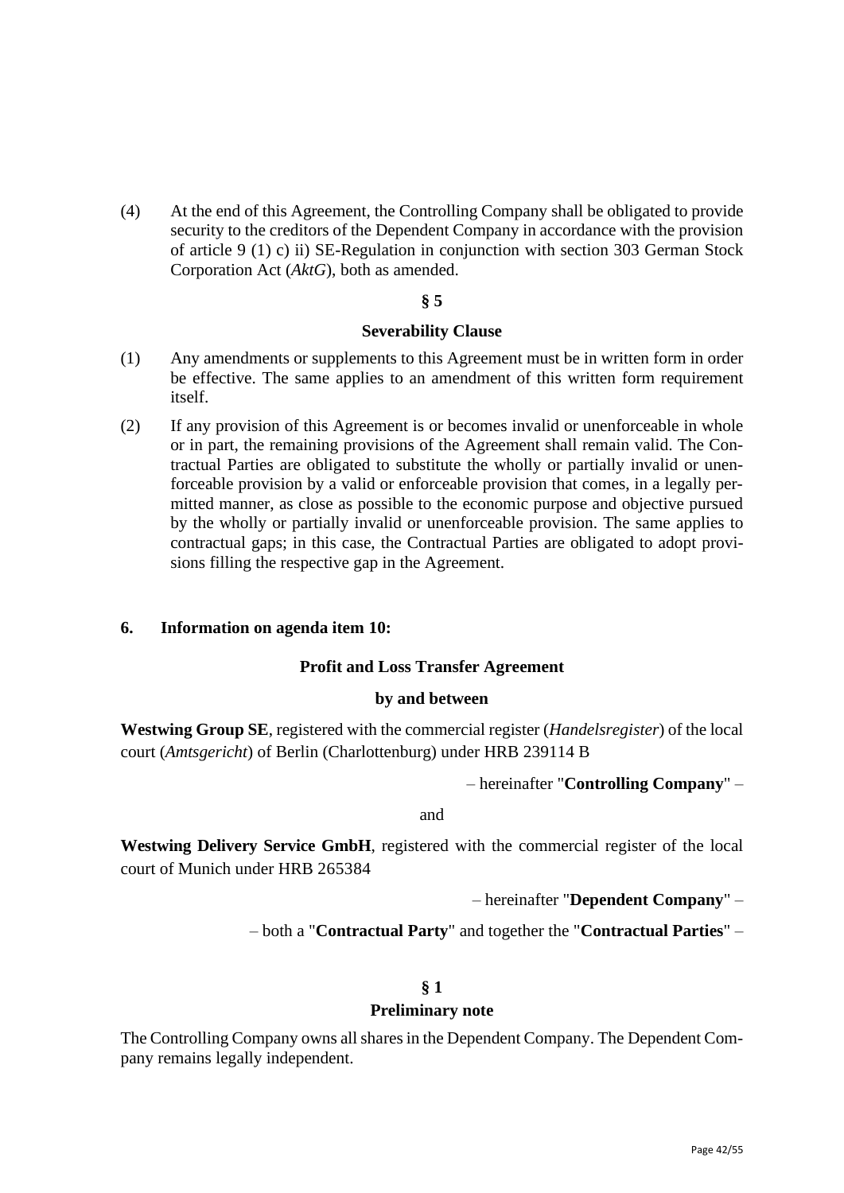(4) At the end of this Agreement, the Controlling Company shall be obligated to provide security to the creditors of the Dependent Company in accordance with the provision of article 9 (1) c) ii) SE-Regulation in conjunction with section 303 German Stock Corporation Act (*AktG*), both as amended.

**§ 5**

**Severability Clause**

(1) Any amendments or supplements to this Agreement must be in written form in order be effective. The same applies to an amendment of this written form requirement itself.

(2) If any provision of this Agreement is or becomes invalid or unenforceable in whole or in part, the remaining provisions of the Agreement shall remain valid. The Contractual Parties are obligated to substitute the wholly or partially invalid or unenforceable provision by a valid or enforceable provision that comes, in a legally permitted manner, as close as possible to the economic purpose and objective pursued by the wholly or partially invalid or unenforceable provision. The same applies to contractual gaps; in this case, the Contractual Parties are obligated to adopt provisions filling the respective gap in the Agreement.

**6. Information on agenda item 10:**

**Profit and Loss Transfer Agreement**

**by and between**

**Westwing Group SE**, registered with the commercial register (*Handelsregister*) of the local court (*Amtsgericht*) of Berlin (Charlottenburg) under HRB 239114 B

– hereinafter "**Controlling Company**" –

and

**Westwing Delivery Service GmbH**, registered with the commercial register of the local court of Munich under HRB 265384

– hereinafter "**Dependent Company**" –

– both a "**Contractual Party**" and together the "**Contractual Parties**" –

**§ 1**

**Preliminary note**

The Controlling Company owns all shares in the Dependent Company. The Dependent Company remains legally independent.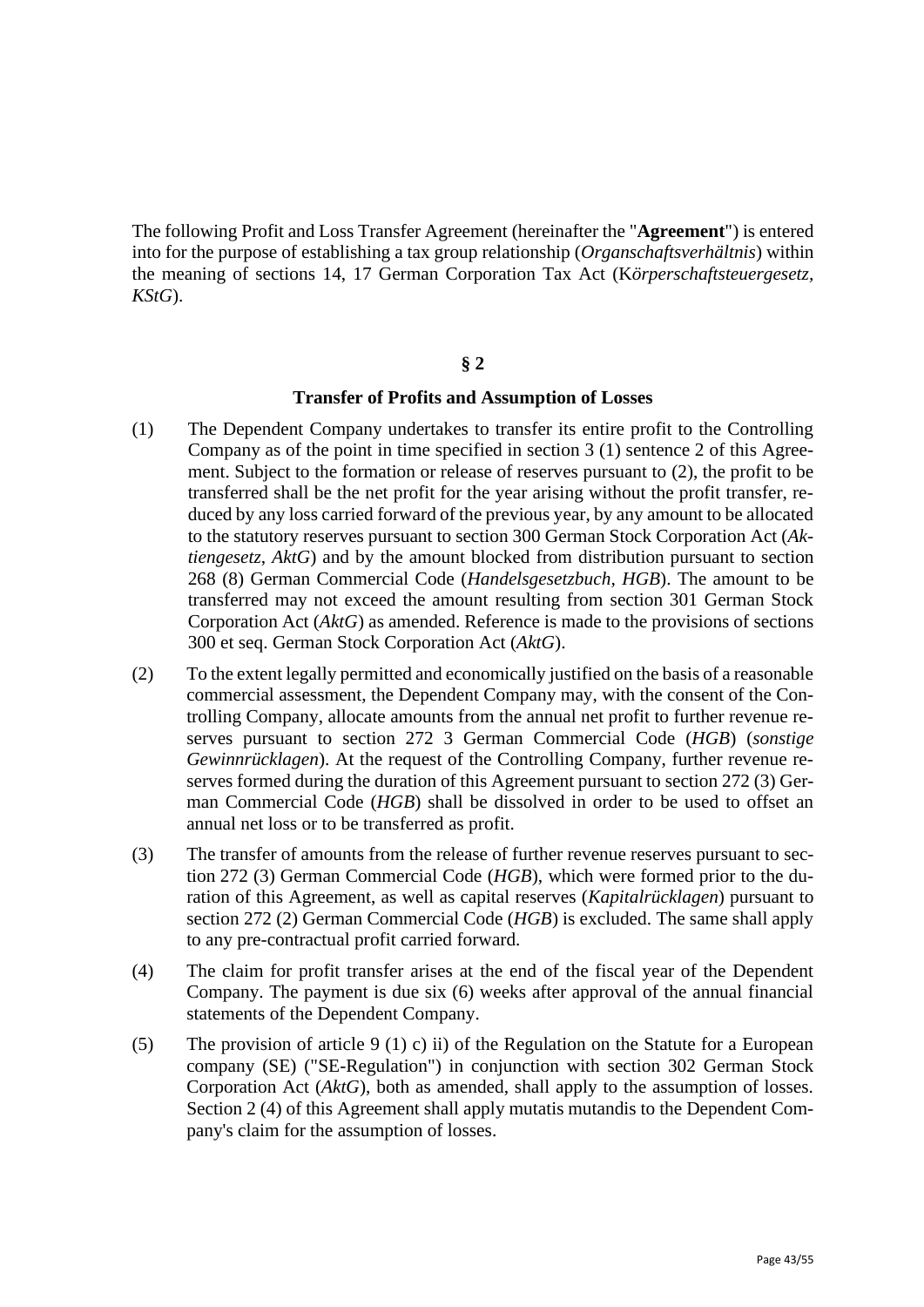The following Profit and Loss Transfer Agreement (hereinafter the "**Agreement**") is entered into for the purpose of establishing a tax group relationship (*Organschaftsverhältnis*) within the meaning of sections 14, 17 German Corporation Tax Act (K*örperschaftsteuergesetz*, *KStG*).

**§ 2**

**Transfer of Profits and Assumption of Losses**

(1) The Dependent Company undertakes to transfer its entire profit to the Controlling Company as of the point in time specified in section 3 (1) sentence 2 of this Agreement. Subject to the formation or release of reserves pursuant to (2), the profit to be transferred shall be the net profit for the year arising without the profit transfer, reduced by any loss carried forward of the previous year, by any amount to be allocated to the statutory reserves pursuant to section 300 German Stock Corporation Act (*Aktiengesetz*, *AktG*) and by the amount blocked from distribution pursuant to section 268 (8) German Commercial Code (*Handelsgesetzbuch*, *HGB*). The amount to be transferred may not exceed the amount resulting from section 301 German Stock Corporation Act (*AktG*) as amended. Reference is made to the provisions of sections 300 et seq. German Stock Corporation Act (*AktG*).

(2) To the extent legally permitted and economically justified on the basis of a reasonable commercial assessment, the Dependent Company may, with the consent of the Controlling Company, allocate amounts from the annual net profit to further revenue reserves pursuant to section 272 3 German Commercial Code (*HGB*) (*sonstige Gewinnrücklagen*). At the request of the Controlling Company, further revenue reserves formed during the duration of this Agreement pursuant to section 272 (3) German Commercial Code (*HGB*) shall be dissolved in order to be used to offset an annual net loss or to be transferred as profit.

(3) The transfer of amounts from the release of further revenue reserves pursuant to section 272 (3) German Commercial Code (*HGB*), which were formed prior to the duration of this Agreement, as well as capital reserves (*Kapitalrücklagen*) pursuant to section 272 (2) German Commercial Code (*HGB*) is excluded. The same shall apply to any pre-contractual profit carried forward.

(4) The claim for profit transfer arises at the end of the fiscal year of the Dependent Company. The payment is due six (6) weeks after approval of the annual financial statements of the Dependent Company.

(5) The provision of article 9 (1) c) ii) of the Regulation on the Statute for a European company (SE) ("SE-Regulation") in conjunction with section 302 German Stock Corporation Act (*AktG*), both as amended, shall apply to the assumption of losses. Section 2 (4) of this Agreement shall apply mutatis mutandis to the Dependent Company's claim for the assumption of losses.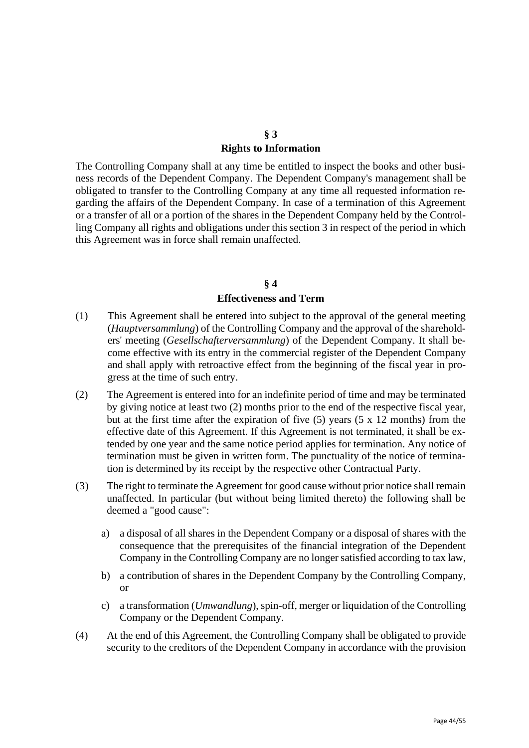## § 3
## Rights to Information

The Controlling Company shall at any time be entitled to inspect the books and other business records of the Dependent Company. The Dependent Company's management shall be obligated to transfer to the Controlling Company at any time all requested information regarding the affairs of the Dependent Company. In case of a termination of this Agreement or a transfer of all or a portion of the shares in the Dependent Company held by the Controlling Company all rights and obligations under this section 3 in respect of the period in which this Agreement was in force shall remain unaffected.

## § 4
## Effectiveness and Term

(1) This Agreement shall be entered into subject to the approval of the general meeting (*Hauptversammlung*) of the Controlling Company and the approval of the shareholders' meeting (*Gesellschafterversammlung*) of the Dependent Company. It shall become effective with its entry in the commercial register of the Dependent Company and shall apply with retroactive effect from the beginning of the fiscal year in progress at the time of such entry.

(2) The Agreement is entered into for an indefinite period of time and may be terminated by giving notice at least two (2) months prior to the end of the respective fiscal year, but at the first time after the expiration of five (5) years (5 x 12 months) from the effective date of this Agreement. If this Agreement is not terminated, it shall be extended by one year and the same notice period applies for termination. Any notice of termination must be given in written form. The punctuality of the notice of termination is determined by its receipt by the respective other Contractual Party.

(3) The right to terminate the Agreement for good cause without prior notice shall remain unaffected. In particular (but without being limited thereto) the following shall be deemed a "good cause":

   a) a disposal of all shares in the Dependent Company or a disposal of shares with the consequence that the prerequisites of the financial integration of the Dependent Company in the Controlling Company are no longer satisfied according to tax law,

   b) a contribution of shares in the Dependent Company by the Controlling Company, or

   c) a transformation (*Umwandlung*), spin-off, merger or liquidation of the Controlling Company or the Dependent Company.

(4) At the end of this Agreement, the Controlling Company shall be obligated to provide security to the creditors of the Dependent Company in accordance with the provision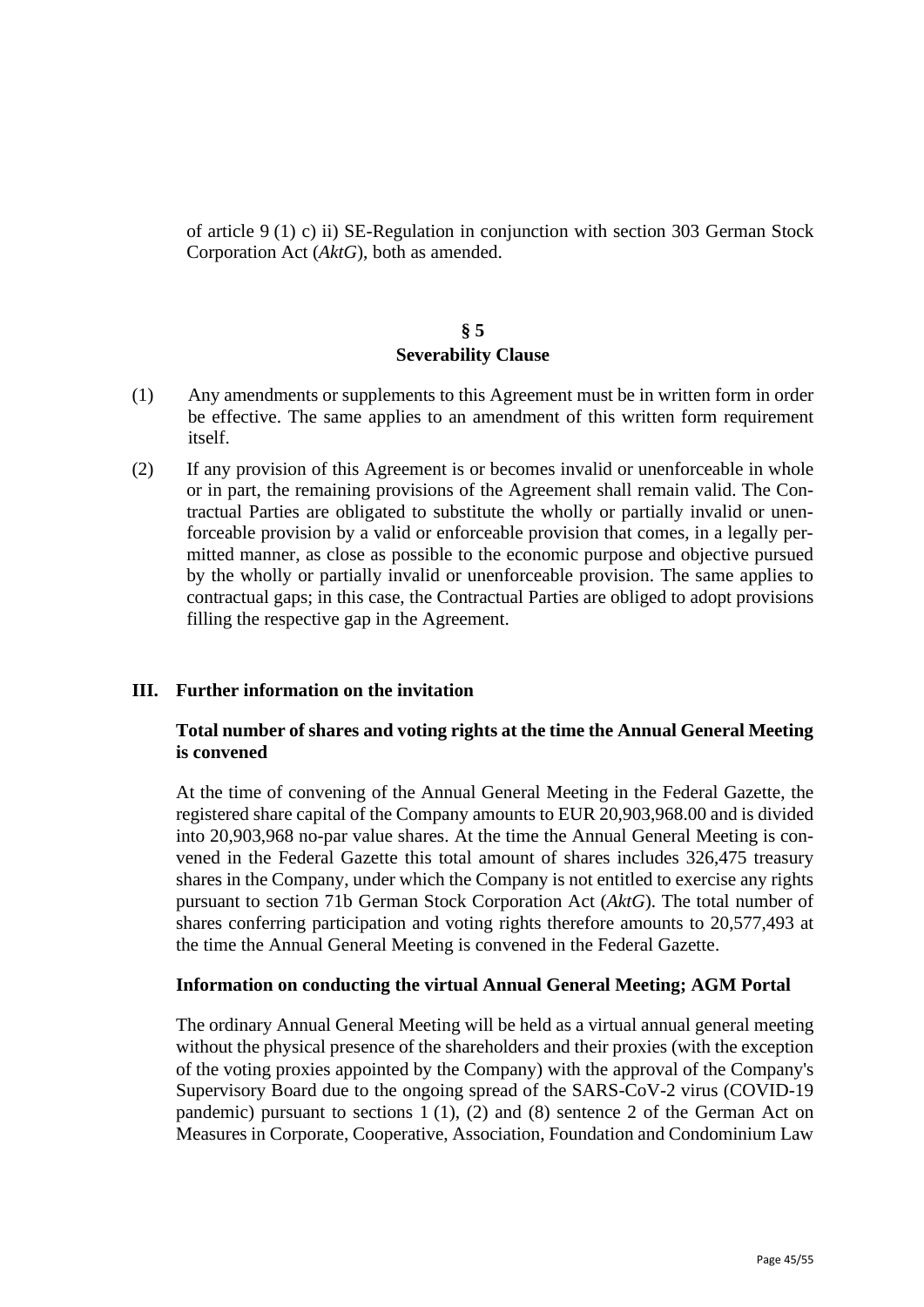of article 9 (1) c) ii) SE-Regulation in conjunction with section 303 German Stock Corporation Act (*AktG*), both as amended.

**§ 5**
**Severability Clause**

(1) Any amendments or supplements to this Agreement must be in written form in order be effective. The same applies to an amendment of this written form requirement itself.

(2) If any provision of this Agreement is or becomes invalid or unenforceable in whole or in part, the remaining provisions of the Agreement shall remain valid. The Contractual Parties are obligated to substitute the wholly or partially invalid or unenforceable provision by a valid or enforceable provision that comes, in a legally permitted manner, as close as possible to the economic purpose and objective pursued by the wholly or partially invalid or unenforceable provision. The same applies to contractual gaps; in this case, the Contractual Parties are obliged to adopt provisions filling the respective gap in the Agreement.

## III. Further information on the invitation

### Total number of shares and voting rights at the time the Annual General Meeting is convened

At the time of convening of the Annual General Meeting in the Federal Gazette, the registered share capital of the Company amounts to EUR 20,903,968.00 and is divided into 20,903,968 no-par value shares. At the time the Annual General Meeting is convened in the Federal Gazette this total amount of shares includes 326,475 treasury shares in the Company, under which the Company is not entitled to exercise any rights pursuant to section 71b German Stock Corporation Act (*AktG*). The total number of shares conferring participation and voting rights therefore amounts to 20,577,493 at the time the Annual General Meeting is convened in the Federal Gazette.

### Information on conducting the virtual Annual General Meeting; AGM Portal

The ordinary Annual General Meeting will be held as a virtual annual general meeting without the physical presence of the shareholders and their proxies (with the exception of the voting proxies appointed by the Company) with the approval of the Company's Supervisory Board due to the ongoing spread of the SARS-CoV-2 virus (COVID-19 pandemic) pursuant to sections 1 (1), (2) and (8) sentence 2 of the German Act on Measures in Corporate, Cooperative, Association, Foundation and Condominium Law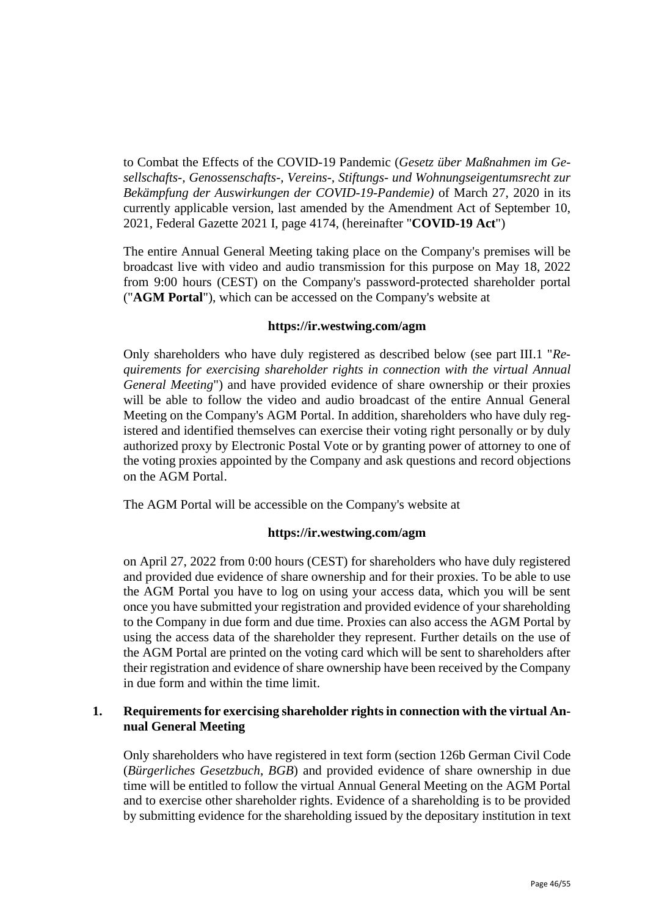to Combat the Effects of the COVID-19 Pandemic (*Gesetz über Maßnahmen im Gesellschafts-, Genossenschafts-, Vereins-, Stiftungs- und Wohnungseigentumsrecht zur Bekämpfung der Auswirkungen der COVID-19-Pandemie)* of March 27, 2020 in its currently applicable version, last amended by the Amendment Act of September 10, 2021, Federal Gazette 2021 I, page 4174, (hereinafter "**COVID-19 Act**")

The entire Annual General Meeting taking place on the Company's premises will be broadcast live with video and audio transmission for this purpose on May 18, 2022 from 9:00 hours (CEST) on the Company's password-protected shareholder portal ("**AGM Portal**"), which can be accessed on the Company's website at

**https://ir.westwing.com/agm**

Only shareholders who have duly registered as described below (see part III.1 "*Requirements for exercising shareholder rights in connection with the virtual Annual General Meeting*") and have provided evidence of share ownership or their proxies will be able to follow the video and audio broadcast of the entire Annual General Meeting on the Company's AGM Portal. In addition, shareholders who have duly registered and identified themselves can exercise their voting right personally or by duly authorized proxy by Electronic Postal Vote or by granting power of attorney to one of the voting proxies appointed by the Company and ask questions and record objections on the AGM Portal.

The AGM Portal will be accessible on the Company's website at

**https://ir.westwing.com/agm**

on April 27, 2022 from 0:00 hours (CEST) for shareholders who have duly registered and provided due evidence of share ownership and for their proxies. To be able to use the AGM Portal you have to log on using your access data, which you will be sent once you have submitted your registration and provided evidence of your shareholding to the Company in due form and due time. Proxies can also access the AGM Portal by using the access data of the shareholder they represent. Further details on the use of the AGM Portal are printed on the voting card which will be sent to shareholders after their registration and evidence of share ownership have been received by the Company in due form and within the time limit.

## 1. Requirements for exercising shareholder rights in connection with the virtual Annual General Meeting

Only shareholders who have registered in text form (section 126b German Civil Code (*Bürgerliches Gesetzbuch*, *BGB*) and provided evidence of share ownership in due time will be entitled to follow the virtual Annual General Meeting on the AGM Portal and to exercise other shareholder rights. Evidence of a shareholding is to be provided by submitting evidence for the shareholding issued by the depositary institution in text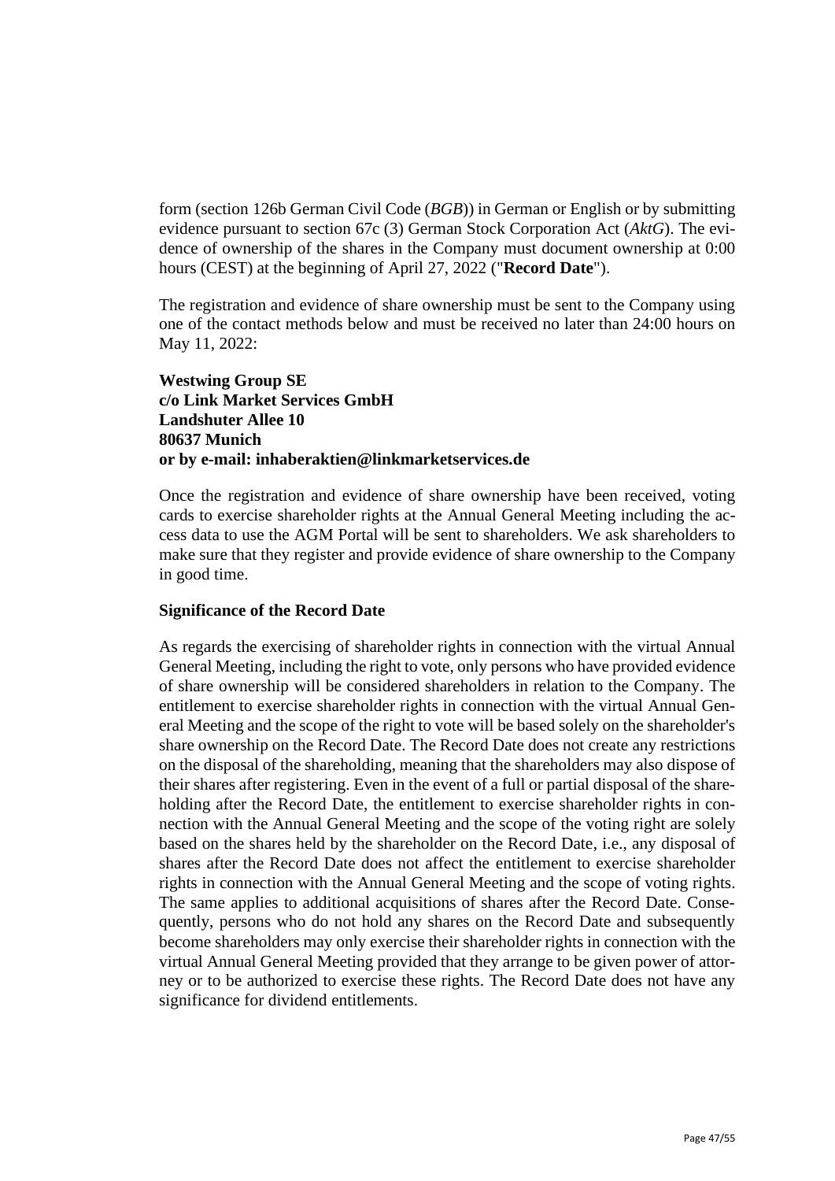form (section 126b German Civil Code (*BGB*)) in German or English or by submitting evidence pursuant to section 67c (3) German Stock Corporation Act (*AktG*). The evidence of ownership of the shares in the Company must document ownership at 0:00 hours (CEST) at the beginning of April 27, 2022 ("**Record Date**").

The registration and evidence of share ownership must be sent to the Company using one of the contact methods below and must be received no later than 24:00 hours on May 11, 2022:

**Westwing Group SE**
**c/o Link Market Services GmbH**
**Landshuter Allee 10**
**80637 Munich**
**or by e-mail: inhaberaktien@linkmarketservices.de**

Once the registration and evidence of share ownership have been received, voting cards to exercise shareholder rights at the Annual General Meeting including the access data to use the AGM Portal will be sent to shareholders. We ask shareholders to make sure that they register and provide evidence of share ownership to the Company in good time.

**Significance of the Record Date**

As regards the exercising of shareholder rights in connection with the virtual Annual General Meeting, including the right to vote, only persons who have provided evidence of share ownership will be considered shareholders in relation to the Company. The entitlement to exercise shareholder rights in connection with the virtual Annual General Meeting and the scope of the right to vote will be based solely on the shareholder's share ownership on the Record Date. The Record Date does not create any restrictions on the disposal of the shareholding, meaning that the shareholders may also dispose of their shares after registering. Even in the event of a full or partial disposal of the shareholding after the Record Date, the entitlement to exercise shareholder rights in connection with the Annual General Meeting and the scope of the voting right are solely based on the shares held by the shareholder on the Record Date, i.e., any disposal of shares after the Record Date does not affect the entitlement to exercise shareholder rights in connection with the Annual General Meeting and the scope of voting rights. The same applies to additional acquisitions of shares after the Record Date. Consequently, persons who do not hold any shares on the Record Date and subsequently become shareholders may only exercise their shareholder rights in connection with the virtual Annual General Meeting provided that they arrange to be given power of attorney or to be authorized to exercise these rights. The Record Date does not have any significance for dividend entitlements.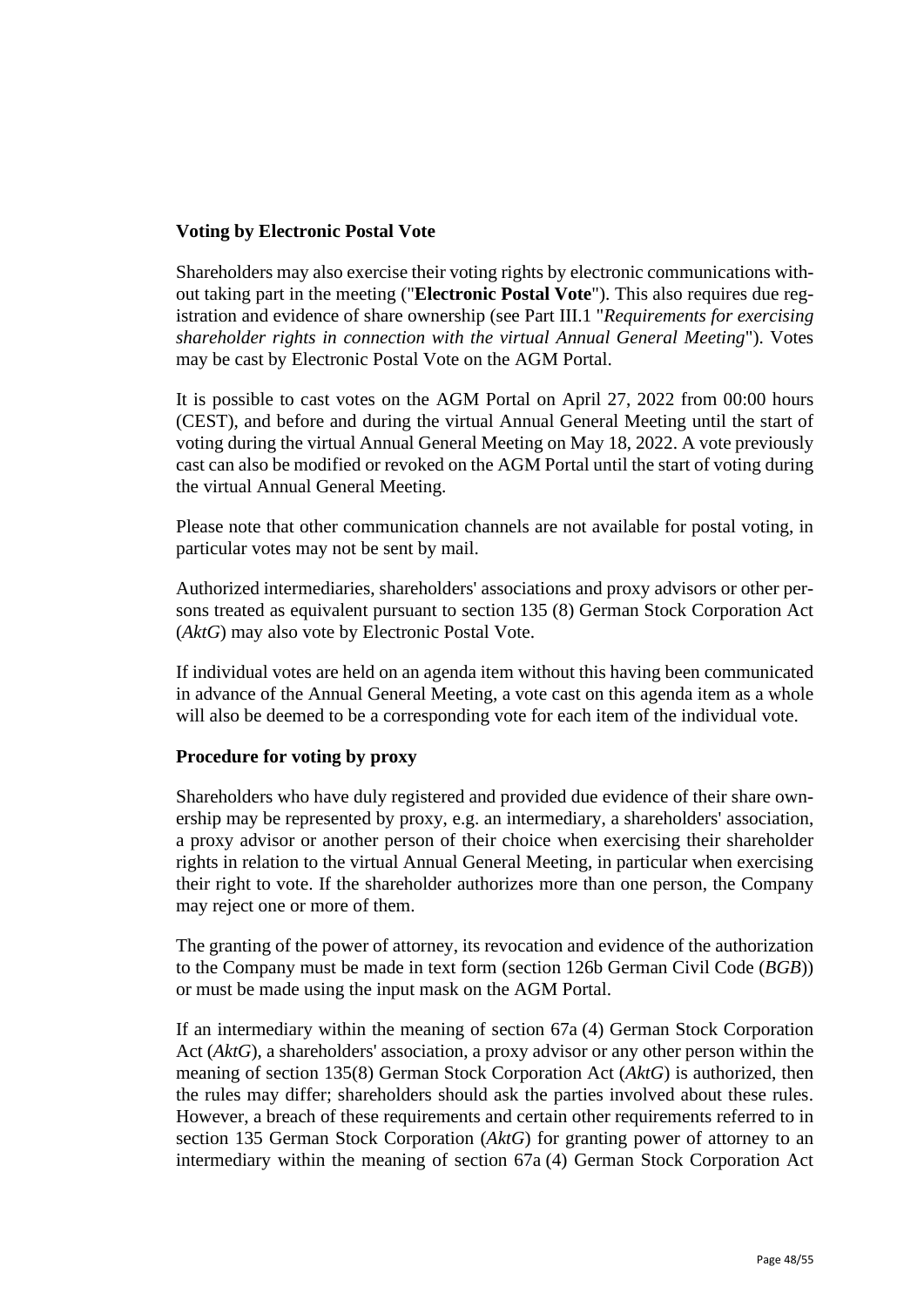**Voting by Electronic Postal Vote**

Shareholders may also exercise their voting rights by electronic communications without taking part in the meeting ("**Electronic Postal Vote**"). This also requires due registration and evidence of share ownership (see Part III.1 "*Requirements for exercising shareholder rights in connection with the virtual Annual General Meeting*"). Votes may be cast by Electronic Postal Vote on the AGM Portal.

It is possible to cast votes on the AGM Portal on April 27, 2022 from 00:00 hours (CEST), and before and during the virtual Annual General Meeting until the start of voting during the virtual Annual General Meeting on May 18, 2022. A vote previously cast can also be modified or revoked on the AGM Portal until the start of voting during the virtual Annual General Meeting.

Please note that other communication channels are not available for postal voting, in particular votes may not be sent by mail.

Authorized intermediaries, shareholders' associations and proxy advisors or other persons treated as equivalent pursuant to section 135 (8) German Stock Corporation Act (*AktG*) may also vote by Electronic Postal Vote.

If individual votes are held on an agenda item without this having been communicated in advance of the Annual General Meeting, a vote cast on this agenda item as a whole will also be deemed to be a corresponding vote for each item of the individual vote.

**Procedure for voting by proxy**

Shareholders who have duly registered and provided due evidence of their share ownership may be represented by proxy, e.g. an intermediary, a shareholders' association, a proxy advisor or another person of their choice when exercising their shareholder rights in relation to the virtual Annual General Meeting, in particular when exercising their right to vote. If the shareholder authorizes more than one person, the Company may reject one or more of them.

The granting of the power of attorney, its revocation and evidence of the authorization to the Company must be made in text form (section 126b German Civil Code (*BGB*)) or must be made using the input mask on the AGM Portal.

If an intermediary within the meaning of section 67a (4) German Stock Corporation Act (*AktG*), a shareholders' association, a proxy advisor or any other person within the meaning of section 135(8) German Stock Corporation Act (*AktG*) is authorized, then the rules may differ; shareholders should ask the parties involved about these rules. However, a breach of these requirements and certain other requirements referred to in section 135 German Stock Corporation (*AktG*) for granting power of attorney to an intermediary within the meaning of section 67a (4) German Stock Corporation Act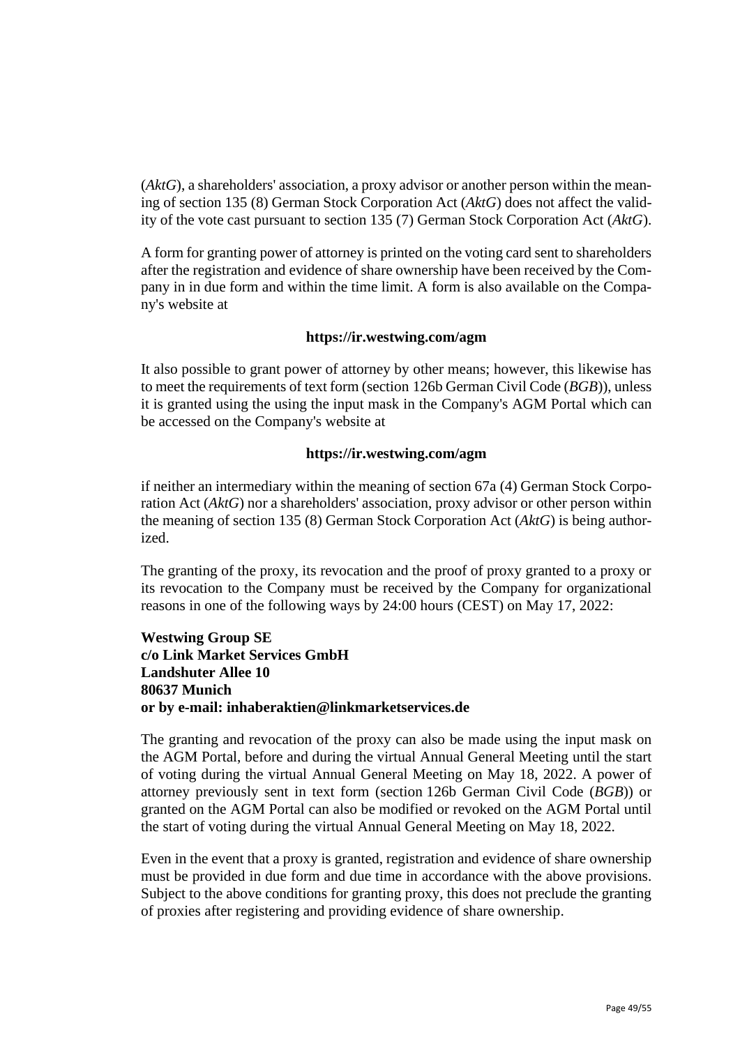(*AktG*), a shareholders' association, a proxy advisor or another person within the meaning of section 135 (8) German Stock Corporation Act (*AktG*) does not affect the validity of the vote cast pursuant to section 135 (7) German Stock Corporation Act (*AktG*).

A form for granting power of attorney is printed on the voting card sent to shareholders after the registration and evidence of share ownership have been received by the Company in in due form and within the time limit. A form is also available on the Company's website at

**https://ir.westwing.com/agm**

It also possible to grant power of attorney by other means; however, this likewise has to meet the requirements of text form (section 126b German Civil Code (*BGB*)), unless it is granted using the using the input mask in the Company's AGM Portal which can be accessed on the Company's website at

**https://ir.westwing.com/agm**

if neither an intermediary within the meaning of section 67a (4) German Stock Corporation Act (*AktG*) nor a shareholders' association, proxy advisor or other person within the meaning of section 135 (8) German Stock Corporation Act (*AktG*) is being authorized.

The granting of the proxy, its revocation and the proof of proxy granted to a proxy or its revocation to the Company must be received by the Company for organizational reasons in one of the following ways by 24:00 hours (CEST) on May 17, 2022:

**Westwing Group SE**
**c/o Link Market Services GmbH**
**Landshuter Allee 10**
**80637 Munich**
**or by e-mail: inhaberaktien@linkmarketservices.de**

The granting and revocation of the proxy can also be made using the input mask on the AGM Portal, before and during the virtual Annual General Meeting until the start of voting during the virtual Annual General Meeting on May 18, 2022. A power of attorney previously sent in text form (section 126b German Civil Code (*BGB*)) or granted on the AGM Portal can also be modified or revoked on the AGM Portal until the start of voting during the virtual Annual General Meeting on May 18, 2022.

Even in the event that a proxy is granted, registration and evidence of share ownership must be provided in due form and due time in accordance with the above provisions. Subject to the above conditions for granting proxy, this does not preclude the granting of proxies after registering and providing evidence of share ownership.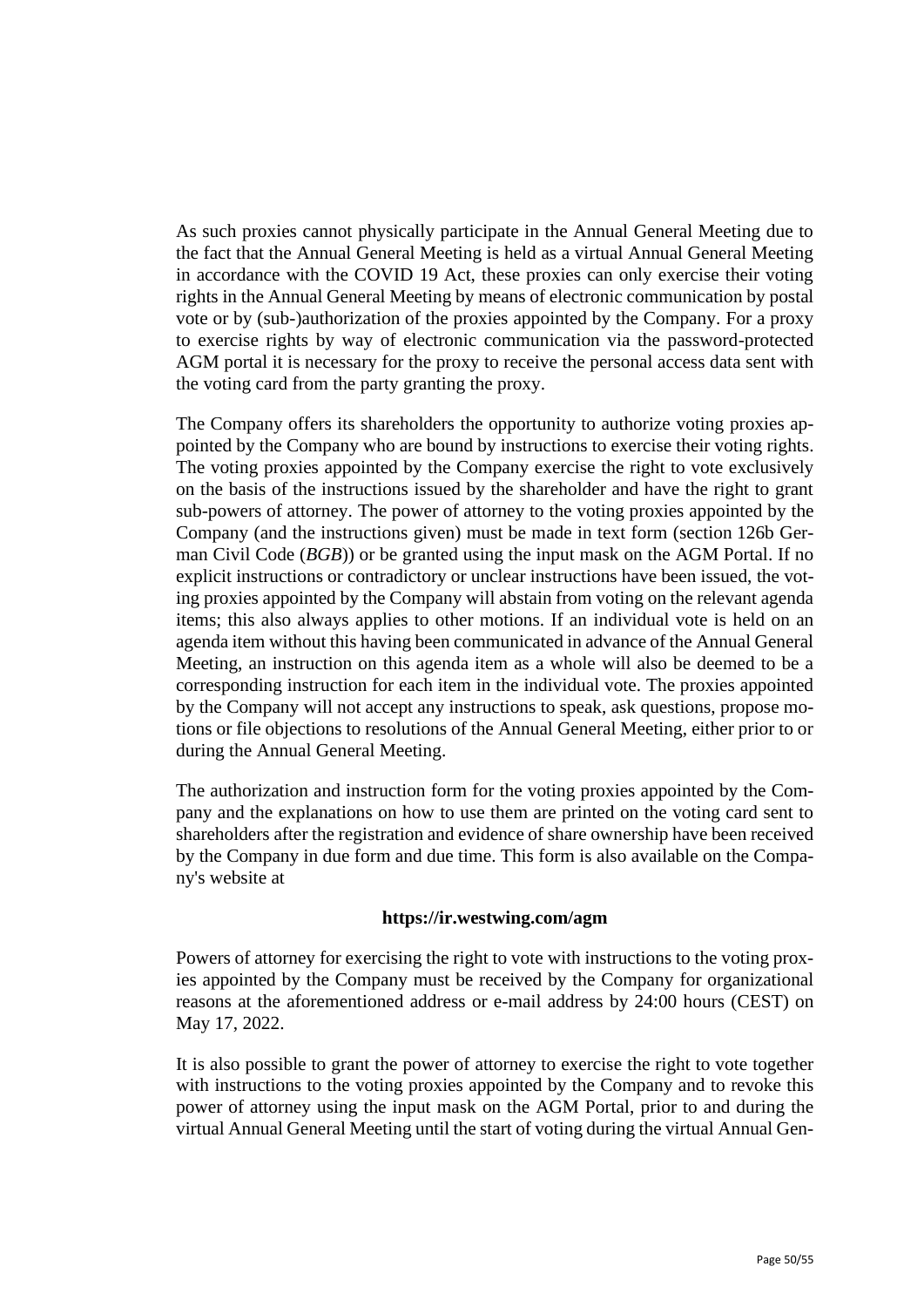As such proxies cannot physically participate in the Annual General Meeting due to the fact that the Annual General Meeting is held as a virtual Annual General Meeting in accordance with the COVID 19 Act, these proxies can only exercise their voting rights in the Annual General Meeting by means of electronic communication by postal vote or by (sub-)authorization of the proxies appointed by the Company. For a proxy to exercise rights by way of electronic communication via the password-protected AGM portal it is necessary for the proxy to receive the personal access data sent with the voting card from the party granting the proxy.

The Company offers its shareholders the opportunity to authorize voting proxies appointed by the Company who are bound by instructions to exercise their voting rights. The voting proxies appointed by the Company exercise the right to vote exclusively on the basis of the instructions issued by the shareholder and have the right to grant sub-powers of attorney. The power of attorney to the voting proxies appointed by the Company (and the instructions given) must be made in text form (section 126b German Civil Code (*BGB*)) or be granted using the input mask on the AGM Portal. If no explicit instructions or contradictory or unclear instructions have been issued, the voting proxies appointed by the Company will abstain from voting on the relevant agenda items; this also always applies to other motions. If an individual vote is held on an agenda item without this having been communicated in advance of the Annual General Meeting, an instruction on this agenda item as a whole will also be deemed to be a corresponding instruction for each item in the individual vote. The proxies appointed by the Company will not accept any instructions to speak, ask questions, propose motions or file objections to resolutions of the Annual General Meeting, either prior to or during the Annual General Meeting.

The authorization and instruction form for the voting proxies appointed by the Company and the explanations on how to use them are printed on the voting card sent to shareholders after the registration and evidence of share ownership have been received by the Company in due form and due time. This form is also available on the Company's website at

**https://ir.westwing.com/agm**

Powers of attorney for exercising the right to vote with instructions to the voting proxies appointed by the Company must be received by the Company for organizational reasons at the aforementioned address or e-mail address by 24:00 hours (CEST) on May 17, 2022.

It is also possible to grant the power of attorney to exercise the right to vote together with instructions to the voting proxies appointed by the Company and to revoke this power of attorney using the input mask on the AGM Portal, prior to and during the virtual Annual General Meeting until the start of voting during the virtual Annual Gen-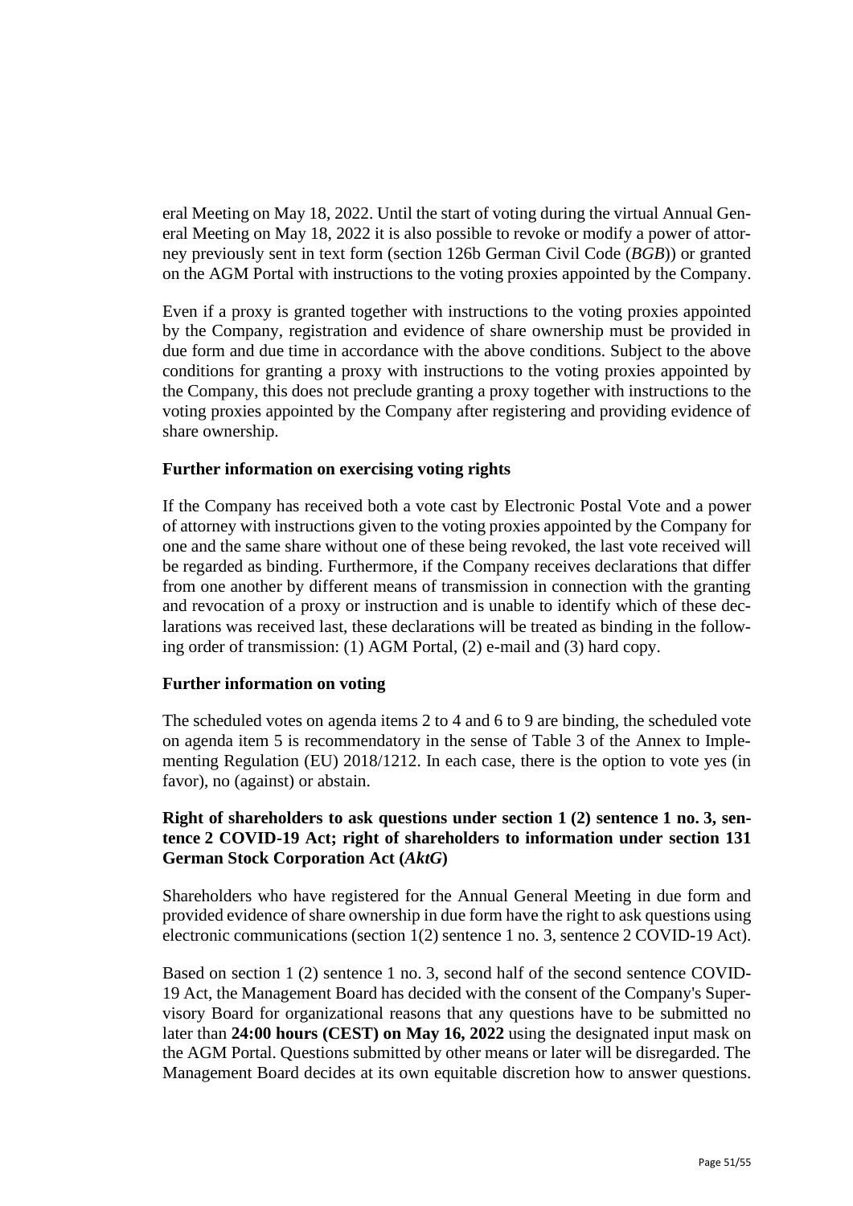eral Meeting on May 18, 2022. Until the start of voting during the virtual Annual General Meeting on May 18, 2022 it is also possible to revoke or modify a power of attorney previously sent in text form (section 126b German Civil Code (*BGB*)) or granted on the AGM Portal with instructions to the voting proxies appointed by the Company.

Even if a proxy is granted together with instructions to the voting proxies appointed by the Company, registration and evidence of share ownership must be provided in due form and due time in accordance with the above conditions. Subject to the above conditions for granting a proxy with instructions to the voting proxies appointed by the Company, this does not preclude granting a proxy together with instructions to the voting proxies appointed by the Company after registering and providing evidence of share ownership.

**Further information on exercising voting rights**

If the Company has received both a vote cast by Electronic Postal Vote and a power of attorney with instructions given to the voting proxies appointed by the Company for one and the same share without one of these being revoked, the last vote received will be regarded as binding. Furthermore, if the Company receives declarations that differ from one another by different means of transmission in connection with the granting and revocation of a proxy or instruction and is unable to identify which of these declarations was received last, these declarations will be treated as binding in the following order of transmission: (1) AGM Portal, (2) e-mail and (3) hard copy.

**Further information on voting**

The scheduled votes on agenda items 2 to 4 and 6 to 9 are binding, the scheduled vote on agenda item 5 is recommendatory in the sense of Table 3 of the Annex to Implementing Regulation (EU) 2018/1212. In each case, there is the option to vote yes (in favor), no (against) or abstain.

**Right of shareholders to ask questions under section 1 (2) sentence 1 no. 3, sentence 2 COVID-19 Act; right of shareholders to information under section 131 German Stock Corporation Act (*AktG*)**

Shareholders who have registered for the Annual General Meeting in due form and provided evidence of share ownership in due form have the right to ask questions using electronic communications (section 1(2) sentence 1 no. 3, sentence 2 COVID-19 Act).

Based on section 1 (2) sentence 1 no. 3, second half of the second sentence COVID-19 Act, the Management Board has decided with the consent of the Company's Supervisory Board for organizational reasons that any questions have to be submitted no later than **24:00 hours (CEST) on May 16, 2022** using the designated input mask on the AGM Portal. Questions submitted by other means or later will be disregarded. The Management Board decides at its own equitable discretion how to answer questions.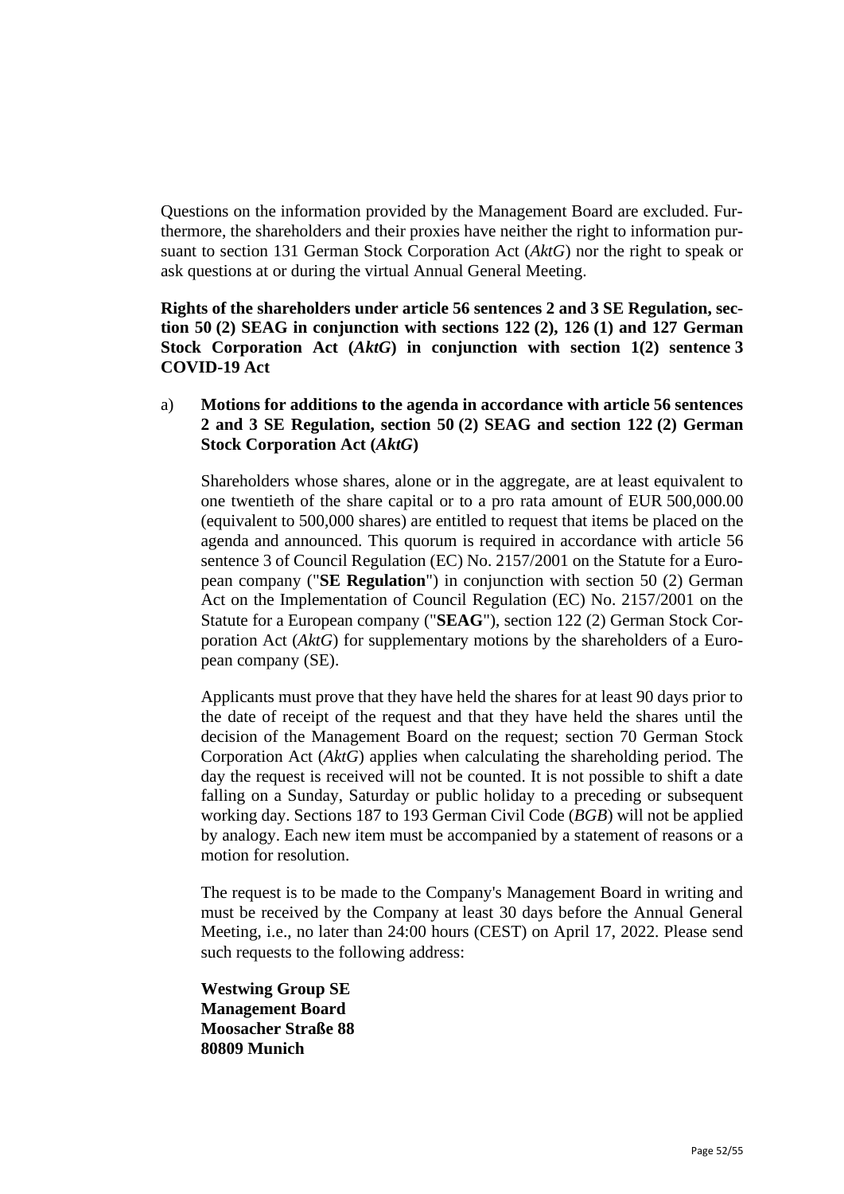Questions on the information provided by the Management Board are excluded. Furthermore, the shareholders and their proxies have neither the right to information pursuant to section 131 German Stock Corporation Act (*AktG*) nor the right to speak or ask questions at or during the virtual Annual General Meeting.

**Rights of the shareholders under article 56 sentences 2 and 3 SE Regulation, section 50 (2) SEAG in conjunction with sections 122 (2), 126 (1) and 127 German Stock Corporation Act (*AktG*) in conjunction with section 1(2) sentence 3 COVID-19 Act**

a) **Motions for additions to the agenda in accordance with article 56 sentences 2 and 3 SE Regulation, section 50 (2) SEAG and section 122 (2) German Stock Corporation Act (*AktG*)**

Shareholders whose shares, alone or in the aggregate, are at least equivalent to one twentieth of the share capital or to a pro rata amount of EUR 500,000.00 (equivalent to 500,000 shares) are entitled to request that items be placed on the agenda and announced. This quorum is required in accordance with article 56 sentence 3 of Council Regulation (EC) No. 2157/2001 on the Statute for a European company ("**SE Regulation**") in conjunction with section 50 (2) German Act on the Implementation of Council Regulation (EC) No. 2157/2001 on the Statute for a European company ("**SEAG**"), section 122 (2) German Stock Corporation Act (*AktG*) for supplementary motions by the shareholders of a European company (SE).

Applicants must prove that they have held the shares for at least 90 days prior to the date of receipt of the request and that they have held the shares until the decision of the Management Board on the request; section 70 German Stock Corporation Act (*AktG*) applies when calculating the shareholding period. The day the request is received will not be counted. It is not possible to shift a date falling on a Sunday, Saturday or public holiday to a preceding or subsequent working day. Sections 187 to 193 German Civil Code (*BGB*) will not be applied by analogy. Each new item must be accompanied by a statement of reasons or a motion for resolution.

The request is to be made to the Company's Management Board in writing and must be received by the Company at least 30 days before the Annual General Meeting, i.e., no later than 24:00 hours (CEST) on April 17, 2022. Please send such requests to the following address:

**Westwing Group SE**
**Management Board**
**Moosacher Straße 88**
**80809 Munich**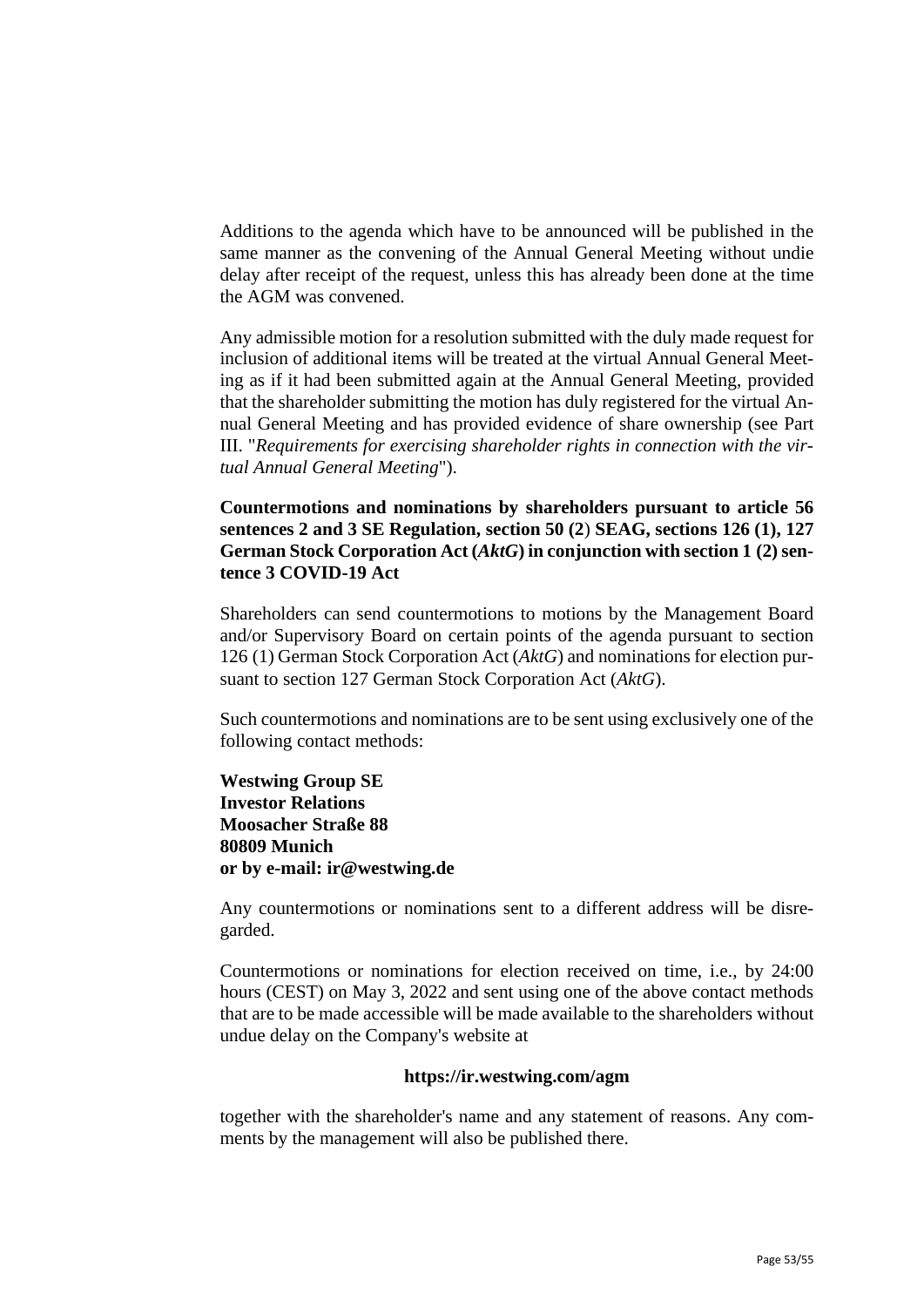Additions to the agenda which have to be announced will be published in the same manner as the convening of the Annual General Meeting without undie delay after receipt of the request, unless this has already been done at the time the AGM was convened.

Any admissible motion for a resolution submitted with the duly made request for inclusion of additional items will be treated at the virtual Annual General Meeting as if it had been submitted again at the Annual General Meeting, provided that the shareholder submitting the motion has duly registered for the virtual Annual General Meeting and has provided evidence of share ownership (see Part III. "*Requirements for exercising shareholder rights in connection with the virtual Annual General Meeting*").

**Countermotions and nominations by shareholders pursuant to article 56 sentences 2 and 3 SE Regulation, section 50 (2) SEAG, sections 126 (1), 127 German Stock Corporation Act (*AktG*) in conjunction with section 1 (2) sentence 3 COVID-19 Act**

Shareholders can send countermotions to motions by the Management Board and/or Supervisory Board on certain points of the agenda pursuant to section 126 (1) German Stock Corporation Act (*AktG*) and nominations for election pursuant to section 127 German Stock Corporation Act (*AktG*).

Such countermotions and nominations are to be sent using exclusively one of the following contact methods:

**Westwing Group SE**
**Investor Relations**
**Moosacher Straße 88**
**80809 Munich**
**or by e-mail: ir@westwing.de**

Any countermotions or nominations sent to a different address will be disregarded.

Countermotions or nominations for election received on time, i.e., by 24:00 hours (CEST) on May 3, 2022 and sent using one of the above contact methods that are to be made accessible will be made available to the shareholders without undue delay on the Company's website at

**https://ir.westwing.com/agm**

together with the shareholder's name and any statement of reasons. Any comments by the management will also be published there.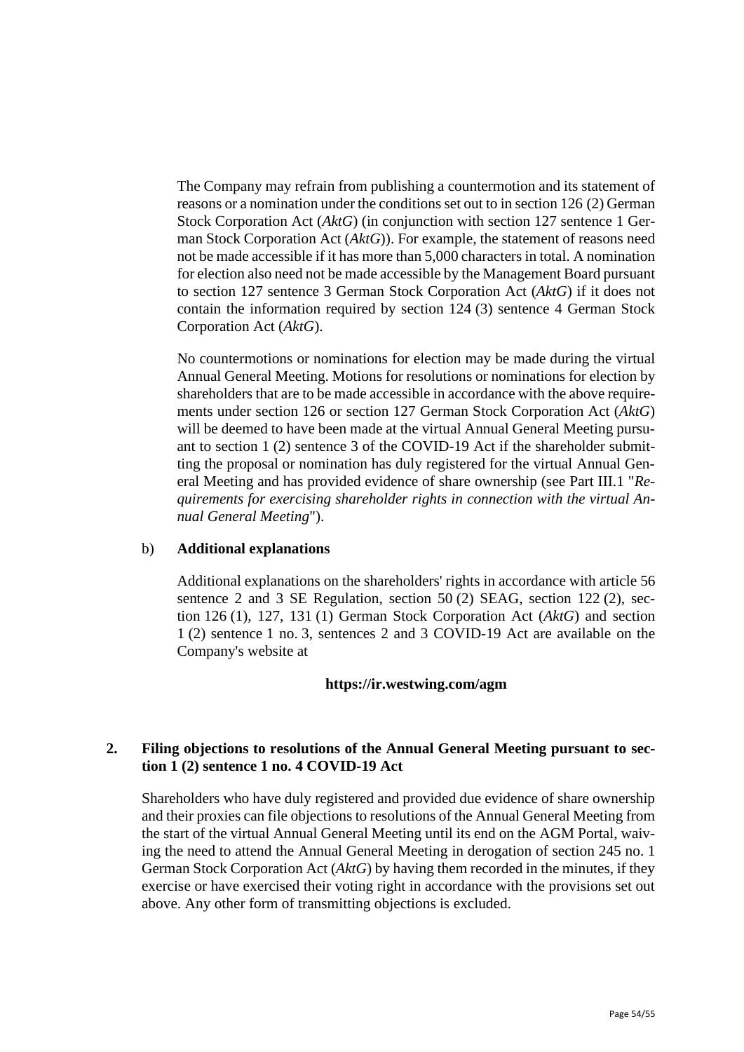The Company may refrain from publishing a countermotion and its statement of reasons or a nomination under the conditions set out to in section 126 (2) German Stock Corporation Act (*AktG*) (in conjunction with section 127 sentence 1 German Stock Corporation Act (*AktG*)). For example, the statement of reasons need not be made accessible if it has more than 5,000 characters in total. A nomination for election also need not be made accessible by the Management Board pursuant to section 127 sentence 3 German Stock Corporation Act (*AktG*) if it does not contain the information required by section 124 (3) sentence 4 German Stock Corporation Act (*AktG*).

No countermotions or nominations for election may be made during the virtual Annual General Meeting. Motions for resolutions or nominations for election by shareholders that are to be made accessible in accordance with the above requirements under section 126 or section 127 German Stock Corporation Act (*AktG*) will be deemed to have been made at the virtual Annual General Meeting pursuant to section 1 (2) sentence 3 of the COVID-19 Act if the shareholder submitting the proposal or nomination has duly registered for the virtual Annual General Meeting and has provided evidence of share ownership (see Part III.1 "*Requirements for exercising shareholder rights in connection with the virtual Annual General Meeting*").

b) **Additional explanations**

Additional explanations on the shareholders' rights in accordance with article 56 sentence 2 and 3 SE Regulation, section 50 (2) SEAG, section 122 (2), section 126 (1), 127, 131 (1) German Stock Corporation Act (*AktG*) and section 1 (2) sentence 1 no. 3, sentences 2 and 3 COVID-19 Act are available on the Company's website at

**https://ir.westwing.com/agm**

## 2. Filing objections to resolutions of the Annual General Meeting pursuant to section 1 (2) sentence 1 no. 4 COVID-19 Act

Shareholders who have duly registered and provided due evidence of share ownership and their proxies can file objections to resolutions of the Annual General Meeting from the start of the virtual Annual General Meeting until its end on the AGM Portal, waiving the need to attend the Annual General Meeting in derogation of section 245 no. 1 German Stock Corporation Act (*AktG*) by having them recorded in the minutes, if they exercise or have exercised their voting right in accordance with the provisions set out above. Any other form of transmitting objections is excluded.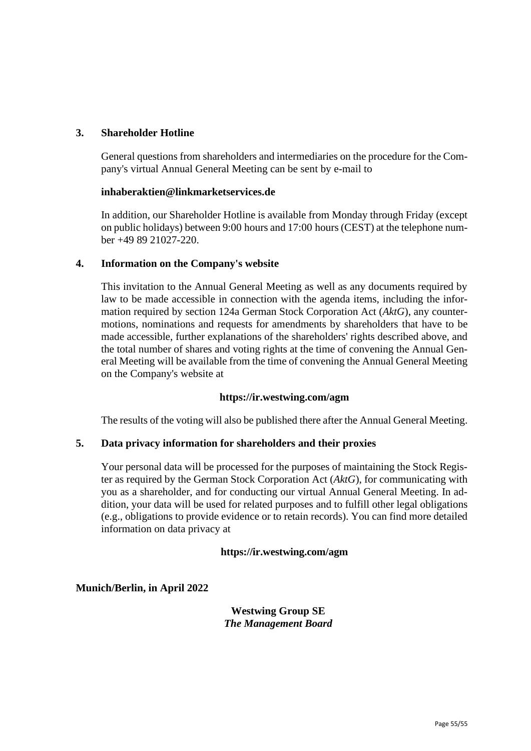### 3. Shareholder Hotline

General questions from shareholders and intermediaries on the procedure for the Company's virtual Annual General Meeting can be sent by e-mail to

**inhaberaktien@linkmarketservices.de**

In addition, our Shareholder Hotline is available from Monday through Friday (except on public holidays) between 9:00 hours and 17:00 hours (CEST) at the telephone number +49 89 21027-220.

### 4. Information on the Company's website

This invitation to the Annual General Meeting as well as any documents required by law to be made accessible in connection with the agenda items, including the information required by section 124a German Stock Corporation Act (*AktG*), any countermotions, nominations and requests for amendments by shareholders that have to be made accessible, further explanations of the shareholders' rights described above, and the total number of shares and voting rights at the time of convening the Annual General Meeting will be available from the time of convening the Annual General Meeting on the Company's website at

**https://ir.westwing.com/agm**

The results of the voting will also be published there after the Annual General Meeting.

### 5. Data privacy information for shareholders and their proxies

Your personal data will be processed for the purposes of maintaining the Stock Register as required by the German Stock Corporation Act (*AktG*), for communicating with you as a shareholder, and for conducting our virtual Annual General Meeting. In addition, your data will be used for related purposes and to fulfill other legal obligations (e.g., obligations to provide evidence or to retain records). You can find more detailed information on data privacy at

**https://ir.westwing.com/agm**

**Munich/Berlin, in April 2022**

**Westwing Group SE**
***The Management Board***